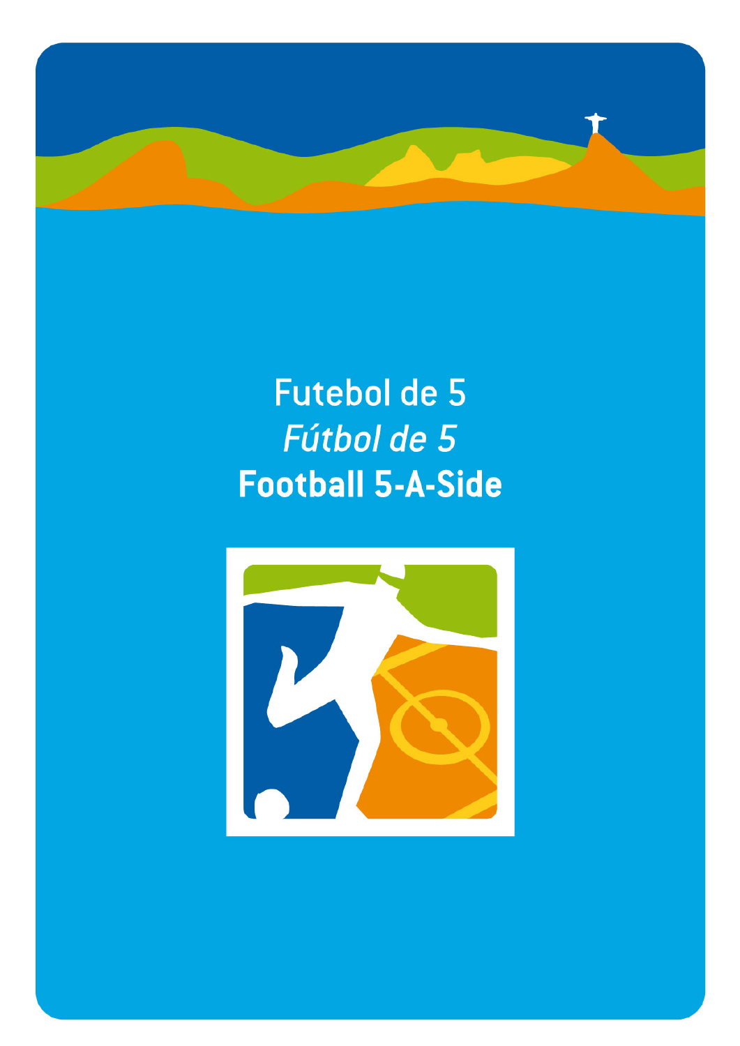# Futebol de 5

*Fútbol de 5*

**Football 5-A-Side**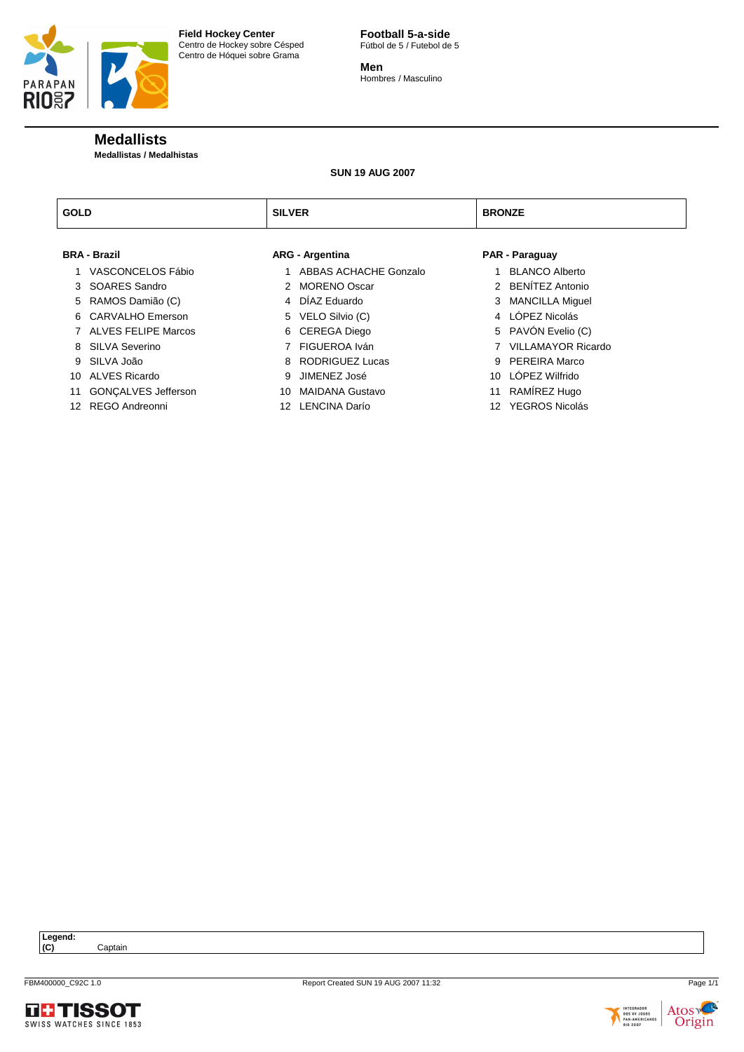**Field Hockey Center**
Centro de Hockey sobre Césped
Centro de Hóquei sobre Grama

**Football 5-a-side**
Fútbol de 5 / Futebol de 5

**Men**
Hombres / Masculino

# Medallists

**Medallistas / Medalhistas**

**SUN 19 AUG 2007**

| GOLD | SILVER | BRONZE |
|---|---|---|
| **BRA - Brazil** | **ARG - Argentina** | **PAR - Paraguay** |
| 1 VASCONCELOS Fábio | 1 ABBAS ACHACHE Gonzalo | 1 BLANCO Alberto |
| 3 SOARES Sandro | 2 MORENO Oscar | 2 BENÍTEZ Antonio |
| 5 RAMOS Damião (C) | 4 DÍAZ Eduardo | 3 MANCILLA Miguel |
| 6 CARVALHO Emerson | 5 VELO Silvio (C) | 4 LÓPEZ Nicolás |
| 7 ALVES FELIPE Marcos | 6 CEREGA Diego | 5 PAVÓN Evelio (C) |
| 8 SILVA Severino | 7 FIGUEROA Iván | 7 VILLAMAYOR Ricardo |
| 9 SILVA João | 8 RODRIGUEZ Lucas | 9 PEREIRA Marco |
| 10 ALVES Ricardo | 9 JIMENEZ José | 10 LÓPEZ Wilfrido |
| 11 GONÇALVES Jefferson | 10 MAIDANA Gustavo | 11 RAMÍREZ Hugo |
| 12 REGO Andreonni | 12 LENCINA Darío | 12 YEGROS Nicolás |

**Legend:**
**(C)** Captain

FBM400000_C92C 1.0 Report Created SUN 19 AUG 2007 11:32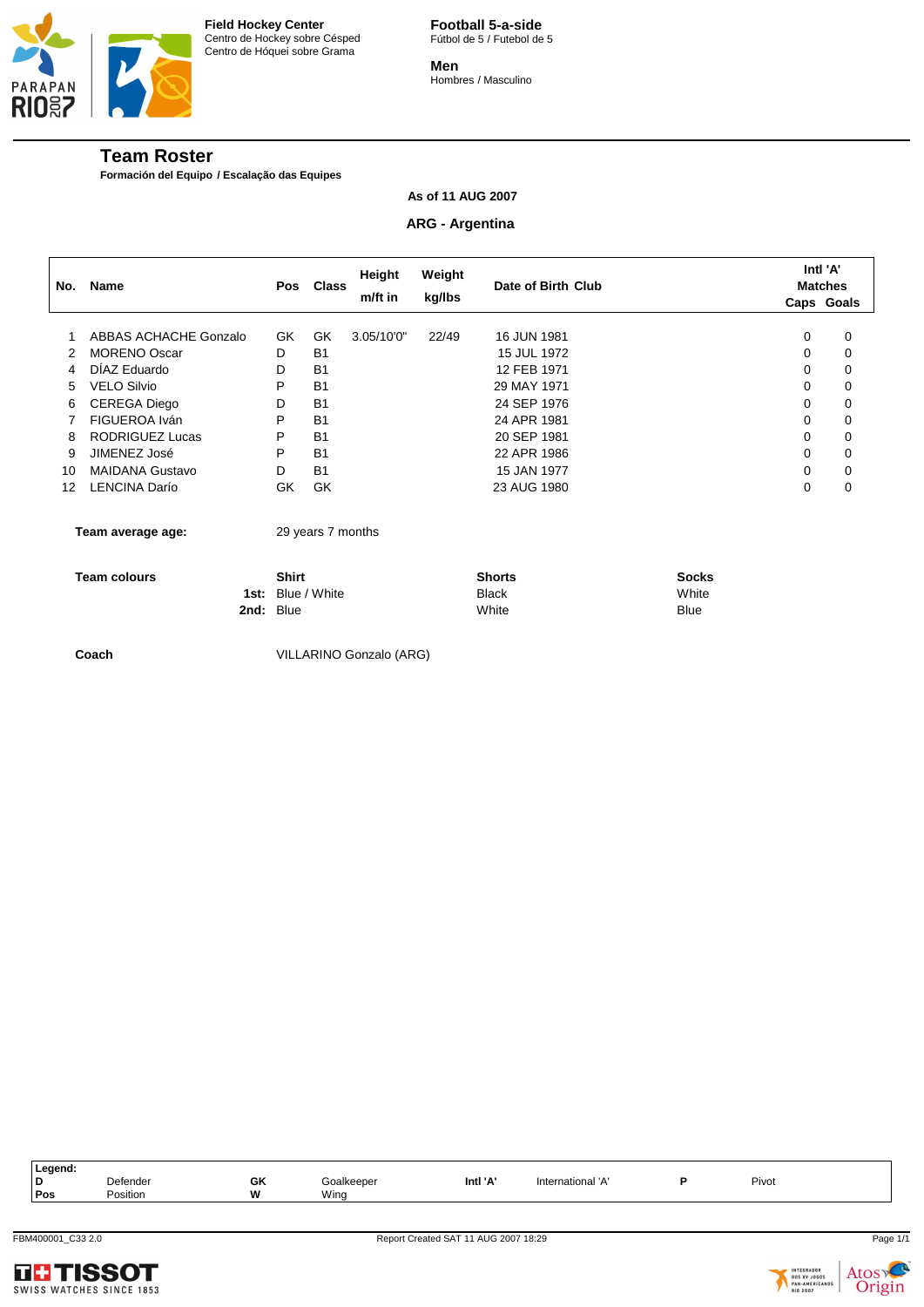**Field Hockey Center**
Centro de Hockey sobre Césped
Centro de Hóquei sobre Grama

**Football 5-a-side**
Fútbol de 5 / Futebol de 5

**Men**
Hombres / Masculino

# Team Roster

**Formación del Equipo / Escalação das Equipes**

**As of 11 AUG 2007**

**ARG - Argentina**

| No. | Name | Pos | Class | Height m/ft in | Weight kg/lbs | Date of Birth | Club | Intl 'A' Matches Caps | Goals |
|---|---|---|---|---|---|---|---|---|---|
| 1 | ABBAS ACHACHE Gonzalo | GK | GK | 3.05/10'0" | 22/49 | 16 JUN 1981 | | 0 | 0 |
| 2 | MORENO Oscar | D | B1 | | | 15 JUL 1972 | | 0 | 0 |
| 4 | DÍAZ Eduardo | D | B1 | | | 12 FEB 1971 | | 0 | 0 |
| 5 | VELO Silvio | P | B1 | | | 29 MAY 1971 | | 0 | 0 |
| 6 | CEREGA Diego | D | B1 | | | 24 SEP 1976 | | 0 | 0 |
| 7 | FIGUEROA Iván | P | B1 | | | 24 APR 1981 | | 0 | 0 |
| 8 | RODRIGUEZ Lucas | P | B1 | | | 20 SEP 1981 | | 0 | 0 |
| 9 | JIMENEZ José | P | B1 | | | 22 APR 1986 | | 0 | 0 |
| 10 | MAIDANA Gustavo | D | B1 | | | 15 JAN 1977 | | 0 | 0 |
| 12 | LENCINA Darío | GK | GK | | | 23 AUG 1980 | | 0 | 0 |

**Team average age:** 29 years 7 months

| Team colours | Shirt | Shorts | Socks |
|---|---|---|---|
| **1st:** | Blue / White | Black | White |
| **2nd:** | Blue | White | Blue |

**Coach** VILLARINO Gonzalo (ARG)

**Legend:**

| | | | | | | | |
|---|---|---|---|---|---|---|---|
| **D** | Defender | **GK** | Goalkeeper | **Intl 'A'** | International 'A' | **P** | Pivot |
| **Pos** | Position | **W** | Wing | | | | |

FBM400001_C33 2.0 Report Created SAT 11 AUG 2007 18:29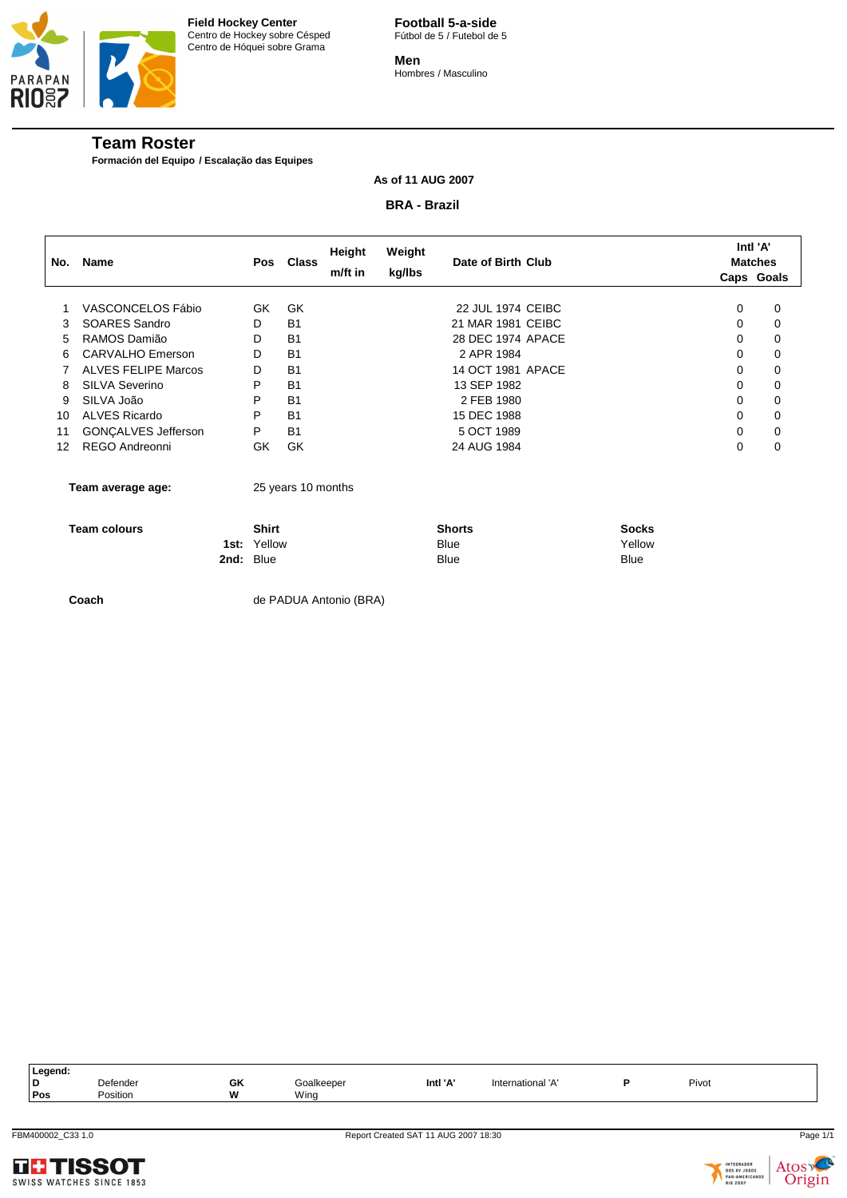Field Hockey Center
Centro de Hockey sobre Césped
Centro de Hóquei sobre Grama

**Football 5-a-side**
Fútbol de 5 / Futebol de 5

**Men**
Hombres / Masculino

## Team Roster

**Formación del Equipo / Escalação das Equipes**

**As of 11 AUG 2007**

**BRA - Brazil**

| No. | Name | Pos | Class | Height m/ft in | Weight kg/lbs | Date of Birth | Club | Intl 'A' Matches Caps | Goals |
|---|---|---|---|---|---|---|---|---|---|
| 1 | VASCONCELOS Fábio | GK | GK | | | 22 JUL 1974 | CEIBC | 0 | 0 |
| 3 | SOARES Sandro | D | B1 | | | 21 MAR 1981 | CEIBC | 0 | 0 |
| 5 | RAMOS Damião | D | B1 | | | 28 DEC 1974 | APACE | 0 | 0 |
| 6 | CARVALHO Emerson | D | B1 | | | 2 APR 1984 | | 0 | 0 |
| 7 | ALVES FELIPE Marcos | D | B1 | | | 14 OCT 1981 | APACE | 0 | 0 |
| 8 | SILVA Severino | P | B1 | | | 13 SEP 1982 | | 0 | 0 |
| 9 | SILVA João | P | B1 | | | 2 FEB 1980 | | 0 | 0 |
| 10 | ALVES Ricardo | P | B1 | | | 15 DEC 1988 | | 0 | 0 |
| 11 | GONÇALVES Jefferson | P | B1 | | | 5 OCT 1989 | | 0 | 0 |
| 12 | REGO Andreonni | GK | GK | | | 24 AUG 1984 | | 0 | 0 |

**Team average age:** 25 years 10 months

| Team colours | Shirt | Shorts | Socks |
|---|---|---|---|
| **1st:** | Yellow | Blue | Yellow |
| **2nd:** | Blue | Blue | Blue |

**Coach** de PADUA Antonio (BRA)

| Legend: | | | | | | | |
|---|---|---|---|---|---|---|---|
| D | Defender | GK | Goalkeeper | Intl 'A' | International 'A' | P | Pivot |
| Pos | Position | W | Wing | | | | |

FBM400002_C33 1.0 Report Created SAT 11 AUG 2007 18:30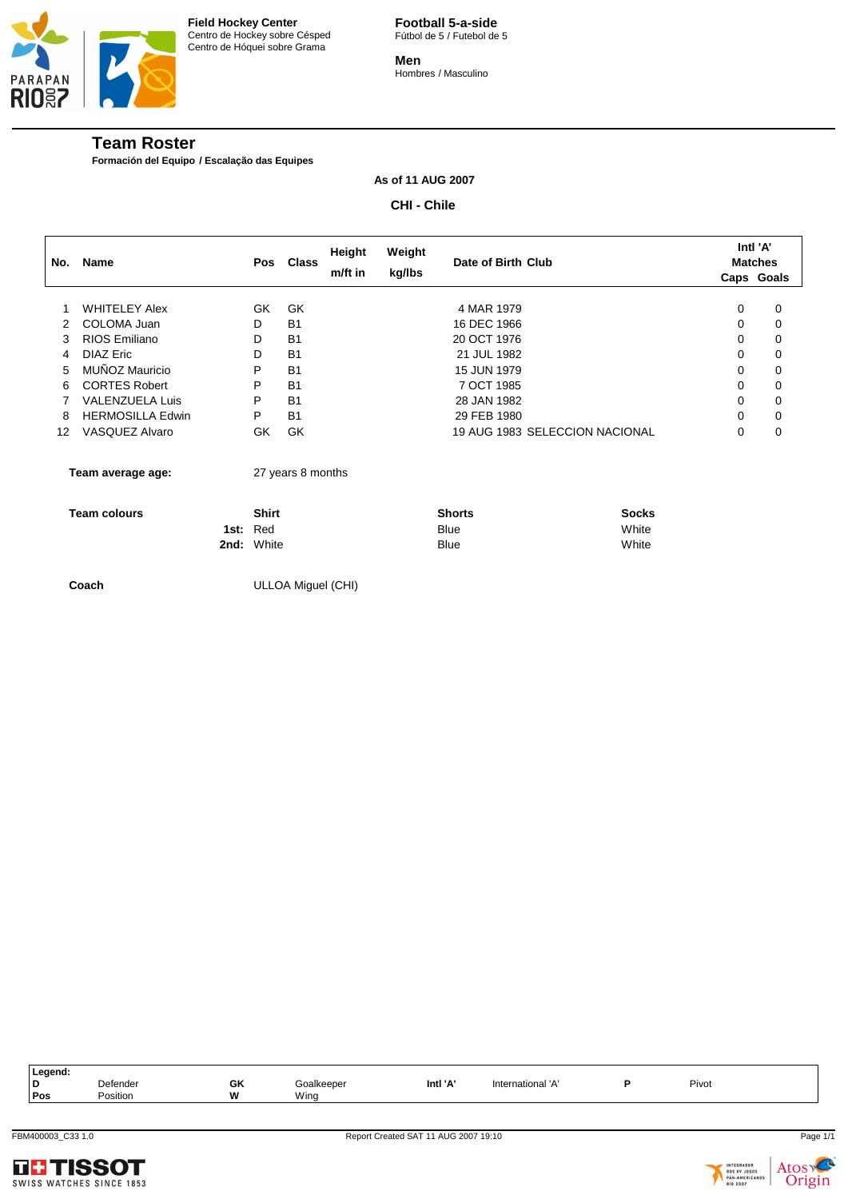**Field Hockey Center**
Centro de Hockey sobre Césped
Centro de Hóquei sobre Grama

**Football 5-a-side**
Fútbol de 5 / Futebol de 5

**Men**
Hombres / Masculino

# Team Roster

**Formación del Equipo / Escalação das Equipes**

**As of 11 AUG 2007**

**CHI - Chile**

| No. | Name | Pos | Class | Height m/ft in | Weight kg/lbs | Date of Birth | Club | Intl 'A' Matches Caps | Goals |
|---|---|---|---|---|---|---|---|---|---|
| 1 | WHITELEY Alex | GK | GK | | | 4 MAR 1979 | | 0 | 0 |
| 2 | COLOMA Juan | D | B1 | | | 16 DEC 1966 | | 0 | 0 |
| 3 | RIOS Emiliano | D | B1 | | | 20 OCT 1976 | | 0 | 0 |
| 4 | DIAZ Eric | D | B1 | | | 21 JUL 1982 | | 0 | 0 |
| 5 | MUÑOZ Mauricio | P | B1 | | | 15 JUN 1979 | | 0 | 0 |
| 6 | CORTES Robert | P | B1 | | | 7 OCT 1985 | | 0 | 0 |
| 7 | VALENZUELA Luis | P | B1 | | | 28 JAN 1982 | | 0 | 0 |
| 8 | HERMOSILLA Edwin | P | B1 | | | 29 FEB 1980 | | 0 | 0 |
| 12 | VASQUEZ Alvaro | GK | GK | | | 19 AUG 1983 | SELECCION NACIONAL | 0 | 0 |

**Team average age:** 27 years 8 months

| Team colours | Shirt | Shorts | Socks |
|---|---|---|---|
| **1st:** | Red | Blue | White |
| **2nd:** | White | Blue | White |

**Coach** ULLOA Miguel (CHI)

| Legend: | | | | | | | |
|---|---|---|---|---|---|---|---|
| D | Defender | GK | Goalkeeper | Intl 'A' | International 'A' | P | Pivot |
| Pos | Position | W | Wing | | | | |

FBM400003_C33 1.0 Report Created SAT 11 AUG 2007 19:10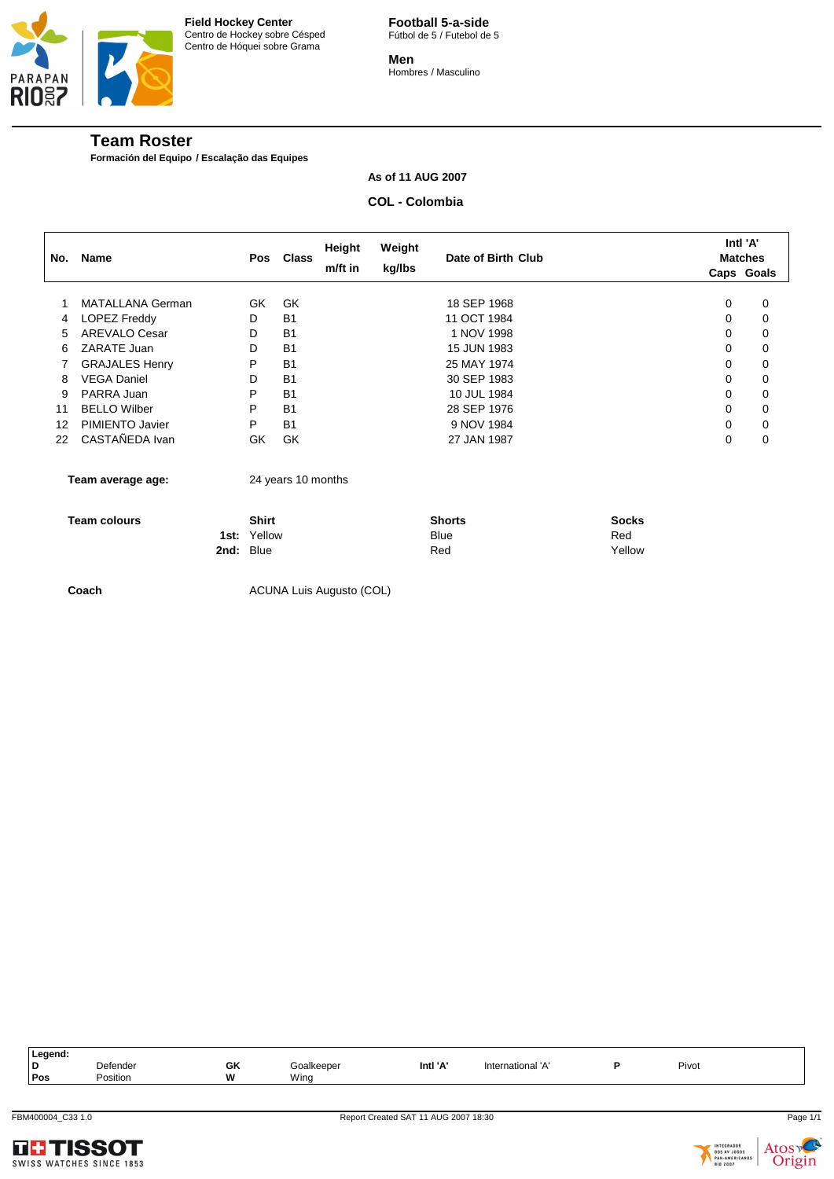**Field Hockey Center**
Centro de Hockey sobre Césped
Centro de Hóquei sobre Grama

**Football 5-a-side**
Fútbol de 5 / Futebol de 5

**Men**
Hombres / Masculino

# Team Roster

**Formación del Equipo / Escalação das Equipes**

**As of 11 AUG 2007**

**COL - Colombia**

| No. | Name | Pos | Class | Height m/ft in | Weight kg/lbs | Date of Birth | Club | Intl 'A' Matches Caps | Goals |
|---|---|---|---|---|---|---|---|---|---|
| 1 | MATALLANA German | GK | GK | | | 18 SEP 1968 | | 0 | 0 |
| 4 | LOPEZ Freddy | D | B1 | | | 11 OCT 1984 | | 0 | 0 |
| 5 | AREVALO Cesar | D | B1 | | | 1 NOV 1998 | | 0 | 0 |
| 6 | ZARATE Juan | D | B1 | | | 15 JUN 1983 | | 0 | 0 |
| 7 | GRAJALES Henry | P | B1 | | | 25 MAY 1974 | | 0 | 0 |
| 8 | VEGA Daniel | D | B1 | | | 30 SEP 1983 | | 0 | 0 |
| 9 | PARRA Juan | P | B1 | | | 10 JUL 1984 | | 0 | 0 |
| 11 | BELLO Wilber | P | B1 | | | 28 SEP 1976 | | 0 | 0 |
| 12 | PIMIENTO Javier | P | B1 | | | 9 NOV 1984 | | 0 | 0 |
| 22 | CASTAÑEDA Ivan | GK | GK | | | 27 JAN 1987 | | 0 | 0 |

**Team average age:** 24 years 10 months

| **Team colours** | Shirt | Shorts | Socks |
|---|---|---|---|
| **1st:** | Yellow | Blue | Red |
| **2nd:** | Blue | Red | Yellow |

**Coach** ACUNA Luis Augusto (COL)

**Legend:**

| | | | | | | | |
|---|---|---|---|---|---|---|---|
| D | Defender | GK | Goalkeeper | Intl 'A' | International 'A' | P | Pivot |
| Pos | Position | W | Wing | | | | |

FBM400004_C33 1.0 — Report Created SAT 11 AUG 2007 18:30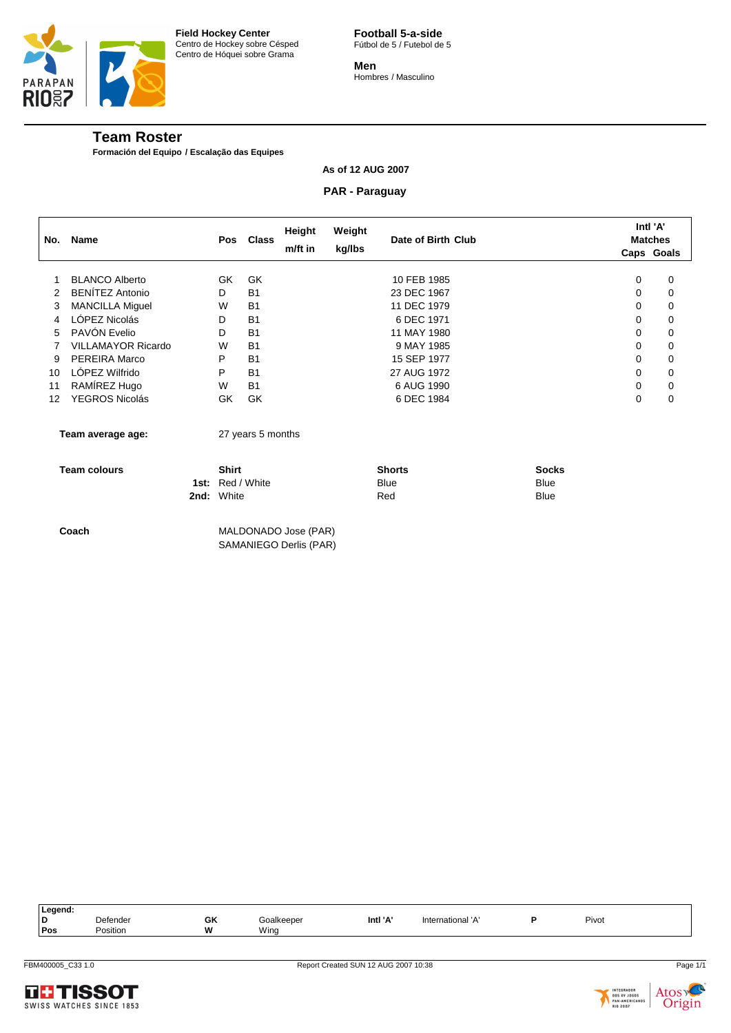**Field Hockey Center**
Centro de Hockey sobre Césped
Centro de Hóquei sobre Grama

**Football 5-a-side**
Fútbol de 5 / Futebol de 5

**Men**
Hombres / Masculino

# Team Roster

**Formación del Equipo / Escalação das Equipes**

**As of 12 AUG 2007**

**PAR - Paraguay**

| No. | Name | Pos | Class | Height m/ft in | Weight kg/lbs | Date of Birth | Club | Intl 'A' Matches Caps | Goals |
|---|---|---|---|---|---|---|---|---|---|
| 1 | BLANCO Alberto | GK | GK | | | 10 FEB 1985 | | 0 | 0 |
| 2 | BENÍTEZ Antonio | D | B1 | | | 23 DEC 1967 | | 0 | 0 |
| 3 | MANCILLA Miguel | W | B1 | | | 11 DEC 1979 | | 0 | 0 |
| 4 | LÓPEZ Nicolás | D | B1 | | | 6 DEC 1971 | | 0 | 0 |
| 5 | PAVÓN Evelio | D | B1 | | | 11 MAY 1980 | | 0 | 0 |
| 7 | VILLAMAYOR Ricardo | W | B1 | | | 9 MAY 1985 | | 0 | 0 |
| 9 | PEREIRA Marco | P | B1 | | | 15 SEP 1977 | | 0 | 0 |
| 10 | LÓPEZ Wilfrido | P | B1 | | | 27 AUG 1972 | | 0 | 0 |
| 11 | RAMÍREZ Hugo | W | B1 | | | 6 AUG 1990 | | 0 | 0 |
| 12 | YEGROS Nicolás | GK | GK | | | 6 DEC 1984 | | 0 | 0 |

**Team average age:** 27 years 5 months

**Team colours**

| | Shirt | Shorts | Socks |
|---|---|---|---|
| **1st:** | Red / White | Blue | Blue |
| **2nd:** | White | Red | Blue |

**Coach**

MALDONADO Jose (PAR)
SAMANIEGO Derlis (PAR)

**Legend:**

| | | | | | | | |
|---|---|---|---|---|---|---|---|
| **D** | Defender | **GK** | Goalkeeper | **Intl 'A'** | International 'A' | **P** | Pivot |
| **Pos** | Position | **W** | Wing | | | | |

FBM400005_C33 1.0 Report Created SUN 12 AUG 2007 10:38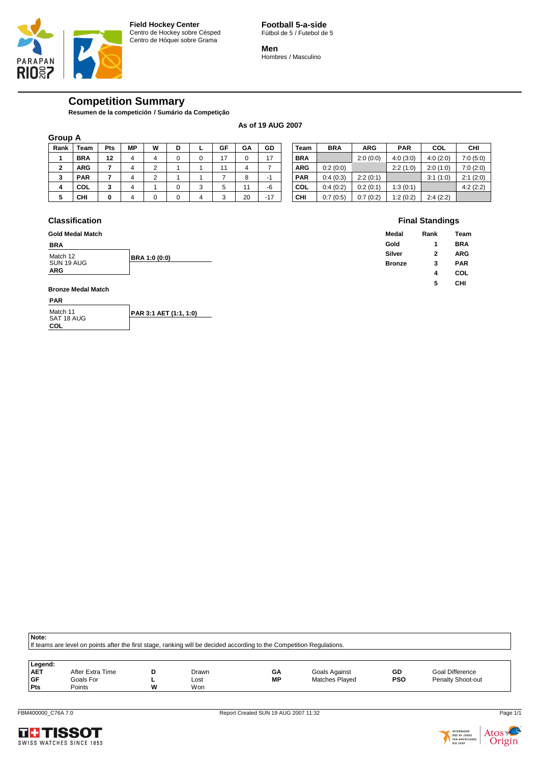**Field Hockey Center**
Centro de Hockey sobre Césped
Centro de Hóquei sobre Grama

**Football 5-a-side**
Fútbol de 5 / Futebol de 5

**Men**
Hombres / Masculino

# Competition Summary

**Resumen de la competición / Sumário da Competição**

**As of 19 AUG 2007**

### Group A

| Rank | Team | Pts | MP | W | D | L | GF | GA | GD |
|---|---|---|---|---|---|---|---|---|---|
| 1 | BRA | 12 | 4 | 4 | 0 | 0 | 17 | 0 | 17 |
| 2 | ARG | 7 | 4 | 2 | 1 | 1 | 11 | 4 | 7 |
| 3 | PAR | 7 | 4 | 2 | 1 | 1 | 7 | 8 | -1 |
| 4 | COL | 3 | 4 | 1 | 0 | 3 | 5 | 11 | -6 |
| 5 | CHI | 0 | 4 | 0 | 0 | 4 | 3 | 20 | -17 |

| Team | BRA | ARG | PAR | COL | CHI |
|---|---|---|---|---|---|
| BRA | | 2:0 (0:0) | 4:0 (3:0) | 4:0 (2:0) | 7:0 (5:0) |
| ARG | 0:2 (0:0) | | 2:2 (1:0) | 2:0 (1:0) | 7:0 (2:0) |
| PAR | 0:4 (0:3) | 2:2 (0:1) | | 3:1 (1:0) | 2:1 (2:0) |
| COL | 0:4 (0:2) | 0:2 (0:1) | 1:3 (0:1) | | 4:2 (2:2) |
| CHI | 0:7 (0:5) | 0:7 (0:2) | 1:2 (0:2) | 2:4 (2:2) | |

### Classification

**Gold Medal Match**

**BRA**
Match 12
SUN 19 AUG
**ARG**

**BRA 1:0 (0:0)**

**Bronze Medal Match**

**PAR**
Match 11
SAT 18 AUG
**COL**

**PAR 3:1 AET (1:1, 1:0)**

### Final Standings

| Medal | Rank | Team |
|---|---|---|
| Gold | 1 | BRA |
| Silver | 2 | ARG |
| Bronze | 3 | PAR |
| | 4 | COL |
| | 5 | CHI |

**Note:**
If teams are level on points after the first stage, ranking will be decided according to the Competition Regulations.

**Legend:**

| | | | | | | | |
|---|---|---|---|---|---|---|---|
| AET | After Extra Time | D | Drawn | GA | Goals Against | GD | Goal Difference |
| GF | Goals For | L | Lost | MP | Matches Played | PSO | Penalty Shoot-out |
| Pts | Points | W | Won | | | | |

FBM400000_C76A 7.0 Report Created SUN 19 AUG 2007 11:32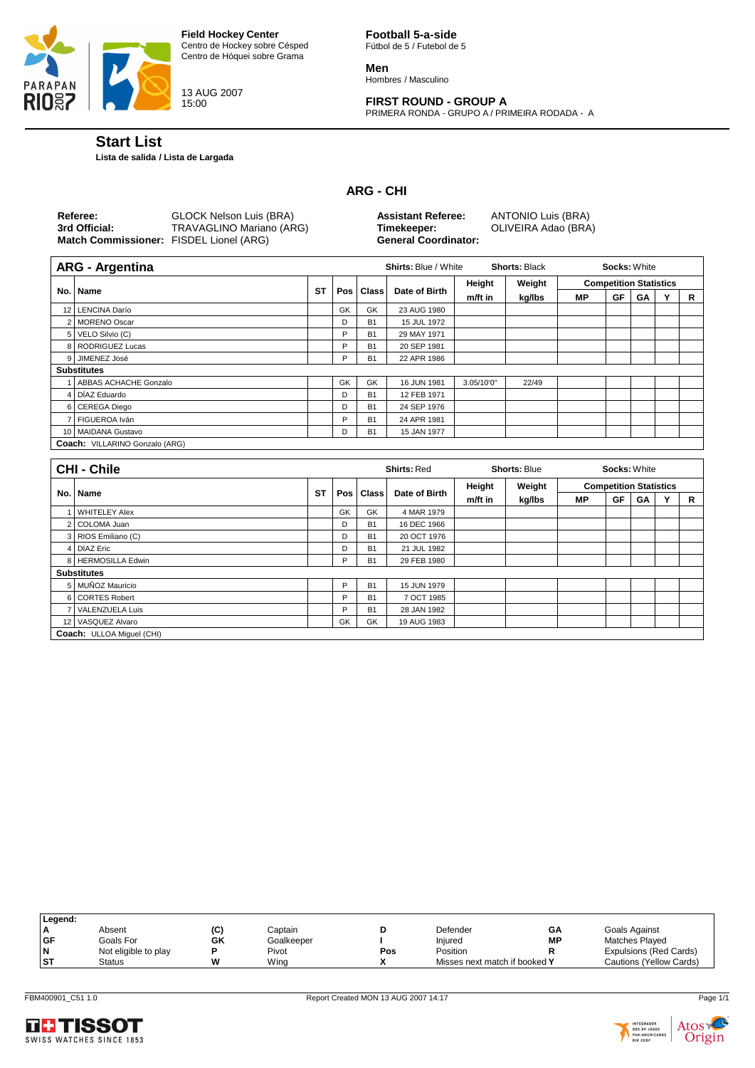**Field Hockey Center**
Centro de Hockey sobre Césped
Centro de Hóquei sobre Grama

13 AUG 2007
15:00

**Football 5-a-side**
Fútbol de 5 / Futebol de 5

**Men**
Hombres / Masculino

**FIRST ROUND - GROUP A**
PRIMERA RONDA - GRUPO A / PRIMEIRA RODADA - A

# Start List

**Lista de salida / Lista de Largada**

## ARG - CHI

| | | | |
|---|---|---|---|
| **Referee:** | GLOCK Nelson Luis (BRA) | **Assistant Referee:** | ANTONIO Luis (BRA) |
| **3rd Official:** | TRAVAGLINO Mariano (ARG) | **Timekeeper:** | OLIVEIRA Adao (BRA) |
| **Match Commissioner:** | FISDEL Lionel (ARG) | **General Coordinator:** | |

### ARG - Argentina

**Shirts:** Blue / White **Shorts:** Black **Socks:** White

| No. | Name | ST | Pos | Class | Date of Birth | Height m/ft in | Weight kg/lbs | MP | GF | GA | Y | R |
|---|---|---|---|---|---|---|---|---|---|---|---|---|
| | | | | | | | | Competition Statistics | | | | |
| 12 | LENCINA Darío | | GK | GK | 23 AUG 1980 | | | | | | | |
| 2 | MORENO Oscar | | D | B1 | 15 JUL 1972 | | | | | | | |
| 5 | VELO Silvio (C) | | P | B1 | 29 MAY 1971 | | | | | | | |
| 8 | RODRIGUEZ Lucas | | P | B1 | 20 SEP 1981 | | | | | | | |
| 9 | JIMENEZ José | | P | B1 | 22 APR 1986 | | | | | | | |
| **Substitutes** | | | | | | | | | | | | |
| 1 | ABBAS ACHACHE Gonzalo | | GK | GK | 16 JUN 1981 | 3.05/10'0" | 22/49 | | | | | |
| 4 | DÍAZ Eduardo | | D | B1 | 12 FEB 1971 | | | | | | | |
| 6 | CEREGA Diego | | D | B1 | 24 SEP 1976 | | | | | | | |
| 7 | FIGUEROA Iván | | P | B1 | 24 APR 1981 | | | | | | | |
| 10 | MAIDANA Gustavo | | D | B1 | 15 JAN 1977 | | | | | | | |

**Coach:** VILLARINO Gonzalo (ARG)

### CHI - Chile

**Shirts:** Red **Shorts:** Blue **Socks:** White

| No. | Name | ST | Pos | Class | Date of Birth | Height m/ft in | Weight kg/lbs | MP | GF | GA | Y | R |
|---|---|---|---|---|---|---|---|---|---|---|---|---|
| | | | | | | | | Competition Statistics | | | | |
| 1 | WHITELEY Alex | | GK | GK | 4 MAR 1979 | | | | | | | |
| 2 | COLOMA Juan | | D | B1 | 16 DEC 1966 | | | | | | | |
| 3 | RIOS Emiliano (C) | | D | B1 | 20 OCT 1976 | | | | | | | |
| 4 | DIAZ Eric | | D | B1 | 21 JUL 1982 | | | | | | | |
| 8 | HERMOSILLA Edwin | | P | B1 | 29 FEB 1980 | | | | | | | |
| **Substitutes** | | | | | | | | | | | | |
| 5 | MUÑOZ Mauricio | | P | B1 | 15 JUN 1979 | | | | | | | |
| 6 | CORTES Robert | | P | B1 | 7 OCT 1985 | | | | | | | |
| 7 | VALENZUELA Luis | | P | B1 | 28 JAN 1982 | | | | | | | |
| 12 | VASQUEZ Alvaro | | GK | GK | 19 AUG 1983 | | | | | | | |

**Coach:** ULLOA Miguel (CHI)

**Legend:**

| | | | | | | | |
|---|---|---|---|---|---|---|---|
| **A** | Absent | **(C)** | Captain | **D** | Defender | **GA** | Goals Against |
| **GF** | Goals For | **GK** | Goalkeeper | **I** | Injured | **MP** | Matches Played |
| **N** | Not eligible to play | **P** | Pivot | **Pos** | Position | **R** | Expulsions (Red Cards) |
| **ST** | Status | **W** | Wing | **X** | Misses next match if booked | **Y** | Cautions (Yellow Cards) |

FBM400901_C51 1.0 Report Created MON 13 AUG 2007 14:17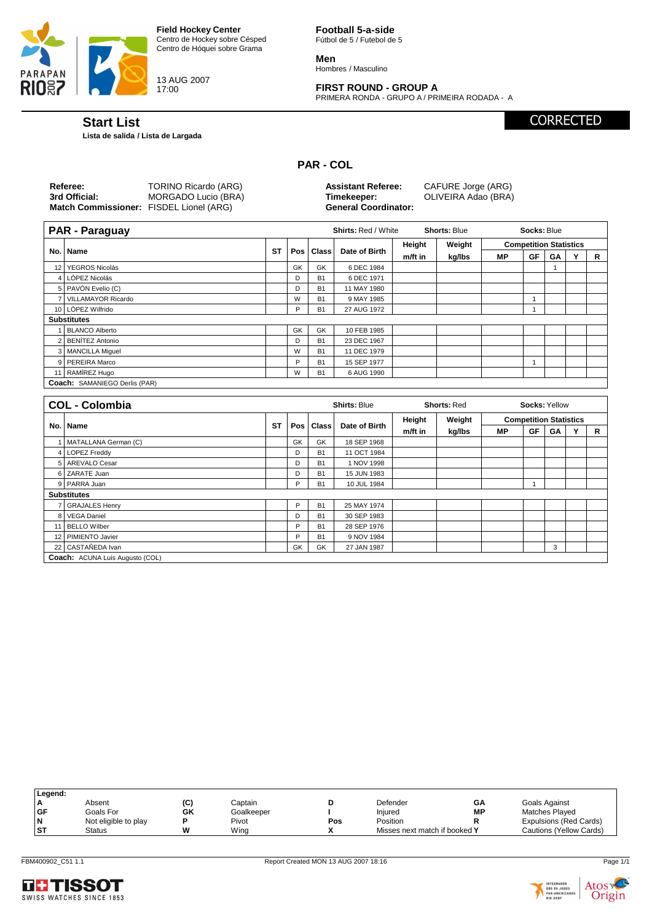**Field Hockey Center**
Centro de Hockey sobre Césped
Centro de Hóquei sobre Grama

13 AUG 2007
17:00

**Football 5-a-side**
Fútbol de 5 / Futebol de 5

**Men**
Hombres / Masculino

**FIRST ROUND - GROUP A**
PRIMERA RONDA - GRUPO A / PRIMEIRA RODADA - A

# Start List

**Lista de salida / Lista de Largada**

CORRECTED

## PAR - COL

**Referee:** TORINO Ricardo (ARG)
**3rd Official:** MORGADO Lucio (BRA)
**Match Commissioner:** FISDEL Lionel (ARG)

**Assistant Referee:** CAFURE Jorge (ARG)
**Timekeeper:** OLIVEIRA Adao (BRA)
**General Coordinator:**

### PAR - Paraguay

**Shirts:** Red / White **Shorts:** Blue **Socks:** Blue

| No. | Name | ST | Pos | Class | Date of Birth | Height m/ft in | Weight kg/lbs | MP | GF | GA | Y | R |
|---|---|---|---|---|---|---|---|---|---|---|---|---|
| 12 | YEGROS Nicolás | | GK | GK | 6 DEC 1984 | | | | | 1 | | |
| 4 | LÓPEZ Nicolás | | D | B1 | 6 DEC 1971 | | | | | | | |
| 5 | PAVÓN Evelio (C) | | D | B1 | 11 MAY 1980 | | | | | | | |
| 7 | VILLAMAYOR Ricardo | | W | B1 | 9 MAY 1985 | | | | 1 | | | |
| 10 | LÓPEZ Wilfrido | | P | B1 | 27 AUG 1972 | | | | 1 | | | |
| **Substitutes** | | | | | | | | | | | | |
| 1 | BLANCO Alberto | | GK | GK | 10 FEB 1985 | | | | | | | |
| 2 | BENÍTEZ Antonio | | D | B1 | 23 DEC 1967 | | | | | | | |
| 3 | MANCILLA Miguel | | W | B1 | 11 DEC 1979 | | | | | | | |
| 9 | PEREIRA Marco | | P | B1 | 15 SEP 1977 | | | | 1 | | | |
| 11 | RAMÍREZ Hugo | | W | B1 | 6 AUG 1990 | | | | | | | |

**Coach:** SAMANIEGO Derlis (PAR)

### COL - Colombia

**Shirts:** Blue **Shorts:** Red **Socks:** Yellow

| No. | Name | ST | Pos | Class | Date of Birth | Height m/ft in | Weight kg/lbs | MP | GF | GA | Y | R |
|---|---|---|---|---|---|---|---|---|---|---|---|---|
| 1 | MATALLANA German (C) | | GK | GK | 18 SEP 1968 | | | | | | | |
| 4 | LOPEZ Freddy | | D | B1 | 11 OCT 1984 | | | | | | | |
| 5 | AREVALO Cesar | | D | B1 | 1 NOV 1998 | | | | | | | |
| 6 | ZARATE Juan | | D | B1 | 15 JUN 1983 | | | | | | | |
| 9 | PARRA Juan | | P | B1 | 10 JUL 1984 | | | | 1 | | | |
| **Substitutes** | | | | | | | | | | | | |
| 7 | GRAJALES Henry | | P | B1 | 25 MAY 1974 | | | | | | | |
| 8 | VEGA Daniel | | D | B1 | 30 SEP 1983 | | | | | | | |
| 11 | BELLO Wilber | | P | B1 | 28 SEP 1976 | | | | | | | |
| 12 | PIMIENTO Javier | | P | B1 | 9 NOV 1984 | | | | | | | |
| 22 | CASTAÑEDA Ivan | | GK | GK | 27 JAN 1987 | | | | | 3 | | |

**Coach:** ACUNA Luis Augusto (COL)

**Legend:**

| | | | | | | | |
|---|---|---|---|---|---|---|---|
| A | Absent | (C) | Captain | D | Defender | GA | Goals Against |
| GF | Goals For | GK | Goalkeeper | I | Injured | MP | Matches Played |
| N | Not eligible to play | P | Pivot | Pos | Position | R | Expulsions (Red Cards) |
| ST | Status | W | Wing | X | Misses next match if booked | Y | Cautions (Yellow Cards) |

FBM400902_C51 1.1 Report Created MON 13 AUG 2007 18:16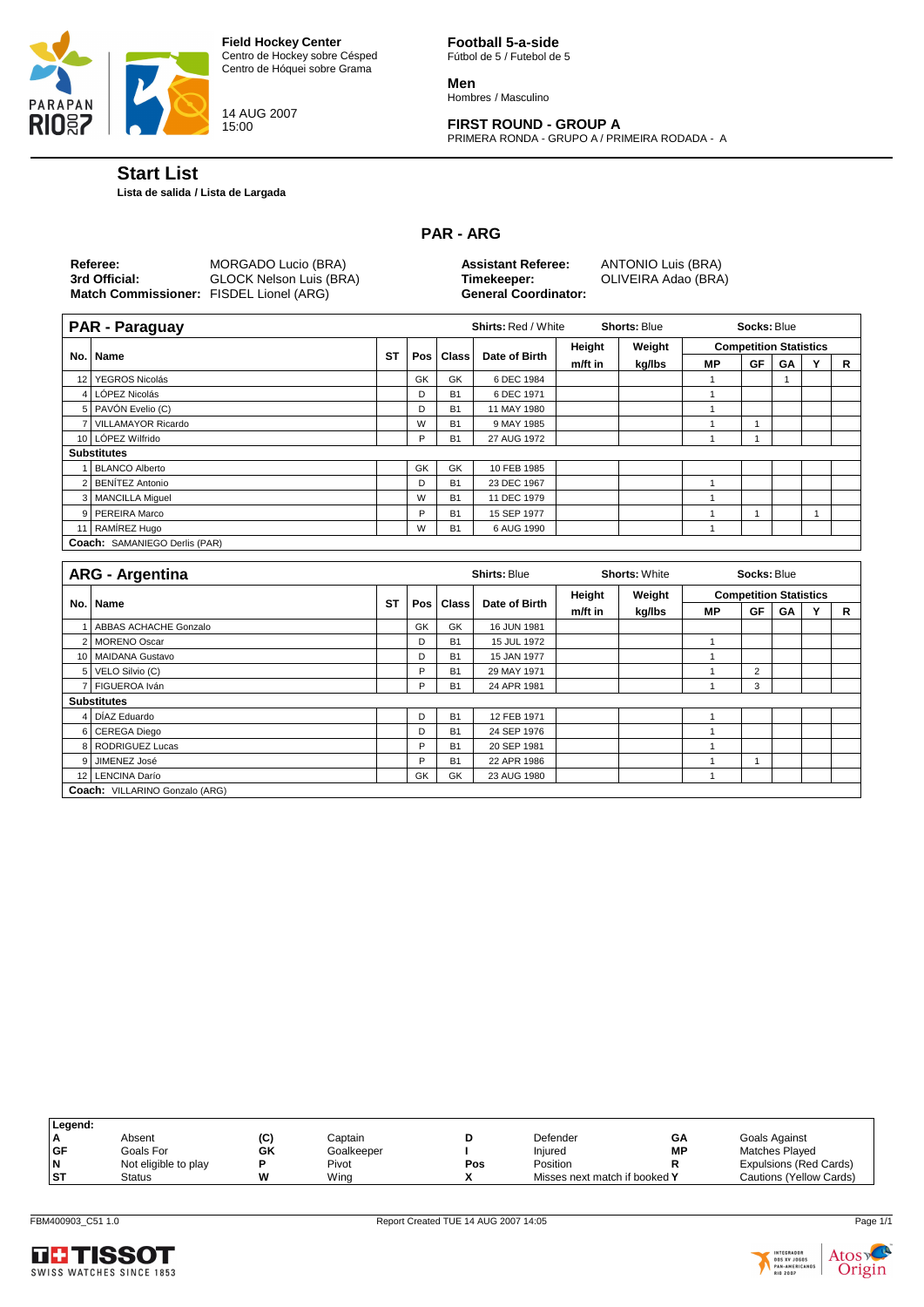**Field Hockey Center**
Centro de Hockey sobre Césped
Centro de Hóquei sobre Grama

14 AUG 2007
15:00

**Football 5-a-side**
Fútbol de 5 / Futebol de 5

**Men**
Hombres / Masculino

**FIRST ROUND - GROUP A**
PRIMERA RONDA - GRUPO A / PRIMEIRA RODADA - A

# Start List

**Lista de salida / Lista de Largada**

## PAR - ARG

**Referee:** MORGADO Lucio (BRA)
**3rd Official:** GLOCK Nelson Luis (BRA)
**Match Commissioner:** FISDEL Lionel (ARG)
**Assistant Referee:** ANTONIO Luis (BRA)
**Timekeeper:** OLIVEIRA Adao (BRA)
**General Coordinator:**

### PAR - Paraguay

**Shirts:** Red / White **Shorts:** Blue **Socks:** Blue

| No. | Name | ST | Pos | Class | Date of Birth | Height m/ft in | Weight kg/lbs | MP | GF | GA | Y | R |
|---|---|---|---|---|---|---|---|---|---|---|---|---|
| 12 | YEGROS Nicolás | | GK | GK | 6 DEC 1984 | | | 1 | | 1 | | |
| 4 | LÓPEZ Nicolás | | D | B1 | 6 DEC 1971 | | | 1 | | | | |
| 5 | PAVÓN Evelio (C) | | D | B1 | 11 MAY 1980 | | | 1 | | | | |
| 7 | VILLAMAYOR Ricardo | | W | B1 | 9 MAY 1985 | | | 1 | 1 | | | |
| 10 | LÓPEZ Wilfrido | | P | B1 | 27 AUG 1972 | | | 1 | 1 | | | |
| **Substitutes** | | | | | | | | | | | | |
| 1 | BLANCO Alberto | | GK | GK | 10 FEB 1985 | | | | | | | |
| 2 | BENÍTEZ Antonio | | D | B1 | 23 DEC 1967 | | | 1 | | | | |
| 3 | MANCILLA Miguel | | W | B1 | 11 DEC 1979 | | | 1 | | | | |
| 9 | PEREIRA Marco | | P | B1 | 15 SEP 1977 | | | 1 | 1 | | 1 | |
| 11 | RAMÍREZ Hugo | | W | B1 | 6 AUG 1990 | | | 1 | | | | |

**Coach:** SAMANIEGO Derlis (PAR)

### ARG - Argentina

**Shirts:** Blue **Shorts:** White **Socks:** Blue

| No. | Name | ST | Pos | Class | Date of Birth | Height m/ft in | Weight kg/lbs | MP | GF | GA | Y | R |
|---|---|---|---|---|---|---|---|---|---|---|---|---|
| 1 | ABBAS ACHACHE Gonzalo | | GK | GK | 16 JUN 1981 | | | | | | | |
| 2 | MORENO Oscar | | D | B1 | 15 JUL 1972 | | | 1 | | | | |
| 10 | MAIDANA Gustavo | | D | B1 | 15 JAN 1977 | | | 1 | | | | |
| 5 | VELO Silvio (C) | | P | B1 | 29 MAY 1971 | | | 1 | 2 | | | |
| 7 | FIGUEROA Iván | | P | B1 | 24 APR 1981 | | | 1 | 3 | | | |
| **Substitutes** | | | | | | | | | | | | |
| 4 | DÍAZ Eduardo | | D | B1 | 12 FEB 1971 | | | 1 | | | | |
| 6 | CEREGA Diego | | D | B1 | 24 SEP 1976 | | | 1 | | | | |
| 8 | RODRIGUEZ Lucas | | P | B1 | 20 SEP 1981 | | | 1 | | | | |
| 9 | JIMENEZ José | | P | B1 | 22 APR 1986 | | | 1 | 1 | | | |
| 12 | LENCINA Darío | | GK | GK | 23 AUG 1980 | | | 1 | | | | |

**Coach:** VILLARINO Gonzalo (ARG)

**Legend:**

| | | | | | | | |
|---|---|---|---|---|---|---|---|
| A | Absent | (C) | Captain | D | Defender | GA | Goals Against |
| GF | Goals For | GK | Goalkeeper | I | Injured | MP | Matches Played |
| N | Not eligible to play | P | Pivot | Pos | Position | R | Expulsions (Red Cards) |
| ST | Status | W | Wing | X | Misses next match if booked | Y | Cautions (Yellow Cards) |

FBM400903_C51 1.0 Report Created TUE 14 AUG 2007 14:05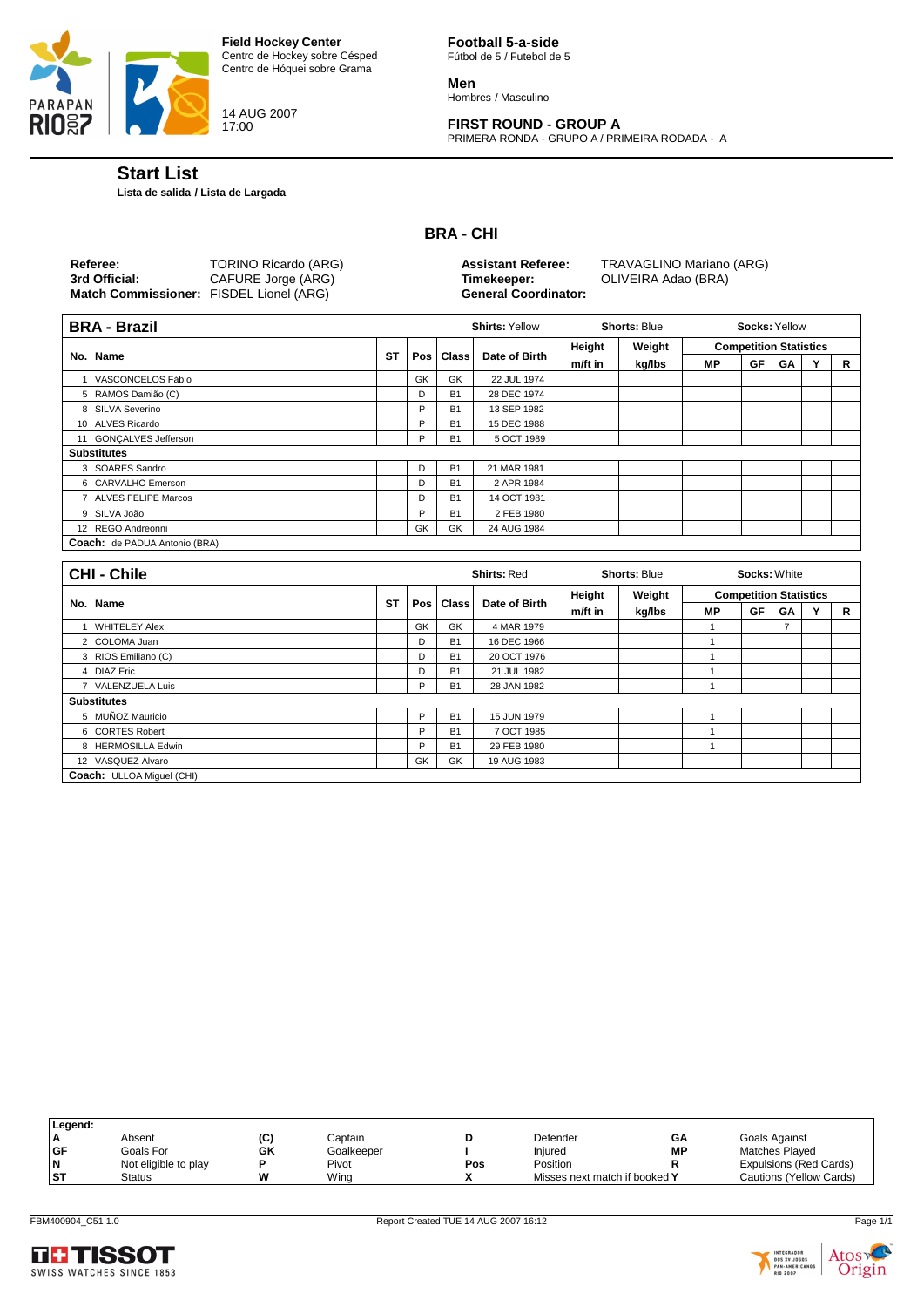**Field Hockey Center**
Centro de Hockey sobre Césped
Centro de Hóquei sobre Grama

14 AUG 2007
17:00

**Football 5-a-side**
Fútbol de 5 / Futebol de 5

**Men**
Hombres / Masculino

**FIRST ROUND - GROUP A**
PRIMERA RONDA - GRUPO A / PRIMEIRA RODADA - A

# Start List

**Lista de salida / Lista de Largada**

## BRA - CHI

| | | | |
|---|---|---|---|
| **Referee:** | TORINO Ricardo (ARG) | **Assistant Referee:** | TRAVAGLINO Mariano (ARG) |
| **3rd Official:** | CAFURE Jorge (ARG) | **Timekeeper:** | OLIVEIRA Adao (BRA) |
| **Match Commissioner:** | FISDEL Lionel (ARG) | **General Coordinator:** | |

### BRA - Brazil

**Shirts:** Yellow **Shorts:** Blue **Socks:** Yellow

| No. | Name | ST | Pos | Class | Date of Birth | Height m/ft in | Weight kg/lbs | Competition Statistics MP | GF | GA | Y | R |
|---|---|---|---|---|---|---|---|---|---|---|---|---|
| 1 | VASCONCELOS Fábio | | GK | GK | 22 JUL 1974 | | | | | | | |
| 5 | RAMOS Damião (C) | | D | B1 | 28 DEC 1974 | | | | | | | |
| 8 | SILVA Severino | | P | B1 | 13 SEP 1982 | | | | | | | |
| 10 | ALVES Ricardo | | P | B1 | 15 DEC 1988 | | | | | | | |
| 11 | GONÇALVES Jefferson | | P | B1 | 5 OCT 1989 | | | | | | | |
| **Substitutes** | | | | | | | | | | | | |
| 3 | SOARES Sandro | | D | B1 | 21 MAR 1981 | | | | | | | |
| 6 | CARVALHO Emerson | | D | B1 | 2 APR 1984 | | | | | | | |
| 7 | ALVES FELIPE Marcos | | D | B1 | 14 OCT 1981 | | | | | | | |
| 9 | SILVA João | | P | B1 | 2 FEB 1980 | | | | | | | |
| 12 | REGO Andreonni | | GK | GK | 24 AUG 1984 | | | | | | | |

**Coach:** de PADUA Antonio (BRA)

### CHI - Chile

**Shirts:** Red **Shorts:** Blue **Socks:** White

| No. | Name | ST | Pos | Class | Date of Birth | Height m/ft in | Weight kg/lbs | Competition Statistics MP | GF | GA | Y | R |
|---|---|---|---|---|---|---|---|---|---|---|---|---|
| 1 | WHITELEY Alex | | GK | GK | 4 MAR 1979 | | | 1 | | 7 | | |
| 2 | COLOMA Juan | | D | B1 | 16 DEC 1966 | | | 1 | | | | |
| 3 | RIOS Emiliano (C) | | D | B1 | 20 OCT 1976 | | | 1 | | | | |
| 4 | DIAZ Eric | | D | B1 | 21 JUL 1982 | | | 1 | | | | |
| 7 | VALENZUELA Luis | | P | B1 | 28 JAN 1982 | | | 1 | | | | |
| **Substitutes** | | | | | | | | | | | | |
| 5 | MUÑOZ Mauricio | | P | B1 | 15 JUN 1979 | | | 1 | | | | |
| 6 | CORTES Robert | | P | B1 | 7 OCT 1985 | | | 1 | | | | |
| 8 | HERMOSILLA Edwin | | P | B1 | 29 FEB 1980 | | | 1 | | | | |
| 12 | VASQUEZ Alvaro | | GK | GK | 19 AUG 1983 | | | | | | | |

**Coach:** ULLOA Miguel (CHI)

**Legend:**

| | | | | | | | |
|---|---|---|---|---|---|---|---|
| A | Absent | (C) | Captain | D | Defender | GA | Goals Against |
| GF | Goals For | GK | Goalkeeper | I | Injured | MP | Matches Played |
| N | Not eligible to play | P | Pivot | Pos | Position | R | Expulsions (Red Cards) |
| ST | Status | W | Wing | X | Misses next match if booked | Y | Cautions (Yellow Cards) |

FBM400904_C51 1.0 Report Created TUE 14 AUG 2007 16:12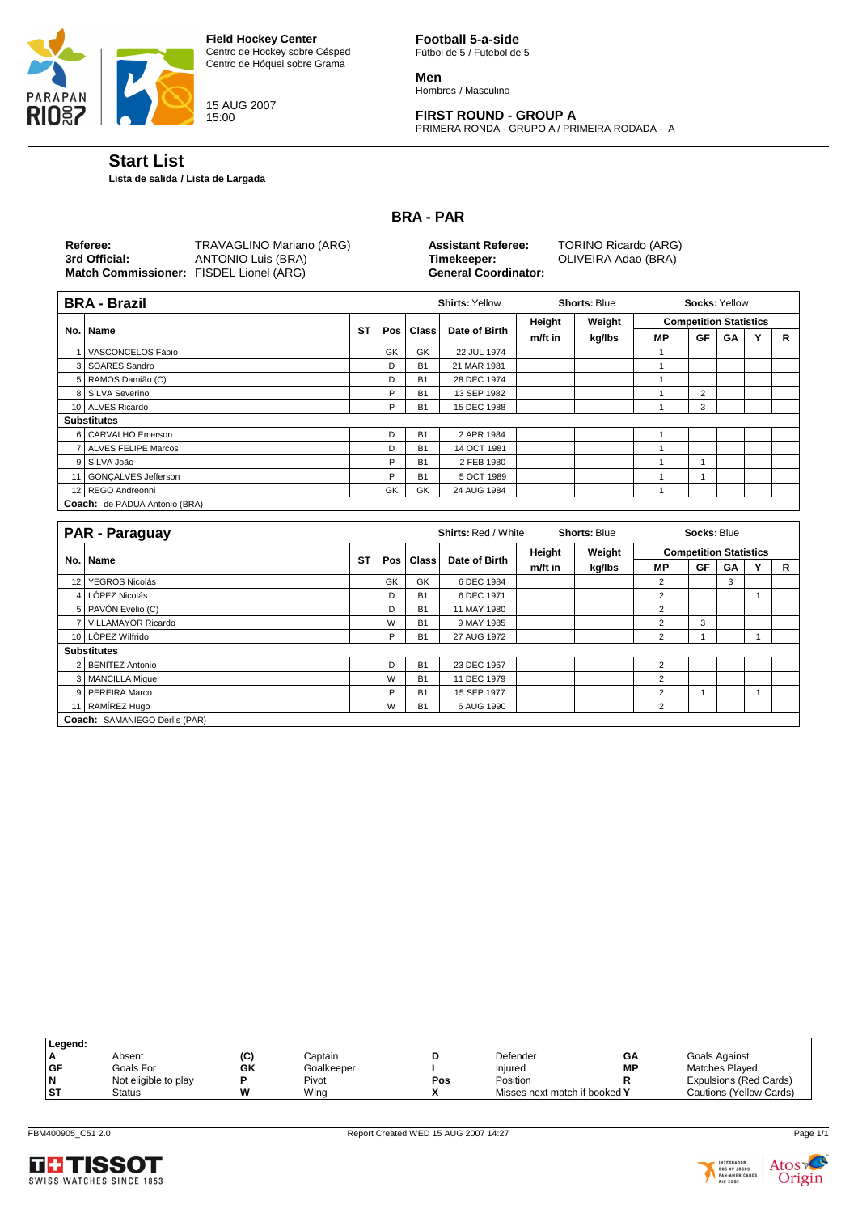**Field Hockey Center**
Centro de Hockey sobre Césped
Centro de Hóquei sobre Grama

15 AUG 2007
15:00

**Football 5-a-side**
Fútbol de 5 / Futebol de 5

**Men**
Hombres / Masculino

**FIRST ROUND - GROUP A**
PRIMERA RONDA - GRUPO A / PRIMEIRA RODADA - A

# Start List

**Lista de salida / Lista de Largada**

## BRA - PAR

**Referee:** TRAVAGLINO Mariano (ARG)
**3rd Official:** ANTONIO Luis (BRA)
**Match Commissioner:** FISDEL Lionel (ARG)

**Assistant Referee:** TORINO Ricardo (ARG)
**Timekeeper:** OLIVEIRA Adao (BRA)
**General Coordinator:**

### BRA - Brazil

**Shirts:** Yellow **Shorts:** Blue **Socks:** Yellow

| No. | Name | ST | Pos | Class | Date of Birth | Height m/ft in | Weight kg/lbs | MP | GF | GA | Y | R |
|---|---|---|---|---|---|---|---|---|---|---|---|---|
| 1 | VASCONCELOS Fábio | | GK | GK | 22 JUL 1974 | | | 1 | | | | |
| 3 | SOARES Sandro | | D | B1 | 21 MAR 1981 | | | 1 | | | | |
| 5 | RAMOS Damião (C) | | D | B1 | 28 DEC 1974 | | | 1 | | | | |
| 8 | SILVA Severino | | P | B1 | 13 SEP 1982 | | | 1 | 2 | | | |
| 10 | ALVES Ricardo | | P | B1 | 15 DEC 1988 | | | 1 | 3 | | | |
| **Substitutes** | | | | | | | | | | | | |
| 6 | CARVALHO Emerson | | D | B1 | 2 APR 1984 | | | 1 | | | | |
| 7 | ALVES FELIPE Marcos | | D | B1 | 14 OCT 1981 | | | 1 | | | | |
| 9 | SILVA João | | P | B1 | 2 FEB 1980 | | | 1 | 1 | | | |
| 11 | GONÇALVES Jefferson | | P | B1 | 5 OCT 1989 | | | 1 | 1 | | | |
| 12 | REGO Andreonni | | GK | GK | 24 AUG 1984 | | | 1 | | | | |

**Coach:** de PADUA Antonio (BRA)

### PAR - Paraguay

**Shirts:** Red / White **Shorts:** Blue **Socks:** Blue

| No. | Name | ST | Pos | Class | Date of Birth | Height m/ft in | Weight kg/lbs | MP | GF | GA | Y | R |
|---|---|---|---|---|---|---|---|---|---|---|---|---|
| 12 | YEGROS Nicolás | | GK | GK | 6 DEC 1984 | | | 2 | | 3 | | |
| 4 | LÓPEZ Nicolás | | D | B1 | 6 DEC 1971 | | | 2 | | | 1 | |
| 5 | PAVÓN Evelio (C) | | D | B1 | 11 MAY 1980 | | | 2 | | | | |
| 7 | VILLAMAYOR Ricardo | | W | B1 | 9 MAY 1985 | | | 2 | 3 | | | |
| 10 | LÓPEZ Wilfrido | | P | B1 | 27 AUG 1972 | | | 2 | 1 | | 1 | |
| **Substitutes** | | | | | | | | | | | | |
| 2 | BENÍTEZ Antonio | | D | B1 | 23 DEC 1967 | | | 2 | | | | |
| 3 | MANCILLA Miguel | | W | B1 | 11 DEC 1979 | | | 2 | | | | |
| 9 | PEREIRA Marco | | P | B1 | 15 SEP 1977 | | | 2 | 1 | | 1 | |
| 11 | RAMÍREZ Hugo | | W | B1 | 6 AUG 1990 | | | 2 | | | | |

**Coach:** SAMANIEGO Derlis (PAR)

**Legend:**

| | | | | | | | |
|---|---|---|---|---|---|---|---|
| A | Absent | (C) | Captain | D | Defender | GA | Goals Against |
| GF | Goals For | GK | Goalkeeper | I | Injured | MP | Matches Played |
| N | Not eligible to play | P | Pivot | Pos | Position | R | Expulsions (Red Cards) |
| ST | Status | W | Wing | X | Misses next match if booked | Y | Cautions (Yellow Cards) |

FBM400905_C51 2.0 Report Created WED 15 AUG 2007 14:27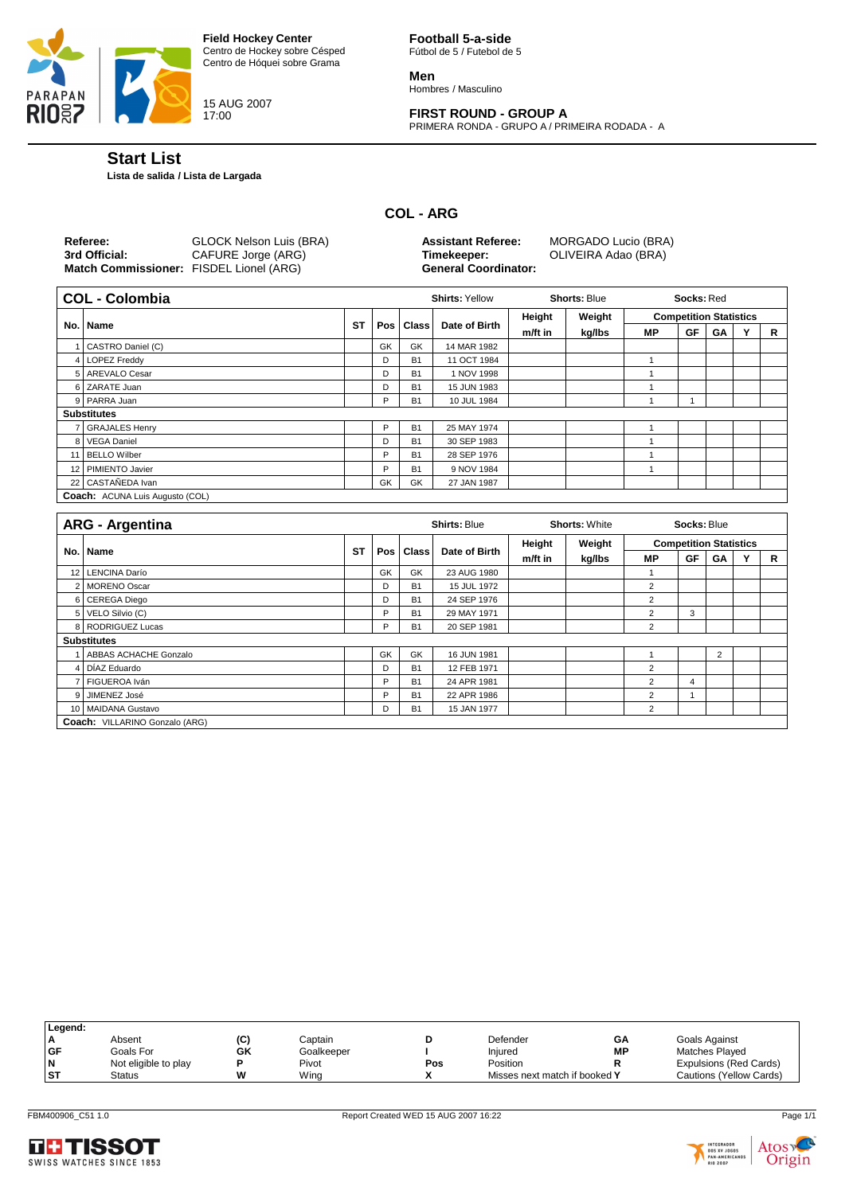**Field Hockey Center**
Centro de Hockey sobre Césped
Centro de Hóquei sobre Grama

15 AUG 2007
17:00

**Football 5-a-side**
Fútbol de 5 / Futebol de 5

**Men**
Hombres / Masculino

**FIRST ROUND - GROUP A**
PRIMERA RONDA - GRUPO A / PRIMEIRA RODADA - A

# Start List

**Lista de salida / Lista de Largada**

## COL - ARG

| | | | |
|---|---|---|---|
| **Referee:** | GLOCK Nelson Luis (BRA) | **Assistant Referee:** | MORGADO Lucio (BRA) |
| **3rd Official:** | CAFURE Jorge (ARG) | **Timekeeper:** | OLIVEIRA Adao (BRA) |
| **Match Commissioner:** | FISDEL Lionel (ARG) | **General Coordinator:** | |

### COL - Colombia

**Shirts:** Yellow **Shorts:** Blue **Socks:** Red

| No. | Name | ST | Pos | Class | Date of Birth | Height m/ft in | Weight kg/lbs | MP | GF | GA | Y | R |
|---|---|---|---|---|---|---|---|---|---|---|---|---|
| 1 | CASTRO Daniel (C) | | GK | GK | 14 MAR 1982 | | | | | | | |
| 4 | LOPEZ Freddy | | D | B1 | 11 OCT 1984 | | | 1 | | | | |
| 5 | AREVALO Cesar | | D | B1 | 1 NOV 1998 | | | 1 | | | | |
| 6 | ZARATE Juan | | D | B1 | 15 JUN 1983 | | | 1 | | | | |
| 9 | PARRA Juan | | P | B1 | 10 JUL 1984 | | | 1 | 1 | | | |
| **Substitutes** | | | | | | | | | | | | |
| 7 | GRAJALES Henry | | P | B1 | 25 MAY 1974 | | | 1 | | | | |
| 8 | VEGA Daniel | | D | B1 | 30 SEP 1983 | | | 1 | | | | |
| 11 | BELLO Wilber | | P | B1 | 28 SEP 1976 | | | 1 | | | | |
| 12 | PIMIENTO Javier | | P | B1 | 9 NOV 1984 | | | 1 | | | | |
| 22 | CASTAÑEDA Ivan | | GK | GK | 27 JAN 1987 | | | | | | | |

**Coach:** ACUNA Luis Augusto (COL)

### ARG - Argentina

**Shirts:** Blue **Shorts:** White **Socks:** Blue

| No. | Name | ST | Pos | Class | Date of Birth | Height m/ft in | Weight kg/lbs | MP | GF | GA | Y | R |
|---|---|---|---|---|---|---|---|---|---|---|---|---|
| 12 | LENCINA Darío | | GK | GK | 23 AUG 1980 | | | 1 | | | | |
| 2 | MORENO Oscar | | D | B1 | 15 JUL 1972 | | | 2 | | | | |
| 6 | CEREGA Diego | | D | B1 | 24 SEP 1976 | | | 2 | | | | |
| 5 | VELO Silvio (C) | | P | B1 | 29 MAY 1971 | | | 2 | 3 | | | |
| 8 | RODRIGUEZ Lucas | | P | B1 | 20 SEP 1981 | | | 2 | | | | |
| **Substitutes** | | | | | | | | | | | | |
| 1 | ABBAS ACHACHE Gonzalo | | GK | GK | 16 JUN 1981 | | | 1 | | 2 | | |
| 4 | DÍAZ Eduardo | | D | B1 | 12 FEB 1971 | | | 2 | | | | |
| 7 | FIGUEROA Iván | | P | B1 | 24 APR 1981 | | | 2 | 4 | | | |
| 9 | JIMENEZ José | | P | B1 | 22 APR 1986 | | | 2 | 1 | | | |
| 10 | MAIDANA Gustavo | | D | B1 | 15 JAN 1977 | | | 2 | | | | |

**Coach:** VILLARINO Gonzalo (ARG)

**Legend:**

| | | | | | | | |
|---|---|---|---|---|---|---|---|
| A | Absent | (C) | Captain | D | Defender | GA | Goals Against |
| GF | Goals For | GK | Goalkeeper | I | Injured | MP | Matches Played |
| N | Not eligible to play | P | Pivot | Pos | Position | R | Expulsions (Red Cards) |
| ST | Status | W | Wing | X | Misses next match if booked | Y | Cautions (Yellow Cards) |

FBM400906_C51 1.0 Report Created WED 15 AUG 2007 16:22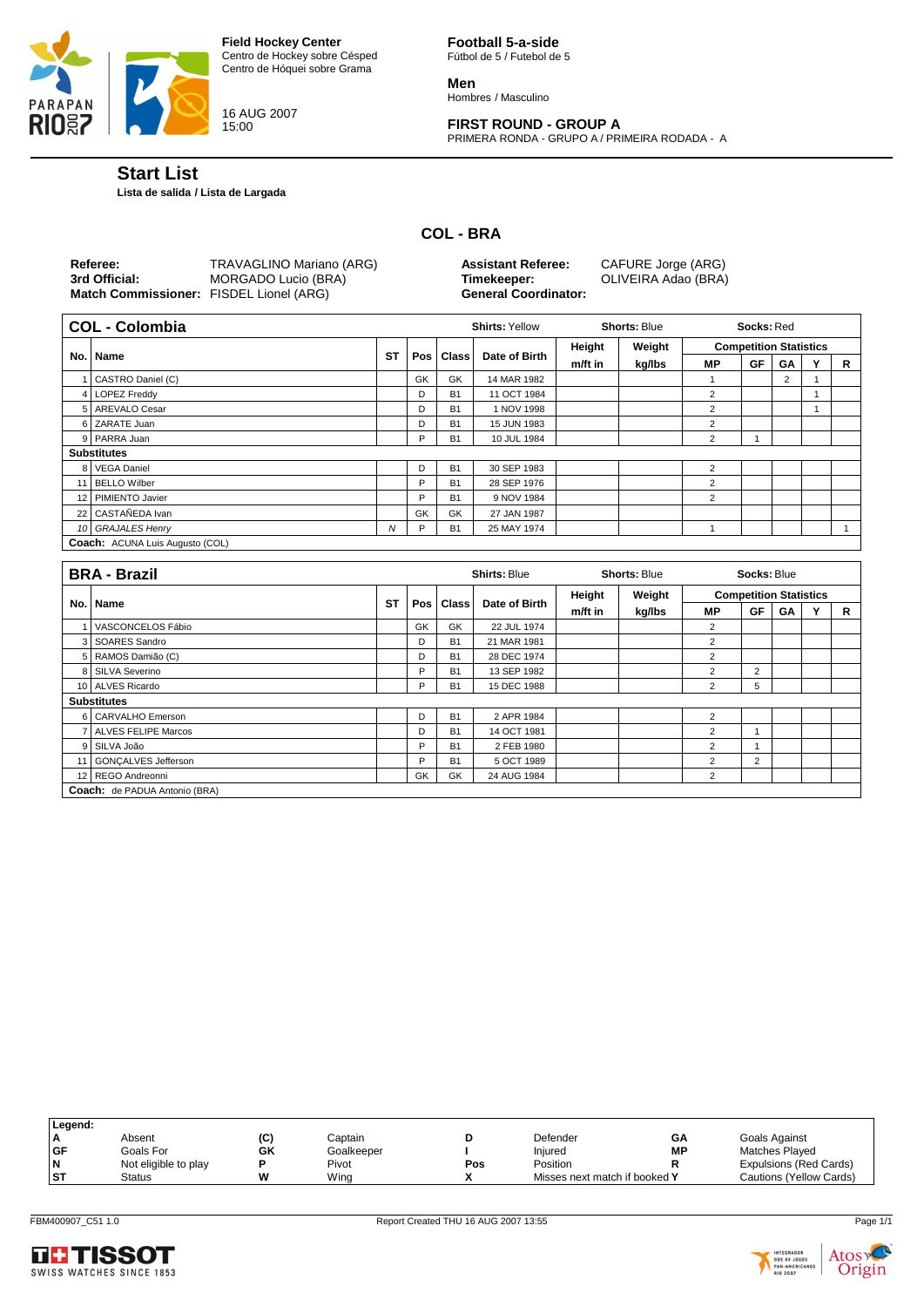**Field Hockey Center**
Centro de Hockey sobre Césped
Centro de Hóquei sobre Grama

16 AUG 2007
15:00

**Football 5-a-side**
Fútbol de 5 / Futebol de 5

**Men**
Hombres / Masculino

**FIRST ROUND - GROUP A**
PRIMERA RONDA - GRUPO A / PRIMEIRA RODADA - A

# Start List

**Lista de salida / Lista de Largada**

## COL - BRA

**Referee:** TRAVAGLINO Mariano (ARG)
**3rd Official:** MORGADO Lucio (BRA)
**Match Commissioner:** FISDEL Lionel (ARG)

**Assistant Referee:** CAFURE Jorge (ARG)
**Timekeeper:** OLIVEIRA Adao (BRA)
**General Coordinator:**

### COL - Colombia

Shirts: Yellow | Shorts: Blue | Socks: Red

| No. | Name | ST | Pos | Class | Date of Birth | Height m/ft in | Weight kg/lbs | MP | GF | GA | Y | R |
|---|---|---|---|---|---|---|---|---|---|---|---|---|
| 1 | CASTRO Daniel (C) | | GK | GK | 14 MAR 1982 | | | 1 | | 2 | 1 | |
| 4 | LOPEZ Freddy | | D | B1 | 11 OCT 1984 | | | 2 | | | 1 | |
| 5 | AREVALO Cesar | | D | B1 | 1 NOV 1998 | | | 2 | | | 1 | |
| 6 | ZARATE Juan | | D | B1 | 15 JUN 1983 | | | 2 | | | | |
| 9 | PARRA Juan | | P | B1 | 10 JUL 1984 | | | 2 | 1 | | | |
| **Substitutes** | | | | | | | | | | | | |
| 8 | VEGA Daniel | | D | B1 | 30 SEP 1983 | | | 2 | | | | |
| 11 | BELLO Wilber | | P | B1 | 28 SEP 1976 | | | 2 | | | | |
| 12 | PIMIENTO Javier | | P | B1 | 9 NOV 1984 | | | 2 | | | | |
| 22 | CASTAÑEDA Ivan | | GK | GK | 27 JAN 1987 | | | | | | | |
| *10* | *GRAJALES Henry* | *N* | P | B1 | 25 MAY 1974 | | | 1 | | | | 1 |

**Coach:** ACUNA Luis Augusto (COL)

### BRA - Brazil

Shirts: Blue | Shorts: Blue | Socks: Blue

| No. | Name | ST | Pos | Class | Date of Birth | Height m/ft in | Weight kg/lbs | MP | GF | GA | Y | R |
|---|---|---|---|---|---|---|---|---|---|---|---|---|
| 1 | VASCONCELOS Fábio | | GK | GK | 22 JUL 1974 | | | 2 | | | | |
| 3 | SOARES Sandro | | D | B1 | 21 MAR 1981 | | | 2 | | | | |
| 5 | RAMOS Damião (C) | | D | B1 | 28 DEC 1974 | | | 2 | | | | |
| 8 | SILVA Severino | | P | B1 | 13 SEP 1982 | | | 2 | 2 | | | |
| 10 | ALVES Ricardo | | P | B1 | 15 DEC 1988 | | | 2 | 5 | | | |
| **Substitutes** | | | | | | | | | | | | |
| 6 | CARVALHO Emerson | | D | B1 | 2 APR 1984 | | | 2 | | | | |
| 7 | ALVES FELIPE Marcos | | D | B1 | 14 OCT 1981 | | | 2 | 1 | | | |
| 9 | SILVA João | | P | B1 | 2 FEB 1980 | | | 2 | 1 | | | |
| 11 | GONÇALVES Jefferson | | P | B1 | 5 OCT 1989 | | | 2 | 2 | | | |
| 12 | REGO Andreonni | | GK | GK | 24 AUG 1984 | | | 2 | | | | |

**Coach:** de PADUA Antonio (BRA)

**Legend:**

| | | | | | | | |
|---|---|---|---|---|---|---|---|
| A | Absent | (C) | Captain | D | Defender | GA | Goals Against |
| GF | Goals For | GK | Goalkeeper | I | Injured | MP | Matches Played |
| N | Not eligible to play | P | Pivot | Pos | Position | R | Expulsions (Red Cards) |
| ST | Status | W | Wing | X | Misses next match if booked | Y | Cautions (Yellow Cards) |

FBM400907_C51 1.0 Report Created THU 16 AUG 2007 13:55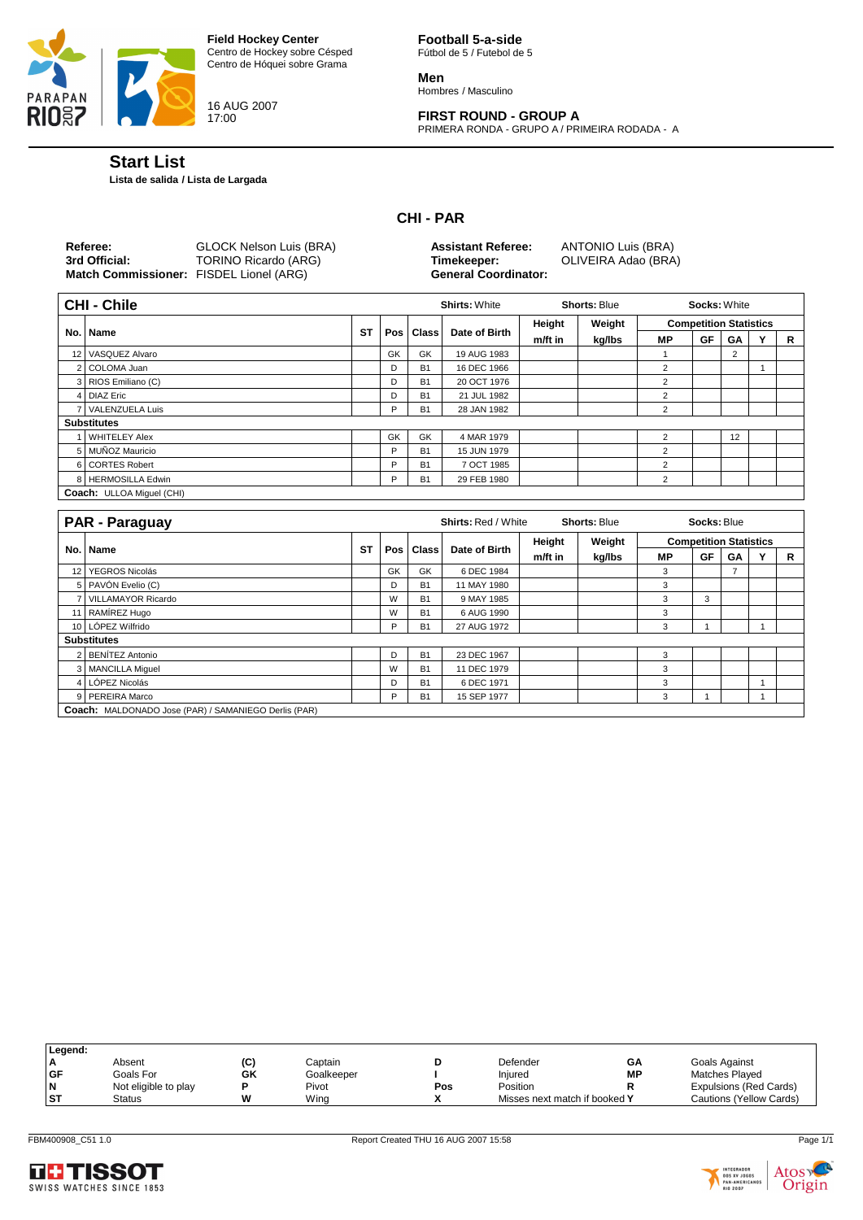**Field Hockey Center**
Centro de Hockey sobre Césped
Centro de Hóquei sobre Grama

16 AUG 2007
17:00

**Football 5-a-side**
Fútbol de 5 / Futebol de 5

**Men**
Hombres / Masculino

**FIRST ROUND - GROUP A**
PRIMERA RONDA - GRUPO A / PRIMEIRA RODADA - A

# Start List

**Lista de salida / Lista de Largada**

## CHI - PAR

**Referee:** GLOCK Nelson Luis (BRA)
**3rd Official:** TORINO Ricardo (ARG)
**Match Commissioner:** FISDEL Lionel (ARG)

**Assistant Referee:** ANTONIO Luis (BRA)
**Timekeeper:** OLIVEIRA Adao (BRA)
**General Coordinator:**

### CHI - Chile

**Shirts:** White **Shorts:** Blue **Socks:** White

| No. | Name | ST | Pos | Class | Date of Birth | Height m/ft in | Weight kg/lbs | MP | GF | GA | Y | R |
|---|---|---|---|---|---|---|---|---|---|---|---|---|
| 12 | VASQUEZ Alvaro | | GK | GK | 19 AUG 1983 | | | 1 | | 2 | | |
| 2 | COLOMA Juan | | D | B1 | 16 DEC 1966 | | | 2 | | | 1 | |
| 3 | RIOS Emiliano (C) | | D | B1 | 20 OCT 1976 | | | 2 | | | | |
| 4 | DIAZ Eric | | D | B1 | 21 JUL 1982 | | | 2 | | | | |
| 7 | VALENZUELA Luis | | P | B1 | 28 JAN 1982 | | | 2 | | | | |
| **Substitutes** | | | | | | | | | | | | |
| 1 | WHITELEY Alex | | GK | GK | 4 MAR 1979 | | | 2 | | 12 | | |
| 5 | MUÑOZ Mauricio | | P | B1 | 15 JUN 1979 | | | 2 | | | | |
| 6 | CORTES Robert | | P | B1 | 7 OCT 1985 | | | 2 | | | | |
| 8 | HERMOSILLA Edwin | | P | B1 | 29 FEB 1980 | | | 2 | | | | |

**Coach:** ULLOA Miguel (CHI)

### PAR - Paraguay

**Shirts:** Red / White **Shorts:** Blue **Socks:** Blue

| No. | Name | ST | Pos | Class | Date of Birth | Height m/ft in | Weight kg/lbs | MP | GF | GA | Y | R |
|---|---|---|---|---|---|---|---|---|---|---|---|---|
| 12 | YEGROS Nicolás | | GK | GK | 6 DEC 1984 | | | 3 | | 7 | | |
| 5 | PAVÓN Evelio (C) | | D | B1 | 11 MAY 1980 | | | 3 | | | | |
| 7 | VILLAMAYOR Ricardo | | W | B1 | 9 MAY 1985 | | | 3 | 3 | | | |
| 11 | RAMÍREZ Hugo | | W | B1 | 6 AUG 1990 | | | 3 | | | | |
| 10 | LÓPEZ Wilfrido | | P | B1 | 27 AUG 1972 | | | 3 | 1 | | 1 | |
| **Substitutes** | | | | | | | | | | | | |
| 2 | BENÍTEZ Antonio | | D | B1 | 23 DEC 1967 | | | 3 | | | | |
| 3 | MANCILLA Miguel | | W | B1 | 11 DEC 1979 | | | 3 | | | | |
| 4 | LÓPEZ Nicolás | | D | B1 | 6 DEC 1971 | | | 3 | | | 1 | |
| 9 | PEREIRA Marco | | P | B1 | 15 SEP 1977 | | | 3 | 1 | | 1 | |

**Coach:** MALDONADO Jose (PAR) / SAMANIEGO Derlis (PAR)

**Legend:**

| | | | | | | | |
|---|---|---|---|---|---|---|---|
| A | Absent | (C) | Captain | D | Defender | GA | Goals Against |
| GF | Goals For | GK | Goalkeeper | I | Injured | MP | Matches Played |
| N | Not eligible to play | P | Pivot | Pos | Position | R | Expulsions (Red Cards) |
| ST | Status | W | Wing | X | Misses next match if booked | Y | Cautions (Yellow Cards) |

FBM400908_C51 1.0 Report Created THU 16 AUG 2007 15:58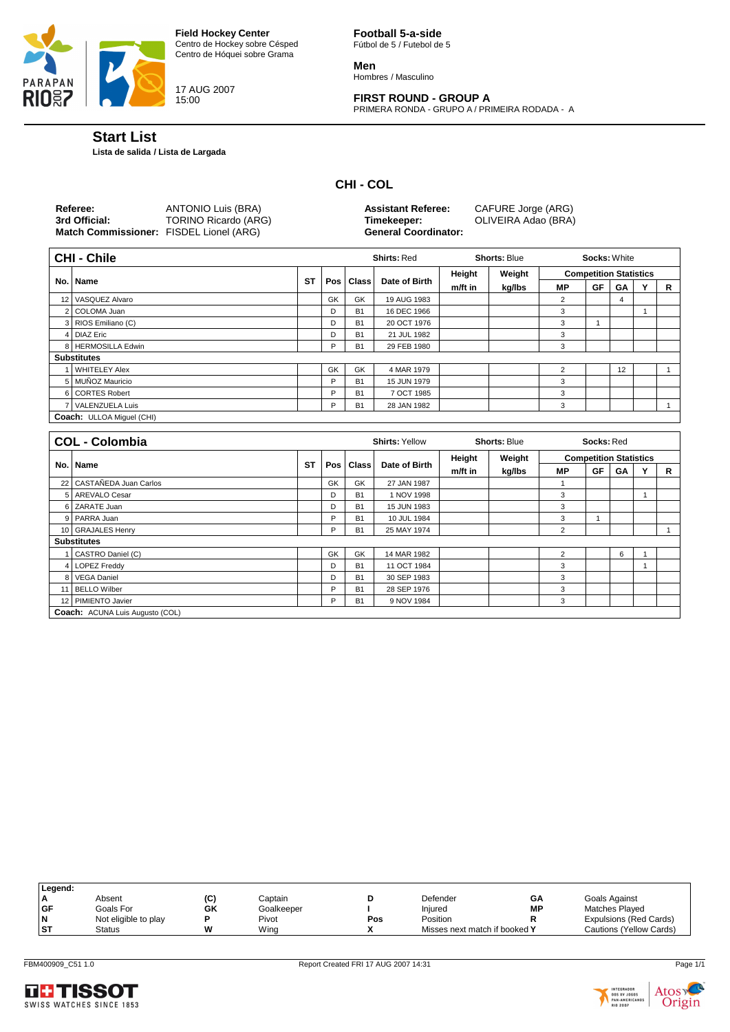**Field Hockey Center**
Centro de Hockey sobre Césped
Centro de Hóquei sobre Grama

17 AUG 2007
15:00

**Football 5-a-side**
Fútbol de 5 / Futebol de 5

**Men**
Hombres / Masculino

**FIRST ROUND - GROUP A**
PRIMERA RONDA - GRUPO A / PRIMEIRA RODADA - A

# Start List

**Lista de salida / Lista de Largada**

## CHI - COL

| | | | |
|---|---|---|---|
| **Referee:** | ANTONIO Luis (BRA) | **Assistant Referee:** | CAFURE Jorge (ARG) |
| **3rd Official:** | TORINO Ricardo (ARG) | **Timekeeper:** | OLIVEIRA Adao (BRA) |
| **Match Commissioner:** | FISDEL Lionel (ARG) | **General Coordinator:** | |

### CHI - Chile

Shirts: Red | Shorts: Blue | Socks: White

| No. | Name | ST | Pos | Class | Date of Birth | Height m/ft in | Weight kg/lbs | MP | GF | GA | Y | R |
|---|---|---|---|---|---|---|---|---|---|---|---|---|
| 12 | VASQUEZ Alvaro | | GK | GK | 19 AUG 1983 | | | 2 | | 4 | | |
| 2 | COLOMA Juan | | D | B1 | 16 DEC 1966 | | | 3 | | | 1 | |
| 3 | RIOS Emiliano (C) | | D | B1 | 20 OCT 1976 | | | 3 | 1 | | | |
| 4 | DIAZ Eric | | D | B1 | 21 JUL 1982 | | | 3 | | | | |
| 8 | HERMOSILLA Edwin | | P | B1 | 29 FEB 1980 | | | 3 | | | | |
| **Substitutes** | | | | | | | | | | | | |
| 1 | WHITELEY Alex | | GK | GK | 4 MAR 1979 | | | 2 | | 12 | | 1 |
| 5 | MUÑOZ Mauricio | | P | B1 | 15 JUN 1979 | | | 3 | | | | |
| 6 | CORTES Robert | | P | B1 | 7 OCT 1985 | | | 3 | | | | |
| 7 | VALENZUELA Luis | | P | B1 | 28 JAN 1982 | | | 3 | | | | 1 |

**Coach:** ULLOA Miguel (CHI)

### COL - Colombia

Shirts: Yellow | Shorts: Blue | Socks: Red

| No. | Name | ST | Pos | Class | Date of Birth | Height m/ft in | Weight kg/lbs | MP | GF | GA | Y | R |
|---|---|---|---|---|---|---|---|---|---|---|---|---|
| 22 | CASTAÑEDA Juan Carlos | | GK | GK | 27 JAN 1987 | | | 1 | | | | |
| 5 | AREVALO Cesar | | D | B1 | 1 NOV 1998 | | | 3 | | | 1 | |
| 6 | ZARATE Juan | | D | B1 | 15 JUN 1983 | | | 3 | | | | |
| 9 | PARRA Juan | | P | B1 | 10 JUL 1984 | | | 3 | 1 | | | |
| 10 | GRAJALES Henry | | P | B1 | 25 MAY 1974 | | | 2 | | | | 1 |
| **Substitutes** | | | | | | | | | | | | |
| 1 | CASTRO Daniel (C) | | GK | GK | 14 MAR 1982 | | | 2 | | 6 | 1 | |
| 4 | LOPEZ Freddy | | D | B1 | 11 OCT 1984 | | | 3 | | | 1 | |
| 8 | VEGA Daniel | | D | B1 | 30 SEP 1983 | | | 3 | | | | |
| 11 | BELLO Wilber | | P | B1 | 28 SEP 1976 | | | 3 | | | | |
| 12 | PIMIENTO Javier | | P | B1 | 9 NOV 1984 | | | 3 | | | | |

**Coach:** ACUNA Luis Augusto (COL)

**Legend:**

| | | | | | | | |
|---|---|---|---|---|---|---|---|
| A | Absent | (C) | Captain | D | Defender | GA | Goals Against |
| GF | Goals For | GK | Goalkeeper | I | Injured | MP | Matches Played |
| N | Not eligible to play | P | Pivot | Pos | Position | R | Expulsions (Red Cards) |
| ST | Status | W | Wing | X | Misses next match if booked | Y | Cautions (Yellow Cards) |

FBM400909_C51 1.0 Report Created FRI 17 AUG 2007 14:31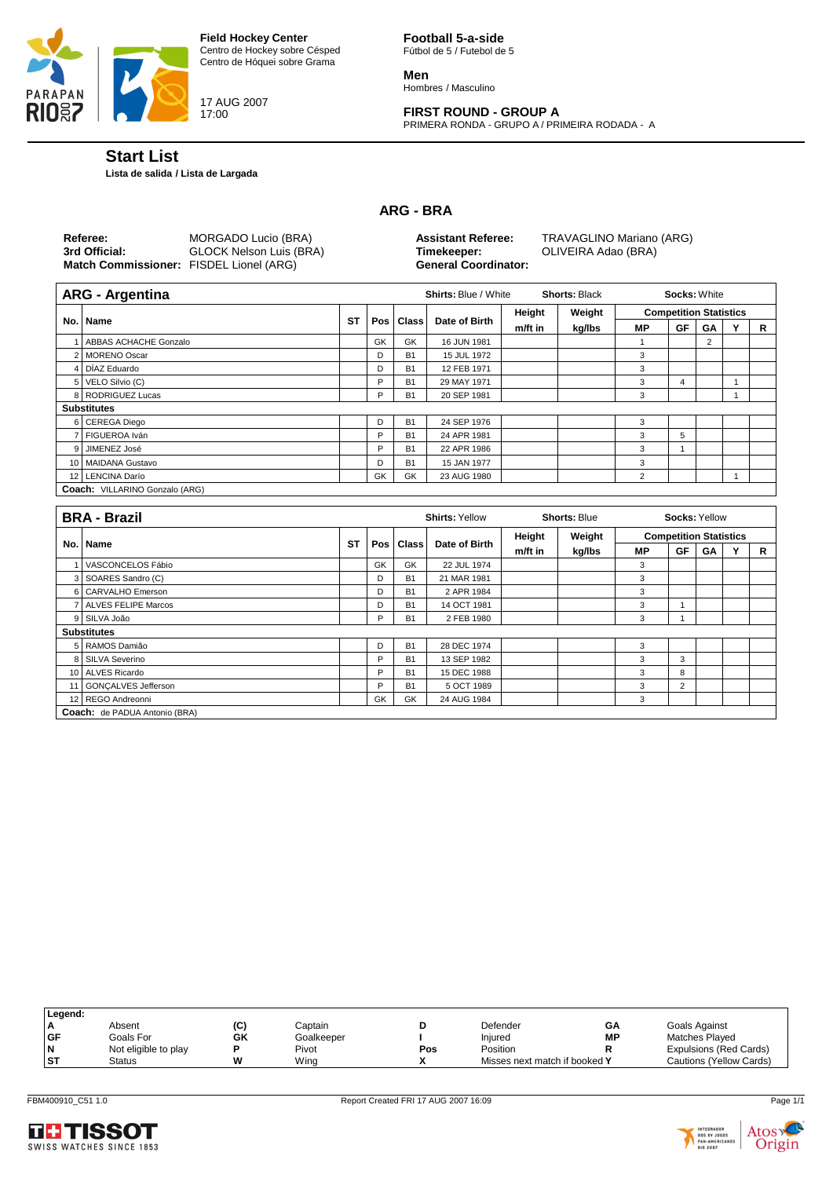Field Hockey Center
Centro de Hockey sobre Césped
Centro de Hóquei sobre Grama

17 AUG 2007
17:00

**Football 5-a-side**
Fútbol de 5 / Futebol de 5

**Men**
Hombres / Masculino

**FIRST ROUND - GROUP A**
PRIMERA RONDA - GRUPO A / PRIMEIRA RODADA - A

# Start List

**Lista de salida / Lista de Largada**

## ARG - BRA

**Referee:** MORGADO Lucio (BRA)
**3rd Official:** GLOCK Nelson Luis (BRA)
**Match Commissioner:** FISDEL Lionel (ARG)
**Assistant Referee:** TRAVAGLINO Mariano (ARG)
**Timekeeper:** OLIVEIRA Adao (BRA)
**General Coordinator:**

### ARG - Argentina

**Shirts:** Blue / White **Shorts:** Black **Socks:** White

| No. | Name | ST | Pos | Class | Date of Birth | Height m/ft in | Weight kg/lbs | MP | GF | GA | Y | R |
|---|---|---|---|---|---|---|---|---|---|---|---|---|
| 1 | ABBAS ACHACHE Gonzalo | | GK | GK | 16 JUN 1981 | | | 1 | | 2 | | |
| 2 | MORENO Oscar | | D | B1 | 15 JUL 1972 | | | 3 | | | | |
| 4 | DÍAZ Eduardo | | D | B1 | 12 FEB 1971 | | | 3 | | | | |
| 5 | VELO Silvio (C) | | P | B1 | 29 MAY 1971 | | | 3 | 4 | | 1 | |
| 8 | RODRIGUEZ Lucas | | P | B1 | 20 SEP 1981 | | | 3 | | | 1 | |
| **Substitutes** | | | | | | | | | | | | |
| 6 | CEREGA Diego | | D | B1 | 24 SEP 1976 | | | 3 | | | | |
| 7 | FIGUEROA Iván | | P | B1 | 24 APR 1981 | | | 3 | 5 | | | |
| 9 | JIMENEZ José | | P | B1 | 22 APR 1986 | | | 3 | 1 | | | |
| 10 | MAIDANA Gustavo | | D | B1 | 15 JAN 1977 | | | 3 | | | | |
| 12 | LENCINA Darío | | GK | GK | 23 AUG 1980 | | | 2 | | | 1 | |

**Coach:** VILLARINO Gonzalo (ARG)

### BRA - Brazil

**Shirts:** Yellow **Shorts:** Blue **Socks:** Yellow

| No. | Name | ST | Pos | Class | Date of Birth | Height m/ft in | Weight kg/lbs | MP | GF | GA | Y | R |
|---|---|---|---|---|---|---|---|---|---|---|---|---|
| 1 | VASCONCELOS Fábio | | GK | GK | 22 JUL 1974 | | | 3 | | | | |
| 3 | SOARES Sandro (C) | | D | B1 | 21 MAR 1981 | | | 3 | | | | |
| 6 | CARVALHO Emerson | | D | B1 | 2 APR 1984 | | | 3 | | | | |
| 7 | ALVES FELIPE Marcos | | D | B1 | 14 OCT 1981 | | | 3 | 1 | | | |
| 9 | SILVA João | | P | B1 | 2 FEB 1980 | | | 3 | 1 | | | |
| **Substitutes** | | | | | | | | | | | | |
| 5 | RAMOS Damião | | D | B1 | 28 DEC 1974 | | | 3 | | | | |
| 8 | SILVA Severino | | P | B1 | 13 SEP 1982 | | | 3 | 3 | | | |
| 10 | ALVES Ricardo | | P | B1 | 15 DEC 1988 | | | 3 | 8 | | | |
| 11 | GONÇALVES Jefferson | | P | B1 | 5 OCT 1989 | | | 3 | 2 | | | |
| 12 | REGO Andreonni | | GK | GK | 24 AUG 1984 | | | 3 | | | | |

**Coach:** de PADUA Antonio (BRA)

**Legend:**

| | | | | | | | |
|---|---|---|---|---|---|---|---|
| A | Absent | (C) | Captain | D | Defender | GA | Goals Against |
| GF | Goals For | GK | Goalkeeper | I | Injured | MP | Matches Played |
| N | Not eligible to play | P | Pivot | Pos | Position | R | Expulsions (Red Cards) |
| ST | Status | W | Wing | X | Misses next match if booked | Y | Cautions (Yellow Cards) |

FBM400910_C51 1.0 Report Created FRI 17 AUG 2007 16:09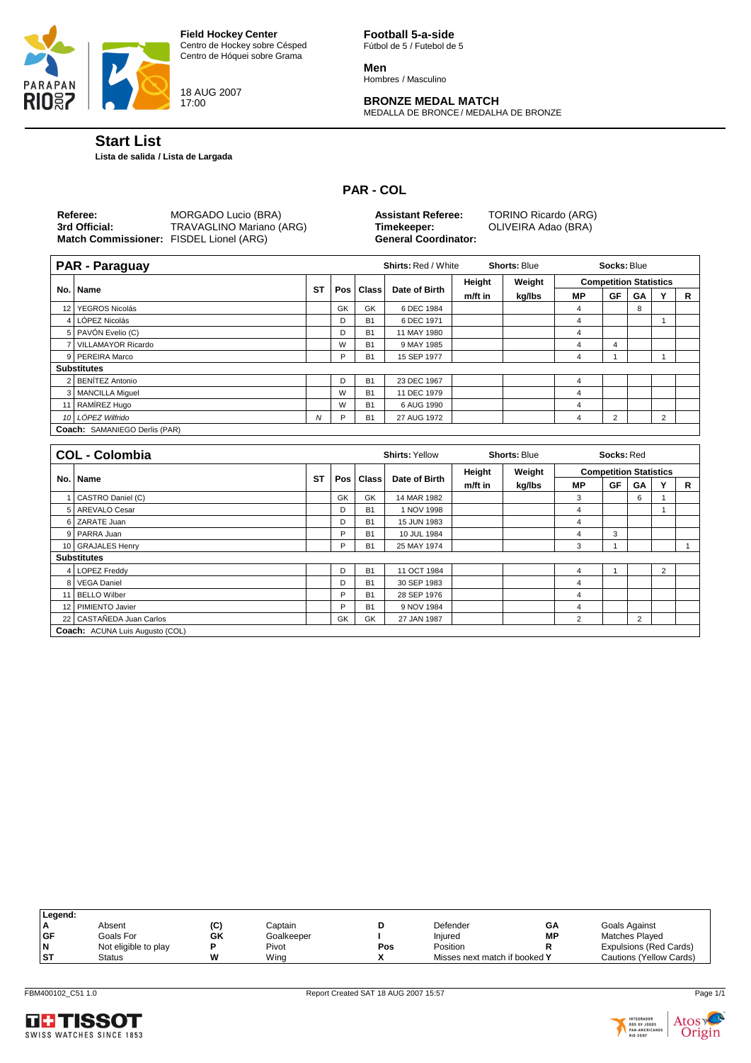**Field Hockey Center**
Centro de Hockey sobre Césped
Centro de Hóquei sobre Grama

18 AUG 2007
17:00

**Football 5-a-side**
Fútbol de 5 / Futebol de 5

**Men**
Hombres / Masculino

**BRONZE MEDAL MATCH**
MEDALLA DE BRONCE / MEDALHA DE BRONZE

# Start List

**Lista de salida / Lista de Largada**

## PAR - COL

**Referee:** MORGADO Lucio (BRA)
**3rd Official:** TRAVAGLINO Mariano (ARG)
**Match Commissioner:** FISDEL Lionel (ARG)
**Assistant Referee:** TORINO Ricardo (ARG)
**Timekeeper:** OLIVEIRA Adao (BRA)
**General Coordinator:**

### PAR - Paraguay

**Shirts:** Red / White **Shorts:** Blue **Socks:** Blue

| No. | Name | ST | Pos | Class | Date of Birth | Height m/ft in | Weight kg/lbs | MP | GF | GA | Y | R |
|---|---|---|---|---|---|---|---|---|---|---|---|---|
| 12 | YEGROS Nicolás | | GK | GK | 6 DEC 1984 | | | 4 | | 8 | | |
| 4 | LÓPEZ Nicolás | | D | B1 | 6 DEC 1971 | | | 4 | | | 1 | |
| 5 | PAVÓN Evelio (C) | | D | B1 | 11 MAY 1980 | | | 4 | | | | |
| 7 | VILLAMAYOR Ricardo | | W | B1 | 9 MAY 1985 | | | 4 | 4 | | | |
| 9 | PEREIRA Marco | | P | B1 | 15 SEP 1977 | | | 4 | 1 | | 1 | |
| **Substitutes** | | | | | | | | | | | | |
| 2 | BENÍTEZ Antonio | | D | B1 | 23 DEC 1967 | | | 4 | | | | |
| 3 | MANCILLA Miguel | | W | B1 | 11 DEC 1979 | | | 4 | | | | |
| 11 | RAMÍREZ Hugo | | W | B1 | 6 AUG 1990 | | | 4 | | | | |
| *10* | *LÓPEZ Wilfrido* | *N* | P | B1 | 27 AUG 1972 | | | 4 | 2 | | 2 | |

**Coach:** SAMANIEGO Derlis (PAR)

### COL - Colombia

**Shirts:** Yellow **Shorts:** Blue **Socks:** Red

| No. | Name | ST | Pos | Class | Date of Birth | Height m/ft in | Weight kg/lbs | MP | GF | GA | Y | R |
|---|---|---|---|---|---|---|---|---|---|---|---|---|
| 1 | CASTRO Daniel (C) | | GK | GK | 14 MAR 1982 | | | 3 | | 6 | 1 | |
| 5 | AREVALO Cesar | | D | B1 | 1 NOV 1998 | | | 4 | | | 1 | |
| 6 | ZARATE Juan | | D | B1 | 15 JUN 1983 | | | 4 | | | | |
| 9 | PARRA Juan | | P | B1 | 10 JUL 1984 | | | 4 | 3 | | | |
| 10 | GRAJALES Henry | | P | B1 | 25 MAY 1974 | | | 3 | 1 | | | 1 |
| **Substitutes** | | | | | | | | | | | | |
| 4 | LOPEZ Freddy | | D | B1 | 11 OCT 1984 | | | 4 | 1 | | 2 | |
| 8 | VEGA Daniel | | D | B1 | 30 SEP 1983 | | | 4 | | | | |
| 11 | BELLO Wilber | | P | B1 | 28 SEP 1976 | | | 4 | | | | |
| 12 | PIMIENTO Javier | | P | B1 | 9 NOV 1984 | | | 4 | | | | |
| 22 | CASTAÑEDA Juan Carlos | | GK | GK | 27 JAN 1987 | | | 2 | | 2 | | |

**Coach:** ACUNA Luis Augusto (COL)

**Legend:**

| | | | | | | | |
|---|---|---|---|---|---|---|---|
| A | Absent | (C) | Captain | D | Defender | GA | Goals Against |
| GF | Goals For | GK | Goalkeeper | I | Injured | MP | Matches Played |
| N | Not eligible to play | P | Pivot | Pos | Position | R | Expulsions (Red Cards) |
| ST | Status | W | Wing | X | Misses next match if booked | Y | Cautions (Yellow Cards) |

FBM400102_C51 1.0 Report Created SAT 18 AUG 2007 15:57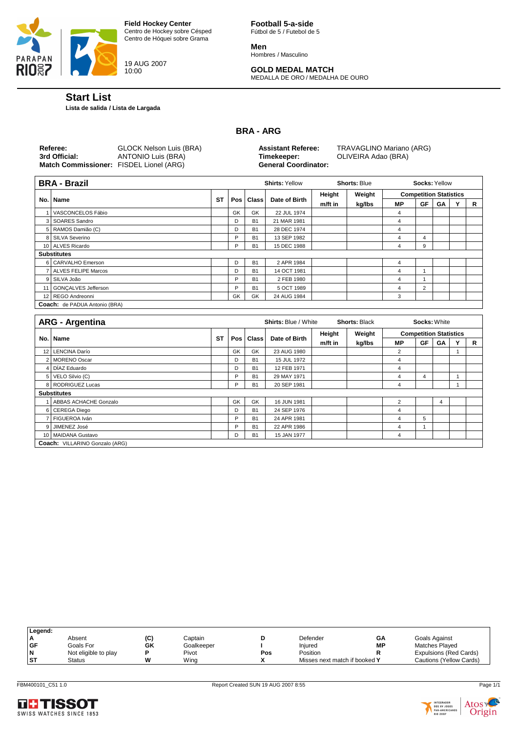**Field Hockey Center**
Centro de Hockey sobre Césped
Centro de Hóquei sobre Grama

19 AUG 2007
10:00

**Football 5-a-side**
Fútbol de 5 / Futebol de 5

**Men**
Hombres / Masculino

**GOLD MEDAL MATCH**
MEDALLA DE ORO / MEDALHA DE OURO

# Start List

**Lista de salida / Lista de Largada**

## BRA - ARG

| | | | |
|---|---|---|---|
| **Referee:** | GLOCK Nelson Luis (BRA) | **Assistant Referee:** | TRAVAGLINO Mariano (ARG) |
| **3rd Official:** | ANTONIO Luis (BRA) | **Timekeeper:** | OLIVEIRA Adao (BRA) |
| **Match Commissioner:** | FISDEL Lionel (ARG) | **General Coordinator:** | |

### BRA - Brazil

**Shirts:** Yellow **Shorts:** Blue **Socks:** Yellow

| No. | Name | ST | Pos | Class | Date of Birth | Height m/ft in | Weight kg/lbs | MP | GF | GA | Y | R |
|---|---|---|---|---|---|---|---|---|---|---|---|---|
| 1 | VASCONCELOS Fábio | | GK | GK | 22 JUL 1974 | | | 4 | | | | |
| 3 | SOARES Sandro | | D | B1 | 21 MAR 1981 | | | 4 | | | | |
| 5 | RAMOS Damião (C) | | D | B1 | 28 DEC 1974 | | | 4 | | | | |
| 8 | SILVA Severino | | P | B1 | 13 SEP 1982 | | | 4 | 4 | | | |
| 10 | ALVES Ricardo | | P | B1 | 15 DEC 1988 | | | 4 | 9 | | | |
| **Substitutes** | | | | | | | | | | | | |
| 6 | CARVALHO Emerson | | D | B1 | 2 APR 1984 | | | 4 | | | | |
| 7 | ALVES FELIPE Marcos | | D | B1 | 14 OCT 1981 | | | 4 | 1 | | | |
| 9 | SILVA João | | P | B1 | 2 FEB 1980 | | | 4 | 1 | | | |
| 11 | GONÇALVES Jefferson | | P | B1 | 5 OCT 1989 | | | 4 | 2 | | | |
| 12 | REGO Andreonni | | GK | GK | 24 AUG 1984 | | | 3 | | | | |

**Coach:** de PADUA Antonio (BRA)

### ARG - Argentina

**Shirts:** Blue / White **Shorts:** Black **Socks:** White

| No. | Name | ST | Pos | Class | Date of Birth | Height m/ft in | Weight kg/lbs | MP | GF | GA | Y | R |
|---|---|---|---|---|---|---|---|---|---|---|---|---|
| 12 | LENCINA Darío | | GK | GK | 23 AUG 1980 | | | 2 | | | 1 | |
| 2 | MORENO Oscar | | D | B1 | 15 JUL 1972 | | | 4 | | | | |
| 4 | DÍAZ Eduardo | | D | B1 | 12 FEB 1971 | | | 4 | | | | |
| 5 | VELO Silvio (C) | | P | B1 | 29 MAY 1971 | | | 4 | 4 | | 1 | |
| 8 | RODRIGUEZ Lucas | | P | B1 | 20 SEP 1981 | | | 4 | | | 1 | |
| **Substitutes** | | | | | | | | | | | | |
| 1 | ABBAS ACHACHE Gonzalo | | GK | GK | 16 JUN 1981 | | | 2 | | 4 | | |
| 6 | CEREGA Diego | | D | B1 | 24 SEP 1976 | | | 4 | | | | |
| 7 | FIGUEROA Iván | | P | B1 | 24 APR 1981 | | | 4 | 5 | | | |
| 9 | JIMENEZ José | | P | B1 | 22 APR 1986 | | | 4 | 1 | | | |
| 10 | MAIDANA Gustavo | | D | B1 | 15 JAN 1977 | | | 4 | | | | |

**Coach:** VILLARINO Gonzalo (ARG)

**Legend:**

| | | | | | | | |
|---|---|---|---|---|---|---|---|
| A | Absent | (C) | Captain | D | Defender | GA | Goals Against |
| GF | Goals For | GK | Goalkeeper | I | Injured | MP | Matches Played |
| N | Not eligible to play | P | Pivot | Pos | Position | R | Expulsions (Red Cards) |
| ST | Status | W | Wing | X | Misses next match if booked | Y | Cautions (Yellow Cards) |

FBM400101_C51 1.0 Report Created SUN 19 AUG 2007 8:55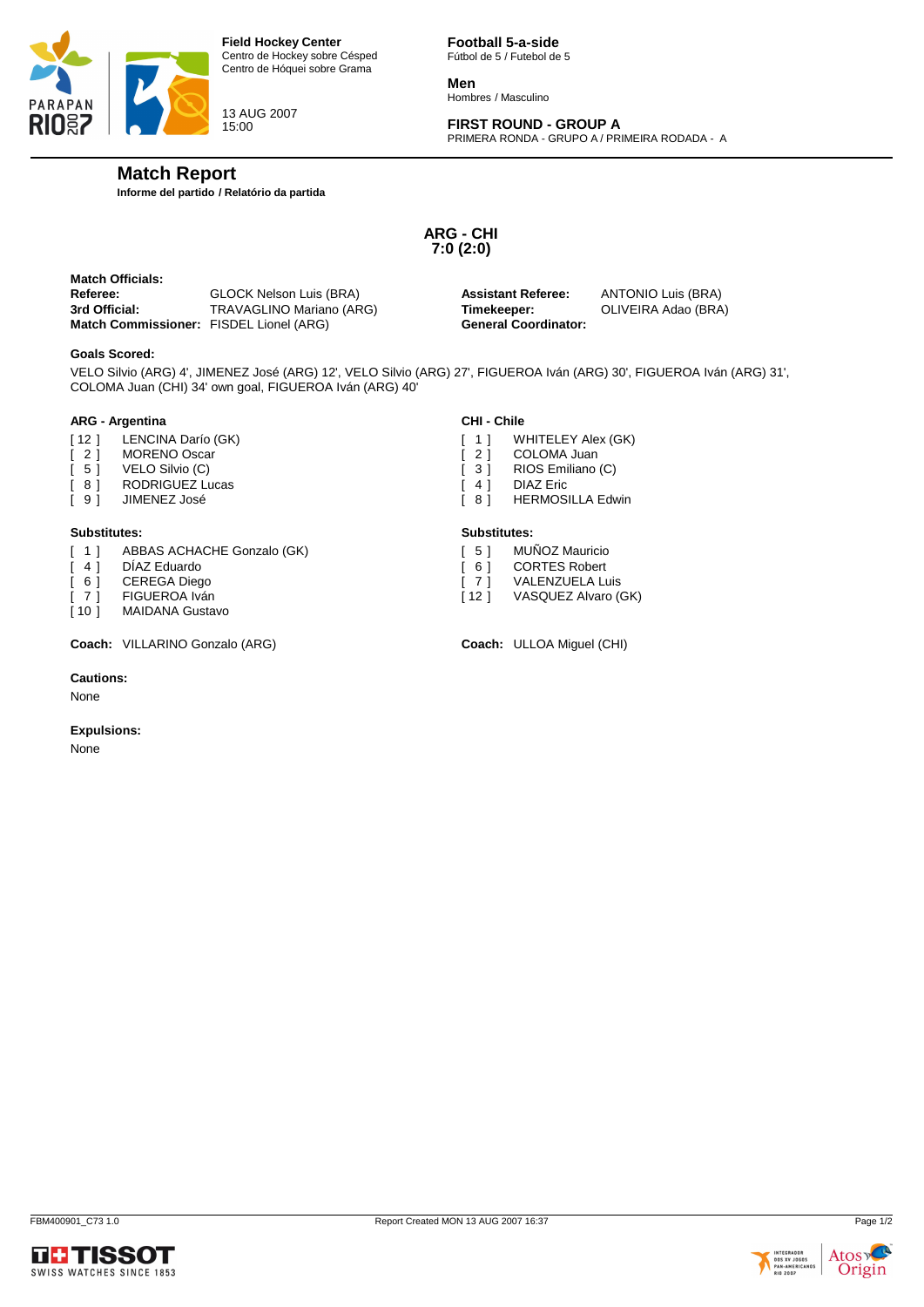**Field Hockey Center**
Centro de Hockey sobre Césped
Centro de Hóquei sobre Grama

13 AUG 2007
15:00

**Football 5-a-side**
Fútbol de 5 / Futebol de 5

**Men**
Hombres / Masculino

**FIRST ROUND - GROUP A**
PRIMERA RONDA - GRUPO A / PRIMEIRA RODADA - A

# Match Report

**Informe del partido / Relatório da partida**

## ARG - CHI
## 7:0 (2:0)

**Match Officials:**

| | | | |
|---|---|---|---|
| **Referee:** | GLOCK Nelson Luis (BRA) | **Assistant Referee:** | ANTONIO Luis (BRA) |
| **3rd Official:** | TRAVAGLINO Mariano (ARG) | **Timekeeper:** | OLIVEIRA Adao (BRA) |
| **Match Commissioner:** | FISDEL Lionel (ARG) | **General Coordinator:** | |

**Goals Scored:**

VELO Silvio (ARG) 4', JIMENEZ José (ARG) 12', VELO Silvio (ARG) 27', FIGUEROA Iván (ARG) 30', FIGUEROA Iván (ARG) 31', COLOMA Juan (CHI) 34' own goal, FIGUEROA Iván (ARG) 40'

**ARG - Argentina**

[ 12 ] LENCINA Darío (GK)
[ 2 ] MORENO Oscar
[ 5 ] VELO Silvio (C)
[ 8 ] RODRIGUEZ Lucas
[ 9 ] JIMENEZ José

**Substitutes:**

[ 1 ] ABBAS ACHACHE Gonzalo (GK)
[ 4 ] DÍAZ Eduardo
[ 6 ] CEREGA Diego
[ 7 ] FIGUEROA Iván
[ 10 ] MAIDANA Gustavo

**Coach:** VILLARINO Gonzalo (ARG)

**CHI - Chile**

[ 1 ] WHITELEY Alex (GK)
[ 2 ] COLOMA Juan
[ 3 ] RIOS Emiliano (C)
[ 4 ] DIAZ Eric
[ 8 ] HERMOSILLA Edwin

**Substitutes:**

[ 5 ] MUÑOZ Mauricio
[ 6 ] CORTES Robert
[ 7 ] VALENZUELA Luis
[ 12 ] VASQUEZ Alvaro (GK)

**Coach:** ULLOA Miguel (CHI)

**Cautions:**

None

**Expulsions:**

None

FBM400901_C73 1.0 Report Created MON 13 AUG 2007 16:37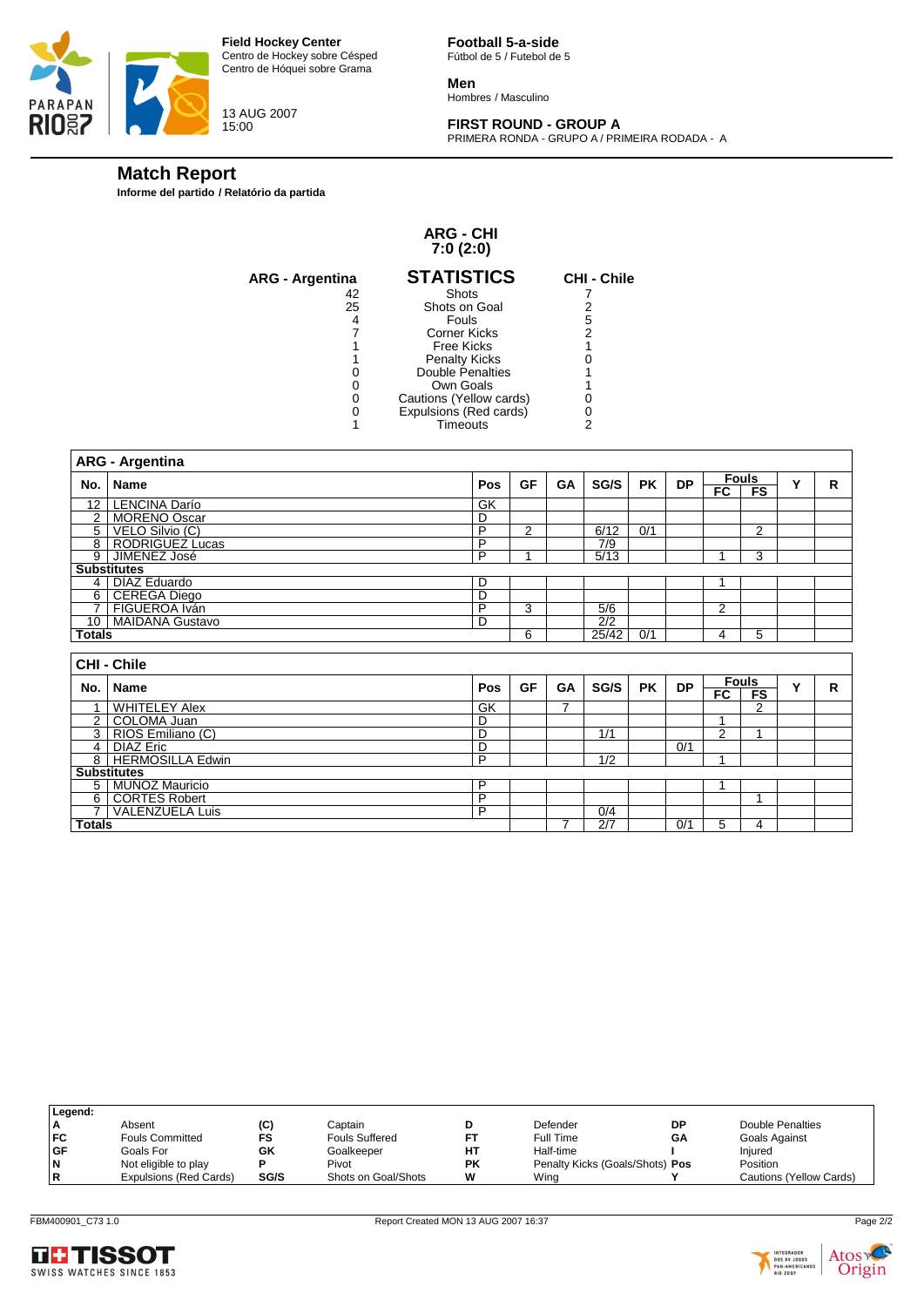**Field Hockey Center**
Centro de Hockey sobre Césped
Centro de Hóquei sobre Grama

13 AUG 2007
15:00

**Football 5-a-side**
Fútbol de 5 / Futebol de 5

**Men**
Hombres / Masculino

**FIRST ROUND - GROUP A**
PRIMERA RONDA - GRUPO A / PRIMEIRA RODADA - A

# Match Report

**Informe del partido / Relatório da partida**

## ARG - CHI
## 7:0 (2:0)

| ARG - Argentina | STATISTICS | CHI - Chile |
|---|---|---|
| 42 | Shots | 7 |
| 25 | Shots on Goal | 2 |
| 4 | Fouls | 5 |
| 7 | Corner Kicks | 2 |
| 1 | Free Kicks | 1 |
| 1 | Penalty Kicks | 0 |
| 0 | Double Penalties | 1 |
| 0 | Own Goals | 1 |
| 0 | Cautions (Yellow cards) | 0 |
| 0 | Expulsions (Red cards) | 0 |
| 1 | Timeouts | 2 |

### ARG - Argentina

| No. | Name | Pos | GF | GA | SG/S | PK | DP | Fouls FC | Fouls FS | Y | R |
|---|---|---|---|---|---|---|---|---|---|---|---|
| 12 | LENCINA Darío | GK | | | | | | | | | |
| 2 | MORENO Oscar | D | | | | | | | | | |
| 5 | VELO Silvio (C) | P | 2 | | 6/12 | 0/1 | | | 2 | | |
| 8 | RODRIGUEZ Lucas | P | | | 7/9 | | | | | | |
| 9 | JIMENEZ José | P | 1 | | 5/13 | | | 1 | 3 | | |
| **Substitutes** | | | | | | | | | | | |
| 4 | DIAZ Eduardo | D | | | | | | 1 | | | |
| 6 | CEREGA Diego | D | | | | | | | | | |
| 7 | FIGUEROA Iván | P | 3 | | 5/6 | | | 2 | | | |
| 10 | MAIDANA Gustavo | D | | | 2/2 | | | | | | |
| **Totals** | | | 6 | | 25/42 | 0/1 | | 4 | 5 | | |

### CHI - Chile

| No. | Name | Pos | GF | GA | SG/S | PK | DP | Fouls FC | Fouls FS | Y | R |
|---|---|---|---|---|---|---|---|---|---|---|---|
| 1 | WHITELEY Alex | GK | | 7 | | | | | 2 | | |
| 2 | COLOMA Juan | D | | | | | | 1 | | | |
| 3 | RIOS Emiliano (C) | D | | | 1/1 | | | 2 | 1 | | |
| 4 | DIAZ Eric | D | | | | | 0/1 | | | | |
| 8 | HERMOSILLA Edwin | P | | | 1/2 | | | 1 | | | |
| **Substitutes** | | | | | | | | | | | |
| 5 | MUÑOZ Mauricio | P | | | | | | 1 | | | |
| 6 | CORTES Robert | P | | | | | | | 1 | | |
| 7 | VALENZUELA Luis | P | | | 0/4 | | | | | | |
| **Totals** | | | | 7 | 2/7 | | 0/1 | 5 | 4 | | |

**Legend:**

| | | | | | | | |
|---|---|---|---|---|---|---|---|
| **A** | Absent | **(C)** | Captain | **D** | Defender | **DP** | Double Penalties |
| **FC** | Fouls Committed | **FS** | Fouls Suffered | **FT** | Full Time | **GA** | Goals Against |
| **GF** | Goals For | **GK** | Goalkeeper | **HT** | Half-time | **I** | Injured |
| **N** | Not eligible to play | **P** | Pivot | **PK** | Penalty Kicks (Goals/Shots) | **Pos** | Position |
| **R** | Expulsions (Red Cards) | **SG/S** | Shots on Goal/Shots | **W** | Wing | **Y** | Cautions (Yellow Cards) |

FBM400901_C73 1.0 — Report Created MON 13 AUG 2007 16:37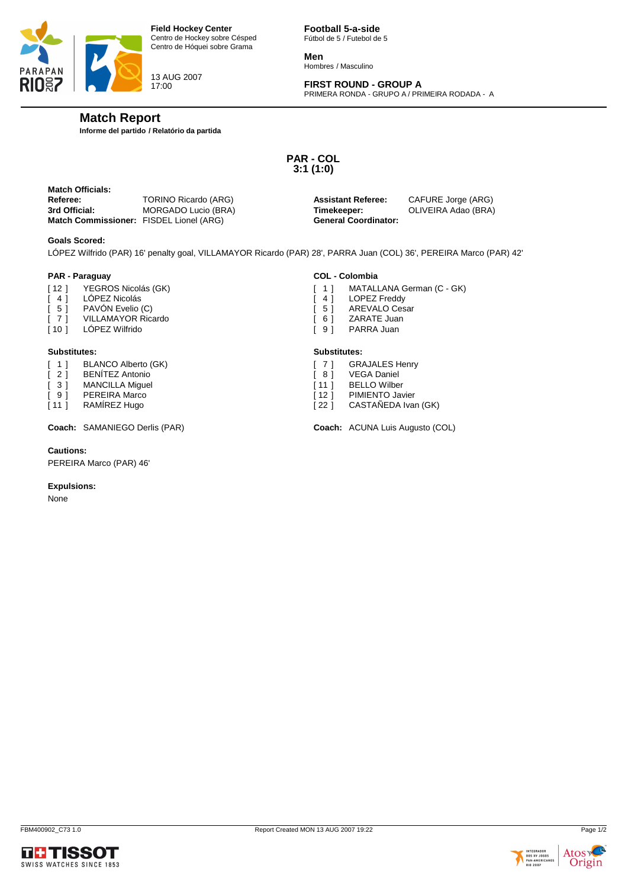**Field Hockey Center**
Centro de Hockey sobre Césped
Centro de Hóquei sobre Grama

13 AUG 2007
17:00

**Football 5-a-side**
Fútbol de 5 / Futebol de 5

**Men**
Hombres / Masculino

**FIRST ROUND - GROUP A**
PRIMERA RONDA - GRUPO A / PRIMEIRA RODADA - A

## Match Report

**Informe del partido / Relatório da partida**

### PAR - COL
### 3:1 (1:0)

**Match Officials:**

| | | | |
|---|---|---|---|
| **Referee:** | TORINO Ricardo (ARG) | **Assistant Referee:** | CAFURE Jorge (ARG) |
| **3rd Official:** | MORGADO Lucio (BRA) | **Timekeeper:** | OLIVEIRA Adao (BRA) |
| **Match Commissioner:** | FISDEL Lionel (ARG) | **General Coordinator:** | |

**Goals Scored:**

LÓPEZ Wilfrido (PAR) 16' penalty goal, VILLAMAYOR Ricardo (PAR) 28', PARRA Juan (COL) 36', PEREIRA Marco (PAR) 42'

**PAR - Paraguay**

- [ 12 ] YEGROS Nicolás (GK)
- [ 4 ] LÓPEZ Nicolás
- [ 5 ] PAVÓN Evelio (C)
- [ 7 ] VILLAMAYOR Ricardo
- [ 10 ] LÓPEZ Wilfrido

**Substitutes:**

- [ 1 ] BLANCO Alberto (GK)
- [ 2 ] BENÍTEZ Antonio
- [ 3 ] MANCILLA Miguel
- [ 9 ] PEREIRA Marco
- [ 11 ] RAMÍREZ Hugo

**Coach:** SAMANIEGO Derlis (PAR)

**COL - Colombia**

- [ 1 ] MATALLANA German (C - GK)
- [ 4 ] LOPEZ Freddy
- [ 5 ] AREVALO Cesar
- [ 6 ] ZARATE Juan
- [ 9 ] PARRA Juan

**Substitutes:**

- [ 7 ] GRAJALES Henry
- [ 8 ] VEGA Daniel
- [ 11 ] BELLO Wilber
- [ 12 ] PIMIENTO Javier
- [ 22 ] CASTAÑEDA Ivan (GK)

**Coach:** ACUNA Luis Augusto (COL)

**Cautions:**

PEREIRA Marco (PAR) 46'

**Expulsions:**

None

FBM400902_C73 1.0 Report Created MON 13 AUG 2007 19:22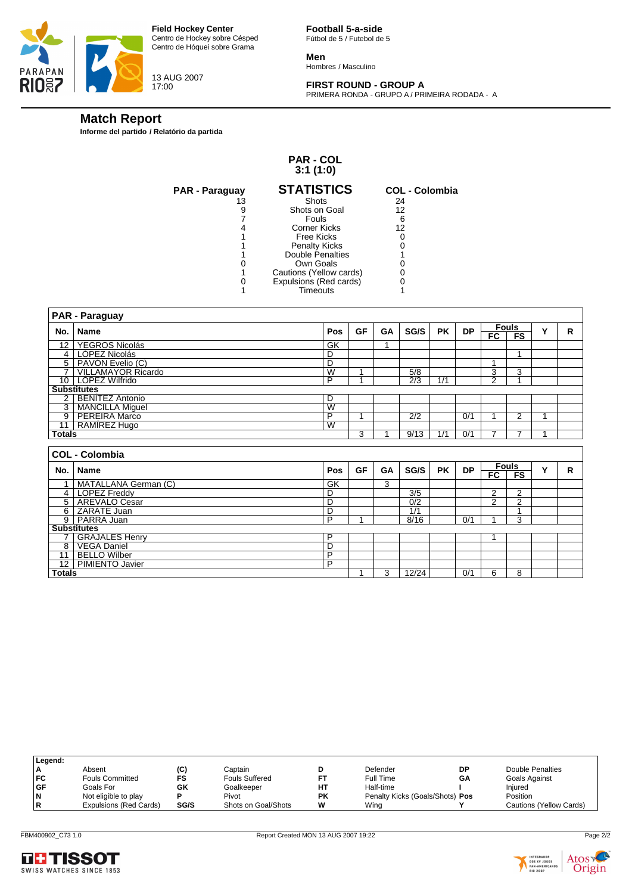**Field Hockey Center**
Centro de Hockey sobre Césped
Centro de Hóquei sobre Grama

13 AUG 2007
17:00

**Football 5-a-side**
Fútbol de 5 / Futebol de 5

**Men**
Hombres / Masculino

**FIRST ROUND - GROUP A**
PRIMERA RONDA - GRUPO A / PRIMEIRA RODADA - A

## Match Report

**Informe del partido / Relatório da partida**

### PAR - COL
### 3:1 (1:0)

| PAR - Paraguay | STATISTICS | COL - Colombia |
|---|---|---|
| 13 | Shots | 24 |
| 9 | Shots on Goal | 12 |
| 7 | Fouls | 6 |
| 4 | Corner Kicks | 12 |
| 1 | Free Kicks | 0 |
| 1 | Penalty Kicks | 0 |
| 1 | Double Penalties | 1 |
| 0 | Own Goals | 0 |
| 1 | Cautions (Yellow cards) | 0 |
| 0 | Expulsions (Red cards) | 0 |
| 1 | Timeouts | 1 |

**PAR - Paraguay**

| No. | Name | Pos | GF | GA | SG/S | PK | DP | Fouls FC | Fouls FS | Y | R |
|---|---|---|---|---|---|---|---|---|---|---|---|
| 12 | YEGROS Nicolás | GK | | 1 | | | | | | | |
| 4 | LÓPEZ Nicolás | D | | | | | | | 1 | | |
| 5 | PAVÓN Evelio (C) | D | | | | | | 1 | | | |
| 7 | VILLAMAYOR Ricardo | W | 1 | | 5/8 | | | 3 | 3 | | |
| 10 | LÓPEZ Wilfrido | P | 1 | | 2/3 | 1/1 | | 2 | 1 | | |
| **Substitutes** | | | | | | | | | | | |
| 2 | BENÍTEZ Antonio | D | | | | | | | | | |
| 3 | MANCILLA Miguel | W | | | | | | | | | |
| 9 | PEREIRA Marco | P | 1 | | 2/2 | | 0/1 | 1 | 2 | 1 | |
| 11 | RAMÍREZ Hugo | W | | | | | | | | | |
| **Totals** | | | 3 | 1 | 9/13 | 1/1 | 0/1 | 7 | 7 | 1 | |

**COL - Colombia**

| No. | Name | Pos | GF | GA | SG/S | PK | DP | Fouls FC | Fouls FS | Y | R |
|---|---|---|---|---|---|---|---|---|---|---|---|
| 1 | MATALLANA German (C) | GK | | 3 | | | | | | | |
| 4 | LOPEZ Freddy | D | | | 3/5 | | | 2 | 2 | | |
| 5 | AREVALO Cesar | D | | | 0/2 | | | 2 | 2 | | |
| 6 | ZARATE Juan | D | | | 1/1 | | | | 1 | | |
| 9 | PARRA Juan | P | 1 | | 8/16 | | 0/1 | 1 | 3 | | |
| **Substitutes** | | | | | | | | | | | |
| 7 | GRAJALES Henry | P | | | | | | 1 | | | |
| 8 | VEGA Daniel | D | | | | | | | | | |
| 11 | BELLO Wilber | P | | | | | | | | | |
| 12 | PIMIENTO Javier | P | | | | | | | | | |
| **Totals** | | | 1 | 3 | 12/24 | | 0/1 | 6 | 8 | | |

**Legend:**

| | | | | | | | |
|---|---|---|---|---|---|---|---|
| A | Absent | (C) | Captain | D | Defender | DP | Double Penalties |
| FC | Fouls Committed | FS | Fouls Suffered | FT | Full Time | GA | Goals Against |
| GF | Goals For | GK | Goalkeeper | HT | Half-time | I | Injured |
| N | Not eligible to play | P | Pivot | PK | Penalty Kicks (Goals/Shots) | Pos | Position |
| R | Expulsions (Red Cards) | SG/S | Shots on Goal/Shots | W | Wing | Y | Cautions (Yellow Cards) |

FBM400902_C73 1.0 Report Created MON 13 AUG 2007 19:22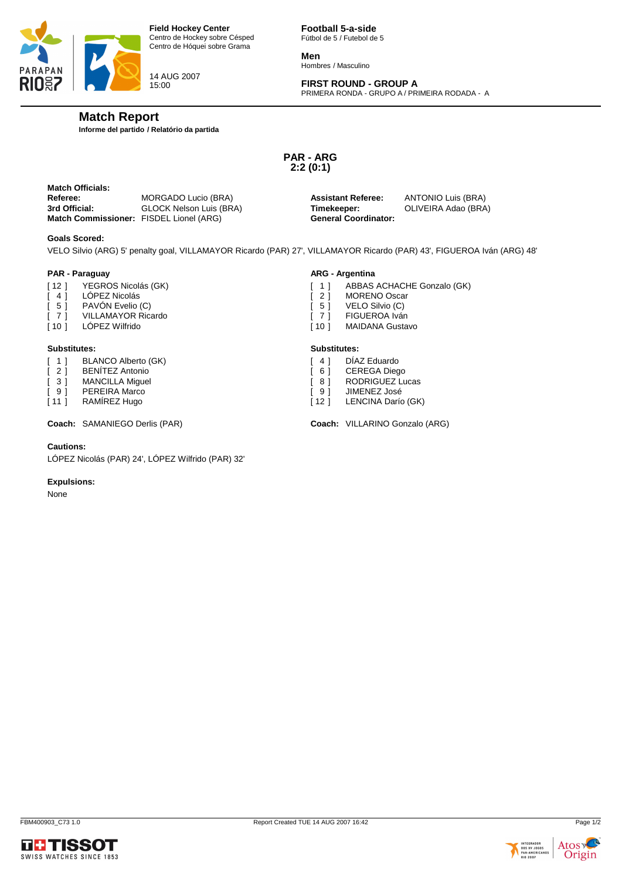**Field Hockey Center**
Centro de Hockey sobre Césped
Centro de Hóquei sobre Grama

14 AUG 2007
15:00

**Football 5-a-side**
Fútbol de 5 / Futebol de 5

**Men**
Hombres / Masculino

**FIRST ROUND - GROUP A**
PRIMERA RONDA - GRUPO A / PRIMEIRA RODADA - A

# Match Report

**Informe del partido / Relatório da partida**

**PAR - ARG**
**2:2 (0:1)**

**Match Officials:**

| | | | |
|---|---|---|---|
| **Referee:** | MORGADO Lucio (BRA) | **Assistant Referee:** | ANTONIO Luis (BRA) |
| **3rd Official:** | GLOCK Nelson Luis (BRA) | **Timekeeper:** | OLIVEIRA Adao (BRA) |
| **Match Commissioner:** | FISDEL Lionel (ARG) | **General Coordinator:** | |

**Goals Scored:**

VELO Silvio (ARG) 5' penalty goal, VILLAMAYOR Ricardo (PAR) 27', VILLAMAYOR Ricardo (PAR) 43', FIGUEROA Iván (ARG) 48'

**PAR - Paraguay**

[ 12 ] YEGROS Nicolás (GK)
[ 4 ] LÓPEZ Nicolás
[ 5 ] PAVÓN Evelio (C)
[ 7 ] VILLAMAYOR Ricardo
[ 10 ] LÓPEZ Wilfrido

**Substitutes:**

[ 1 ] BLANCO Alberto (GK)
[ 2 ] BENÍTEZ Antonio
[ 3 ] MANCILLA Miguel
[ 9 ] PEREIRA Marco
[ 11 ] RAMÍREZ Hugo

**Coach:** SAMANIEGO Derlis (PAR)

**ARG - Argentina**

[ 1 ] ABBAS ACHACHE Gonzalo (GK)
[ 2 ] MORENO Oscar
[ 5 ] VELO Silvio (C)
[ 7 ] FIGUEROA Iván
[ 10 ] MAIDANA Gustavo

**Substitutes:**

[ 4 ] DÍAZ Eduardo
[ 6 ] CEREGA Diego
[ 8 ] RODRIGUEZ Lucas
[ 9 ] JIMENEZ José
[ 12 ] LENCINA Darío (GK)

**Coach:** VILLARINO Gonzalo (ARG)

**Cautions:**

LÓPEZ Nicolás (PAR) 24', LÓPEZ Wilfrido (PAR) 32'

**Expulsions:**

None

FBM400903_C73 1.0    Report Created TUE 14 AUG 2007 16:42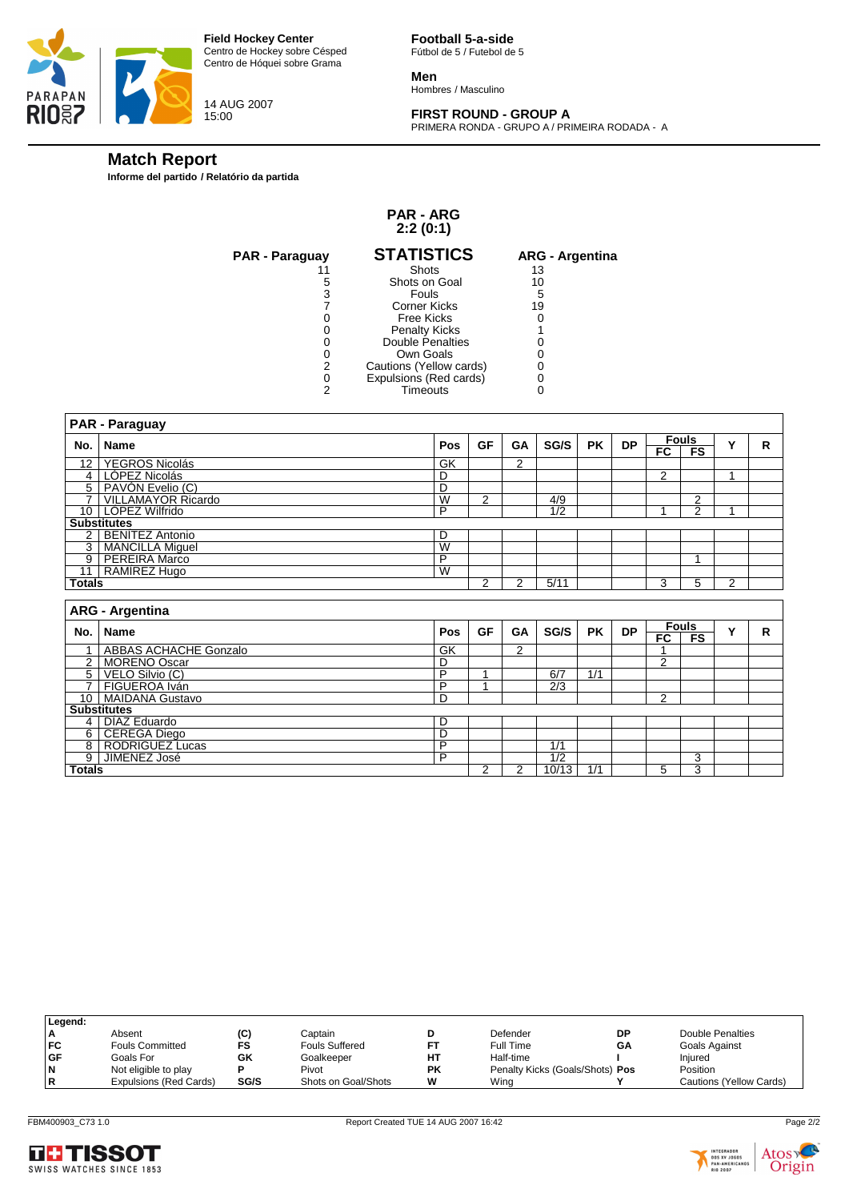**Field Hockey Center**
Centro de Hockey sobre Césped
Centro de Hóquei sobre Grama

14 AUG 2007
15:00

**Football 5-a-side**
Fútbol de 5 / Futebol de 5

**Men**
Hombres / Masculino

**FIRST ROUND - GROUP A**
PRIMERA RONDA - GRUPO A / PRIMEIRA RODADA - A

# Match Report

**Informe del partido / Relatório da partida**

**PAR - ARG**
**2:2 (0:1)**

| PAR - Paraguay | STATISTICS | ARG - Argentina |
|---|---|---|
| 11 | Shots | 13 |
| 5 | Shots on Goal | 10 |
| 3 | Fouls | 5 |
| 7 | Corner Kicks | 19 |
| 0 | Free Kicks | 0 |
| 0 | Penalty Kicks | 1 |
| 0 | Double Penalties | 0 |
| 0 | Own Goals | 0 |
| 2 | Cautions (Yellow cards) | 0 |
| 0 | Expulsions (Red cards) | 0 |
| 2 | Timeouts | 0 |

## PAR - Paraguay

| No. | Name | Pos | GF | GA | SG/S | PK | DP | Fouls FC | Fouls FS | Y | R |
|---|---|---|---|---|---|---|---|---|---|---|---|
| 12 | YEGROS Nicolás | GK | | 2 | | | | | | | |
| 4 | LÓPEZ Nicolás | D | | | | | | 2 | | 1 | |
| 5 | PAVÓN Evelio (C) | D | | | | | | | | | |
| 7 | VILLAMAYOR Ricardo | W | 2 | | 4/9 | | | | 2 | | |
| 10 | LÓPEZ Wilfrido | P | | | 1/2 | | | 1 | 2 | 1 | |
| **Substitutes** | | | | | | | | | | | |
| 2 | BENITEZ Antonio | D | | | | | | | | | |
| 3 | MANCILLA Miguel | W | | | | | | | | | |
| 9 | PEREIRA Marco | P | | | | | | | 1 | | |
| 11 | RAMIREZ Hugo | W | | | | | | | | | |
| **Totals** | | | 2 | 2 | 5/11 | | | 3 | 5 | 2 | |

## ARG - Argentina

| No. | Name | Pos | GF | GA | SG/S | PK | DP | Fouls FC | Fouls FS | Y | R |
|---|---|---|---|---|---|---|---|---|---|---|---|
| 1 | ABBAS ACHACHE Gonzalo | GK | | 2 | | | | 1 | | | |
| 2 | MORENO Oscar | D | | | | | | 2 | | | |
| 5 | VELO Silvio (C) | P | 1 | | 6/7 | 1/1 | | | | | |
| 7 | FIGUEROA Iván | P | 1 | | 2/3 | | | | | | |
| 10 | MAIDANA Gustavo | D | | | | | | 2 | | | |
| **Substitutes** | | | | | | | | | | | |
| 4 | DÍAZ Eduardo | D | | | | | | | | | |
| 6 | CEREGA Diego | D | | | | | | | | | |
| 8 | RODRIGUEZ Lucas | P | | | 1/1 | | | | | | |
| 9 | JIMÉNEZ José | P | | | 1/2 | | | | 3 | | |
| **Totals** | | | 2 | 2 | 10/13 | 1/1 | | 5 | 3 | | |

**Legend:**

| | | | | | | | |
|---|---|---|---|---|---|---|---|
| A | Absent | (C) | Captain | D | Defender | DP | Double Penalties |
| FC | Fouls Committed | FS | Fouls Suffered | FT | Full Time | GA | Goals Against |
| GF | Goals For | GK | Goalkeeper | HT | Half-time | I | Injured |
| N | Not eligible to play | P | Pivot | PK | Penalty Kicks (Goals/Shots) | Pos | Position |
| R | Expulsions (Red Cards) | SG/S | Shots on Goal/Shots | W | Wing | Y | Cautions (Yellow Cards) |

FBM400903_C73 1.0 Report Created TUE 14 AUG 2007 16:42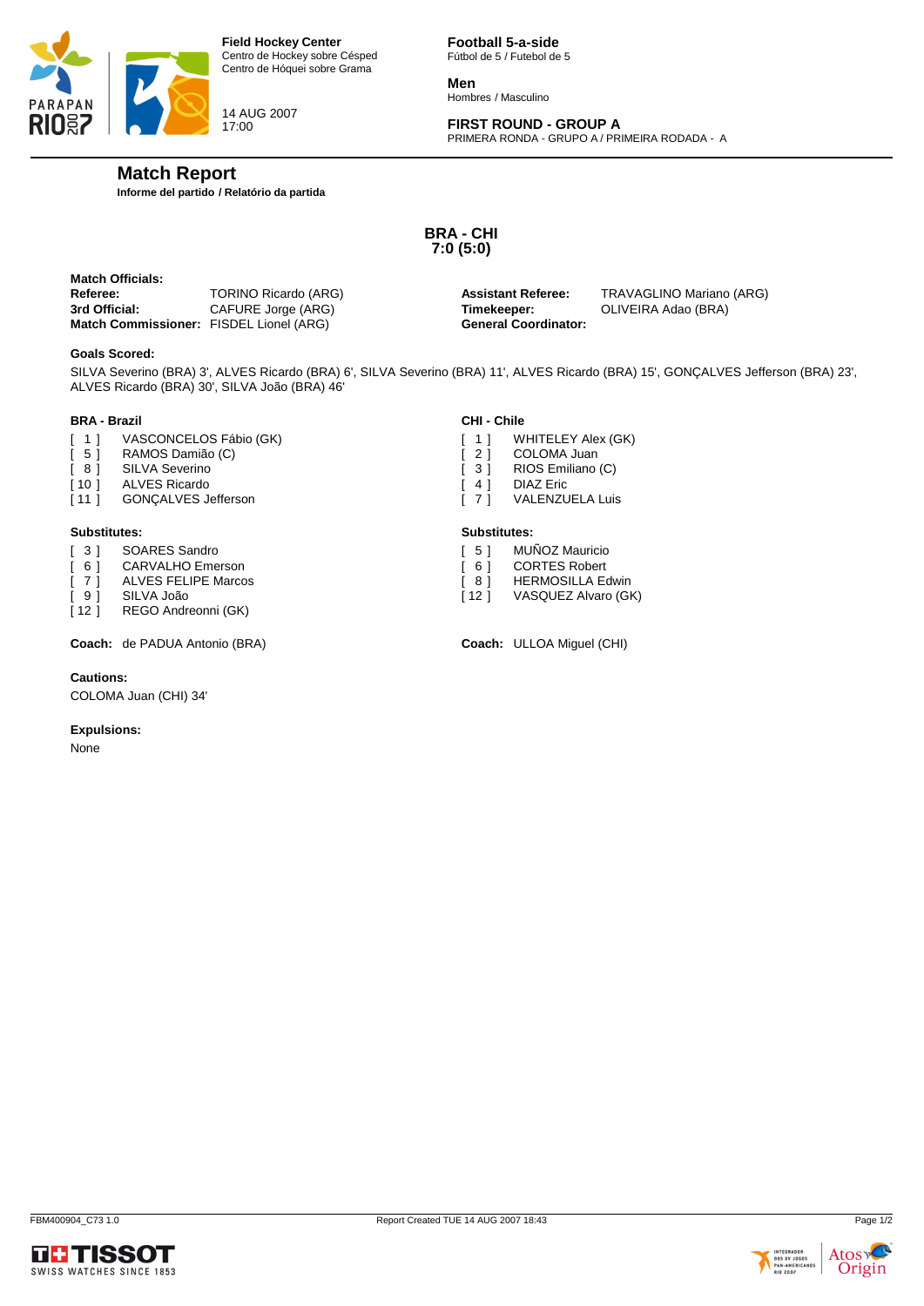**Field Hockey Center**
Centro de Hockey sobre Césped
Centro de Hóquei sobre Grama

14 AUG 2007
17:00

**Football 5-a-side**
Fútbol de 5 / Futebol de 5

**Men**
Hombres / Masculino

**FIRST ROUND - GROUP A**
PRIMERA RONDA - GRUPO A / PRIMEIRA RODADA - A

## Match Report

**Informe del partido / Relatório da partida**

### BRA - CHI
### 7:0 (5:0)

**Match Officials:**

| | | | |
|---|---|---|---|
| **Referee:** | TORINO Ricardo (ARG) | **Assistant Referee:** | TRAVAGLINO Mariano (ARG) |
| **3rd Official:** | CAFURE Jorge (ARG) | **Timekeeper:** | OLIVEIRA Adao (BRA) |
| **Match Commissioner:** | FISDEL Lionel (ARG) | **General Coordinator:** | |

**Goals Scored:**

SILVA Severino (BRA) 3', ALVES Ricardo (BRA) 6', SILVA Severino (BRA) 11', ALVES Ricardo (BRA) 15', GONÇALVES Jefferson (BRA) 23', ALVES Ricardo (BRA) 30', SILVA João (BRA) 46'

**BRA - Brazil**

[ 1 ] VASCONCELOS Fábio (GK)
[ 5 ] RAMOS Damião (C)
[ 8 ] SILVA Severino
[ 10 ] ALVES Ricardo
[ 11 ] GONÇALVES Jefferson

**Substitutes:**

[ 3 ] SOARES Sandro
[ 6 ] CARVALHO Emerson
[ 7 ] ALVES FELIPE Marcos
[ 9 ] SILVA João
[ 12 ] REGO Andreonni (GK)

**Coach:** de PADUA Antonio (BRA)

**CHI - Chile**

[ 1 ] WHITELEY Alex (GK)
[ 2 ] COLOMA Juan
[ 3 ] RIOS Emiliano (C)
[ 4 ] DIAZ Eric
[ 7 ] VALENZUELA Luis

**Substitutes:**

[ 5 ] MUÑOZ Mauricio
[ 6 ] CORTES Robert
[ 8 ] HERMOSILLA Edwin
[ 12 ] VASQUEZ Alvaro (GK)

**Coach:** ULLOA Miguel (CHI)

**Cautions:**

COLOMA Juan (CHI) 34'

**Expulsions:**

None

FBM400904_C73 1.0 Report Created TUE 14 AUG 2007 18:43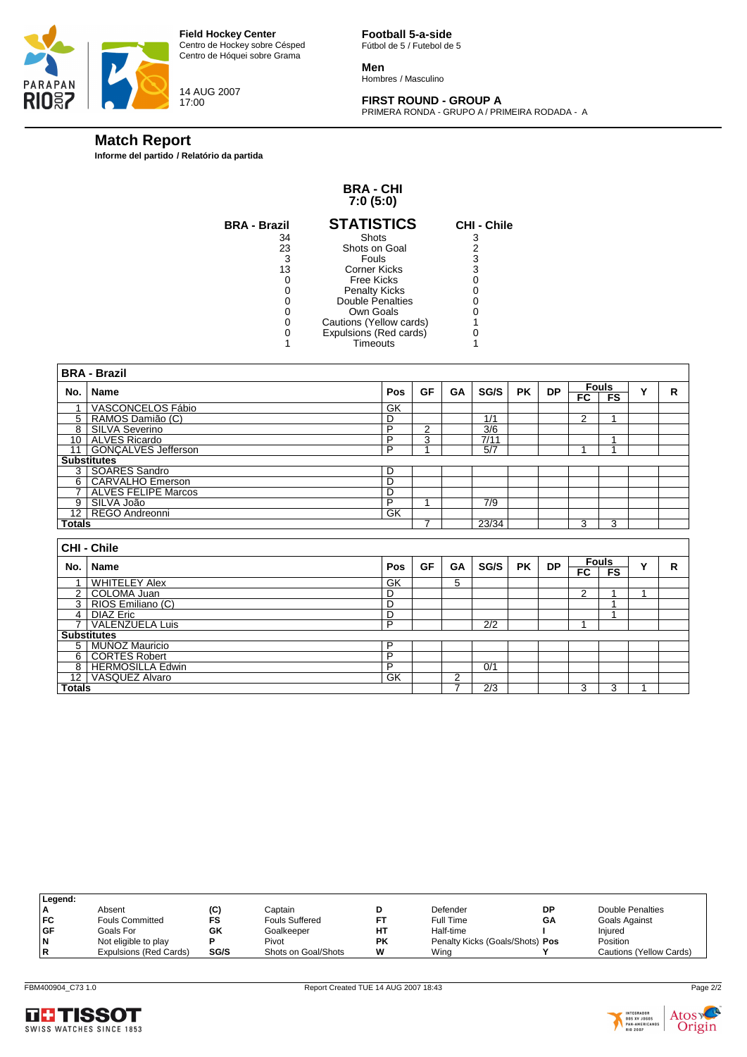**Field Hockey Center**
Centro de Hockey sobre Césped
Centro de Hóquei sobre Grama

14 AUG 2007
17:00

**Football 5-a-side**
Fútbol de 5 / Futebol de 5

**Men**
Hombres / Masculino

**FIRST ROUND - GROUP A**
PRIMERA RONDA - GRUPO A / PRIMEIRA RODADA - A

# Match Report

**Informe del partido / Relatório da partida**

## BRA - CHI
## 7:0 (5:0)

| BRA - Brazil | STATISTICS | CHI - Chile |
|---|---|---|
| 34 | Shots | 3 |
| 23 | Shots on Goal | 2 |
| 3 | Fouls | 3 |
| 13 | Corner Kicks | 3 |
| 0 | Free Kicks | 0 |
| 0 | Penalty Kicks | 0 |
| 0 | Double Penalties | 0 |
| 0 | Own Goals | 0 |
| 0 | Cautions (Yellow cards) | 1 |
| 0 | Expulsions (Red cards) | 0 |
| 1 | Timeouts | 1 |

### BRA - Brazil

| No. | Name | Pos | GF | GA | SG/S | PK | DP | Fouls FC | Fouls FS | Y | R |
|---|---|---|---|---|---|---|---|---|---|---|---|
| 1 | VASCONCELOS Fábio | GK | | | | | | | | | |
| 5 | RAMOS Damião (C) | D | | | 1/1 | | | 2 | 1 | | |
| 8 | SILVA Severino | P | 2 | | 3/6 | | | | | | |
| 10 | ALVES Ricardo | P | 3 | | 7/11 | | | | 1 | | |
| 11 | GONÇALVES Jefferson | P | 1 | | 5/7 | | | 1 | 1 | | |
| **Substitutes** | | | | | | | | | | | |
| 3 | SOARES Sandro | D | | | | | | | | | |
| 6 | CARVALHO Emerson | D | | | | | | | | | |
| 7 | ALVES FELIPE Marcos | D | | | | | | | | | |
| 9 | SILVA João | P | 1 | | 7/9 | | | | | | |
| 12 | REGO Andreonni | GK | | | | | | | | | |
| **Totals** | | | 7 | | 23/34 | | | 3 | 3 | | |

### CHI - Chile

| No. | Name | Pos | GF | GA | SG/S | PK | DP | Fouls FC | Fouls FS | Y | R |
|---|---|---|---|---|---|---|---|---|---|---|---|
| 1 | WHITELEY Alex | GK | | 5 | | | | | | | |
| 2 | COLOMA Juan | D | | | | | | 2 | 1 | 1 | |
| 3 | RIOS Emiliano (C) | D | | | | | | | 1 | | |
| 4 | DIAZ Eric | D | | | | | | | 1 | | |
| 7 | VALENZUELA Luis | P | | | 2/2 | | | 1 | | | |
| **Substitutes** | | | | | | | | | | | |
| 5 | MUÑOZ Mauricio | P | | | | | | | | | |
| 6 | CORTES Robert | P | | | | | | | | | |
| 8 | HERMOSILLA Edwin | P | | | 0/1 | | | | | | |
| 12 | VASQUEZ Alvaro | GK | | 2 | | | | | | | |
| **Totals** | | | | 7 | 2/3 | | | 3 | 3 | 1 | |

**Legend:**

| | | | | | | | |
|---|---|---|---|---|---|---|---|
| A | Absent | (C) | Captain | D | Defender | DP | Double Penalties |
| FC | Fouls Committed | FS | Fouls Suffered | FT | Full Time | GA | Goals Against |
| GF | Goals For | GK | Goalkeeper | HT | Half-time | I | Injured |
| N | Not eligible to play | P | Pivot | PK | Penalty Kicks (Goals/Shots) | Pos | Position |
| R | Expulsions (Red Cards) | SG/S | Shots on Goal/Shots | W | Wing | Y | Cautions (Yellow Cards) |

FBM400904_C73 1.0 Report Created TUE 14 AUG 2007 18:43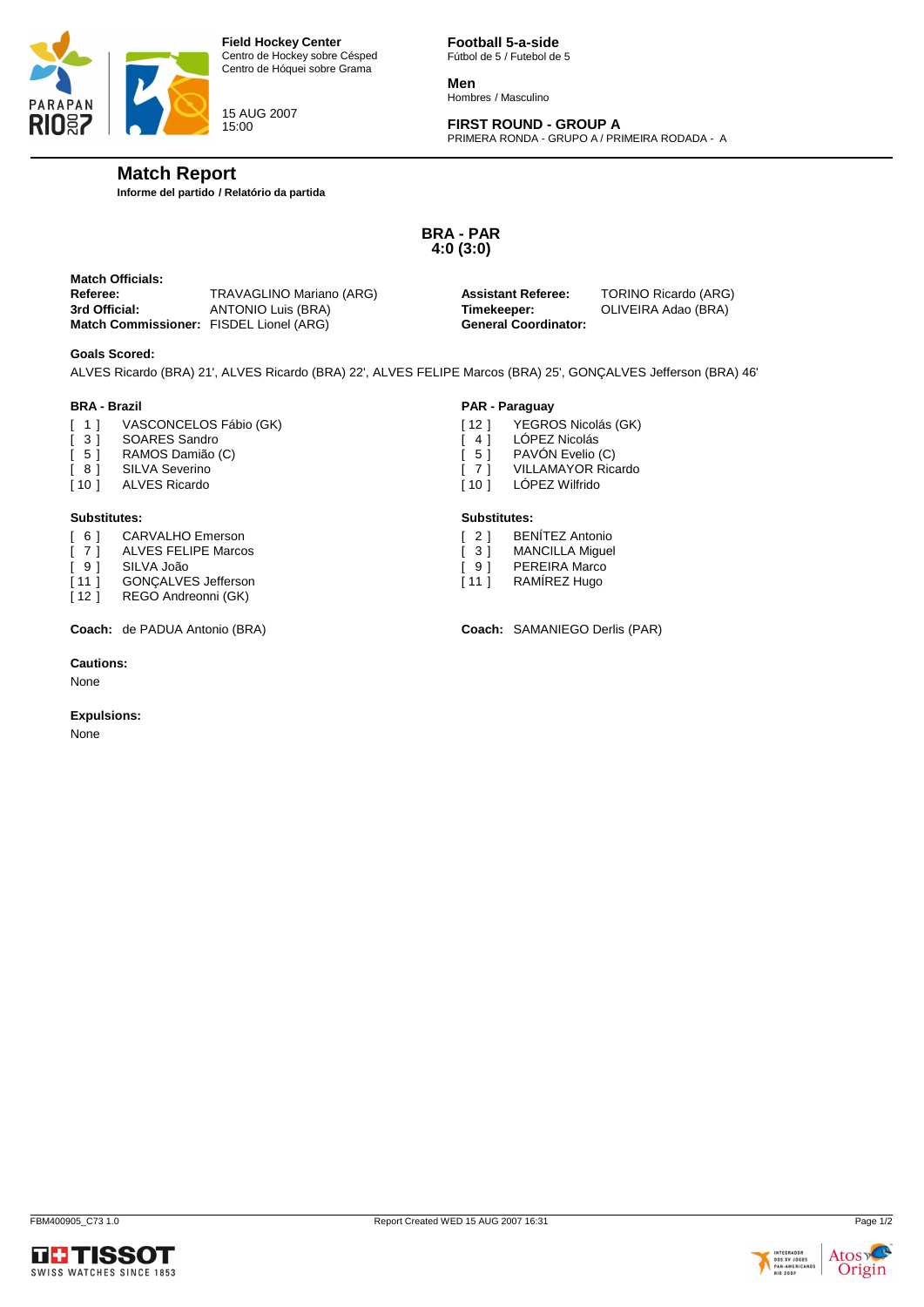**Field Hockey Center**
Centro de Hockey sobre Césped
Centro de Hóquei sobre Grama

15 AUG 2007
15:00

**Football 5-a-side**
Fútbol de 5 / Futebol de 5

**Men**
Hombres / Masculino

**FIRST ROUND - GROUP A**
PRIMERA RONDA - GRUPO A / PRIMEIRA RODADA - A

# Match Report

**Informe del partido / Relatório da partida**

**BRA - PAR**
**4:0 (3:0)**

**Match Officials:**

| | | | |
|---|---|---|---|
| **Referee:** | TRAVAGLINO Mariano (ARG) | **Assistant Referee:** | TORINO Ricardo (ARG) |
| **3rd Official:** | ANTONIO Luis (BRA) | **Timekeeper:** | OLIVEIRA Adao (BRA) |
| **Match Commissioner:** | FISDEL Lionel (ARG) | **General Coordinator:** | |

**Goals Scored:**

ALVES Ricardo (BRA) 21', ALVES Ricardo (BRA) 22', ALVES FELIPE Marcos (BRA) 25', GONÇALVES Jefferson (BRA) 46'

**BRA - Brazil**

[ 1 ] VASCONCELOS Fábio (GK)
[ 3 ] SOARES Sandro
[ 5 ] RAMOS Damião (C)
[ 8 ] SILVA Severino
[ 10 ] ALVES Ricardo

**Substitutes:**

[ 6 ] CARVALHO Emerson
[ 7 ] ALVES FELIPE Marcos
[ 9 ] SILVA João
[ 11 ] GONÇALVES Jefferson
[ 12 ] REGO Andreonni (GK)

**Coach:** de PADUA Antonio (BRA)

**PAR - Paraguay**

[ 12 ] YEGROS Nicolás (GK)
[ 4 ] LÓPEZ Nicolás
[ 5 ] PAVÓN Evelio (C)
[ 7 ] VILLAMAYOR Ricardo
[ 10 ] LÓPEZ Wilfrido

**Substitutes:**

[ 2 ] BENÍTEZ Antonio
[ 3 ] MANCILLA Miguel
[ 9 ] PEREIRA Marco
[ 11 ] RAMÍREZ Hugo

**Coach:** SAMANIEGO Derlis (PAR)

**Cautions:**

None

**Expulsions:**

None

FBM400905_C73 1.0 Report Created WED 15 AUG 2007 16:31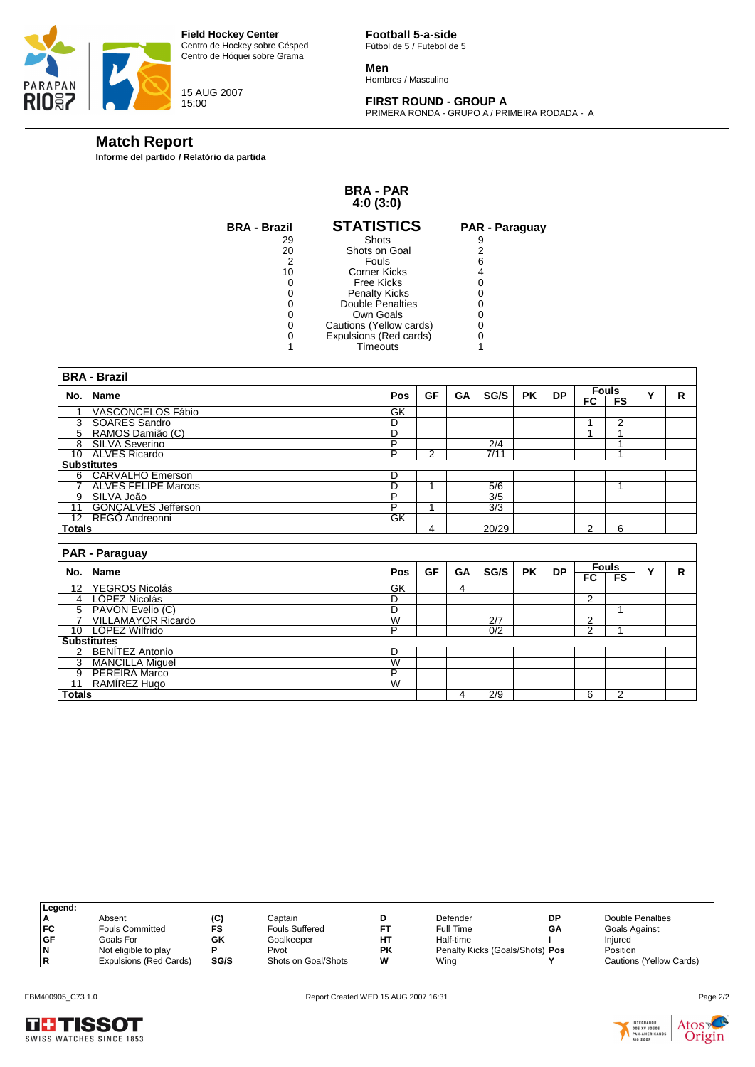**Field Hockey Center**
Centro de Hockey sobre Césped
Centro de Hóquei sobre Grama

15 AUG 2007
15:00

**Football 5-a-side**
Fútbol de 5 / Futebol de 5

**Men**
Hombres / Masculino

**FIRST ROUND - GROUP A**
PRIMERA RONDA - GRUPO A / PRIMEIRA RODADA - A

# Match Report

**Informe del partido / Relatório da partida**

## BRA - PAR
## 4:0 (3:0)

| BRA - Brazil | STATISTICS | PAR - Paraguay |
|---|---|---|
| 29 | Shots | 9 |
| 20 | Shots on Goal | 2 |
| 2 | Fouls | 6 |
| 10 | Corner Kicks | 4 |
| 0 | Free Kicks | 0 |
| 0 | Penalty Kicks | 0 |
| 0 | Double Penalties | 0 |
| 0 | Own Goals | 0 |
| 0 | Cautions (Yellow cards) | 0 |
| 0 | Expulsions (Red cards) | 0 |
| 1 | Timeouts | 1 |

### BRA - Brazil

| No. | Name | Pos | GF | GA | SG/S | PK | DP | Fouls FC | Fouls FS | Y | R |
|---|---|---|---|---|---|---|---|---|---|---|---|
| 1 | VASCONCELOS Fábio | GK | | | | | | | | | |
| 3 | SOARES Sandro | D | | | | | | 1 | 2 | | |
| 5 | RAMOS Damião (C) | D | | | | | | 1 | 1 | | |
| 8 | SILVA Severino | P | | | 2/4 | | | | 1 | | |
| 10 | ALVES Ricardo | P | 2 | | 7/11 | | | | 1 | | |
| **Substitutes** | | | | | | | | | | | |
| 6 | CARVALHO Emerson | D | | | | | | | | | |
| 7 | ALVES FELIPE Marcos | D | 1 | | 5/6 | | | | 1 | | |
| 9 | SILVA João | P | | | 3/5 | | | | | | |
| 11 | GONÇALVES Jefferson | P | 1 | | 3/3 | | | | | | |
| 12 | REGO Andreonni | GK | | | | | | | | | |
| **Totals** | | | 4 | | 20/29 | | | 2 | 6 | | |

### PAR - Paraguay

| No. | Name | Pos | GF | GA | SG/S | PK | DP | Fouls FC | Fouls FS | Y | R |
|---|---|---|---|---|---|---|---|---|---|---|---|
| 12 | YEGROS Nicolás | GK | | 4 | | | | | | | |
| 4 | LÓPEZ Nicolás | D | | | | | | 2 | | | |
| 5 | PAVÓN Evelio (C) | D | | | | | | | 1 | | |
| 7 | VILLAMAYOR Ricardo | W | | | 2/7 | | | 2 | | | |
| 10 | LÓPEZ Wilfrido | P | | | 0/2 | | | 2 | 1 | | |
| **Substitutes** | | | | | | | | | | | |
| 2 | BENÍTEZ Antonio | D | | | | | | | | | |
| 3 | MANCILLA Miguel | W | | | | | | | | | |
| 9 | PEREIRA Marco | P | | | | | | | | | |
| 11 | RAMÍREZ Hugo | W | | | | | | | | | |
| **Totals** | | | | 4 | 2/9 | | | 6 | 2 | | |

**Legend:**

| | | | | | | | |
|---|---|---|---|---|---|---|---|
| A | Absent | (C) | Captain | D | Defender | DP | Double Penalties |
| FC | Fouls Committed | FS | Fouls Suffered | FT | Full Time | GA | Goals Against |
| GF | Goals For | GK | Goalkeeper | HT | Half-time | I | Injured |
| N | Not eligible to play | P | Pivot | PK | Penalty Kicks (Goals/Shots) | Pos | Position |
| R | Expulsions (Red Cards) | SG/S | Shots on Goal/Shots | W | Wing | Y | Cautions (Yellow Cards) |

FBM400905_C73 1.0 Report Created WED 15 AUG 2007 16:31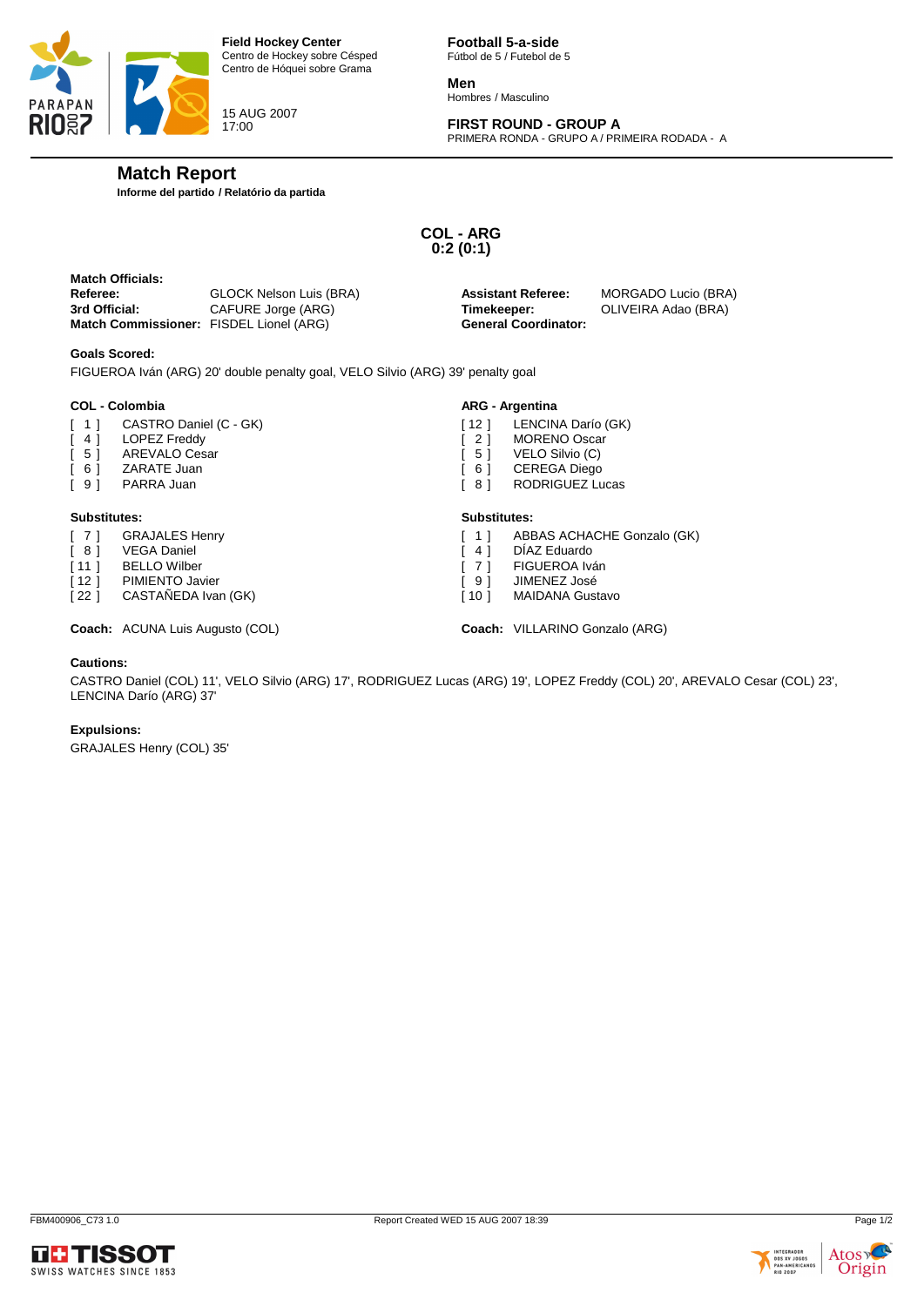**Field Hockey Center**
Centro de Hockey sobre Césped
Centro de Hóquei sobre Grama

15 AUG 2007
17:00

**Football 5-a-side**
Fútbol de 5 / Futebol de 5

**Men**
Hombres / Masculino

**FIRST ROUND - GROUP A**
PRIMERA RONDA - GRUPO A / PRIMEIRA RODADA - A

# Match Report

**Informe del partido / Relatório da partida**

## COL - ARG
## 0:2 (0:1)

**Match Officials:**

| | | | |
|---|---|---|---|
| **Referee:** | GLOCK Nelson Luis (BRA) | **Assistant Referee:** | MORGADO Lucio (BRA) |
| **3rd Official:** | CAFURE Jorge (ARG) | **Timekeeper:** | OLIVEIRA Adao (BRA) |
| **Match Commissioner:** | FISDEL Lionel (ARG) | **General Coordinator:** | |

**Goals Scored:**

FIGUEROA Iván (ARG) 20' double penalty goal, VELO Silvio (ARG) 39' penalty goal

**COL - Colombia**

| | |
|---|---|
| [ 1 ] | CASTRO Daniel (C - GK) |
| [ 4 ] | LOPEZ Freddy |
| [ 5 ] | AREVALO Cesar |
| [ 6 ] | ZARATE Juan |
| [ 9 ] | PARRA Juan |

**Substitutes:**

| | |
|---|---|
| [ 7 ] | GRAJALES Henry |
| [ 8 ] | VEGA Daniel |
| [ 11 ] | BELLO Wilber |
| [ 12 ] | PIMIENTO Javier |
| [ 22 ] | CASTAÑEDA Ivan (GK) |

**Coach:** ACUNA Luis Augusto (COL)

**ARG - Argentina**

| | |
|---|---|
| [ 12 ] | LENCINA Darío (GK) |
| [ 2 ] | MORENO Oscar |
| [ 5 ] | VELO Silvio (C) |
| [ 6 ] | CEREGA Diego |
| [ 8 ] | RODRIGUEZ Lucas |

**Substitutes:**

| | |
|---|---|
| [ 1 ] | ABBAS ACHACHE Gonzalo (GK) |
| [ 4 ] | DÍAZ Eduardo |
| [ 7 ] | FIGUEROA Iván |
| [ 9 ] | JIMENEZ José |
| [ 10 ] | MAIDANA Gustavo |

**Coach:** VILLARINO Gonzalo (ARG)

**Cautions:**

CASTRO Daniel (COL) 11', VELO Silvio (ARG) 17', RODRIGUEZ Lucas (ARG) 19', LOPEZ Freddy (COL) 20', AREVALO Cesar (COL) 23', LENCINA Darío (ARG) 37'

**Expulsions:**

GRAJALES Henry (COL) 35'

FBM400906_C73 1.0 Report Created WED 15 AUG 2007 18:39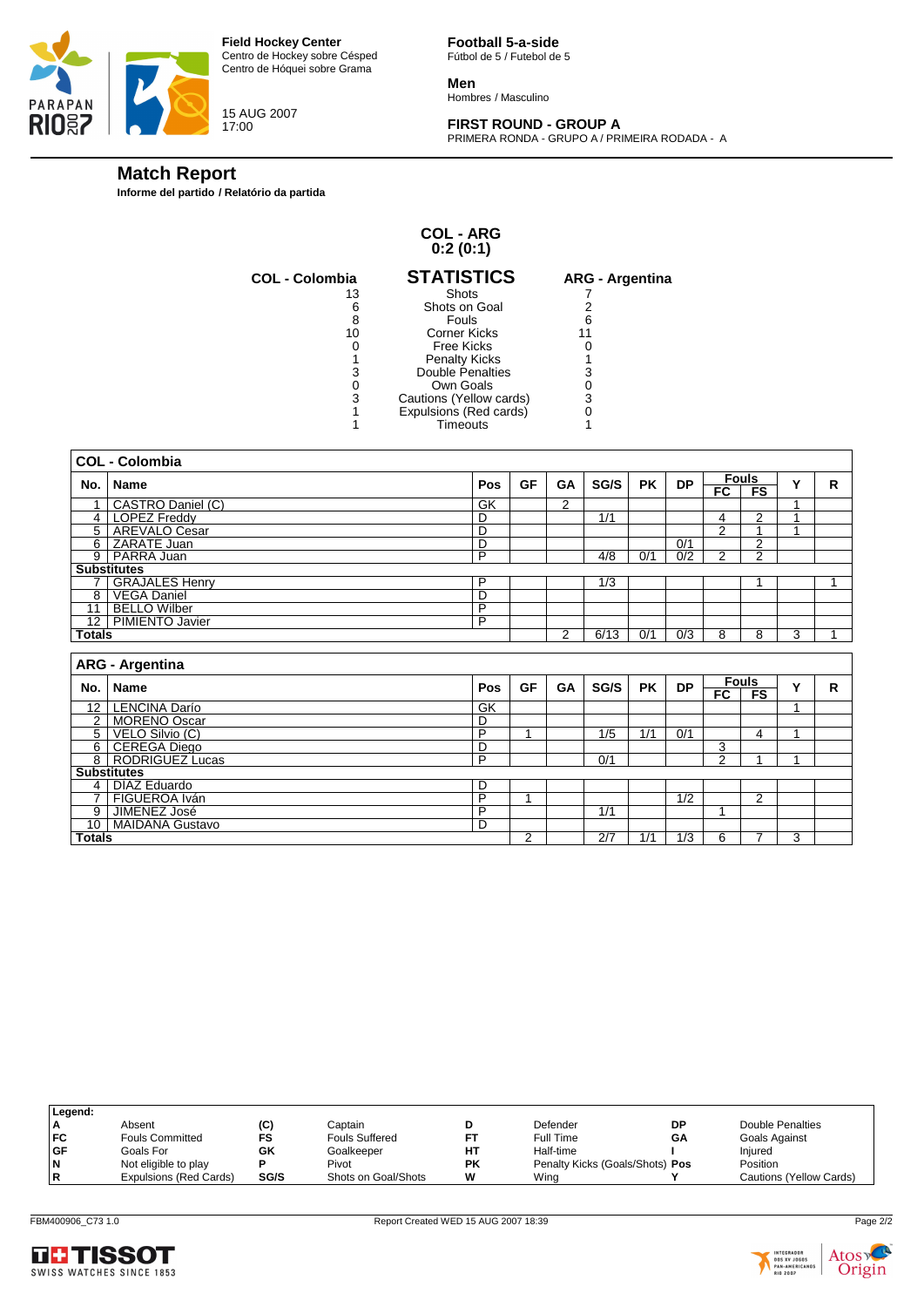**Field Hockey Center**
Centro de Hockey sobre Césped
Centro de Hóquei sobre Grama

15 AUG 2007
17:00

**Football 5-a-side**
Fútbol de 5 / Futebol de 5

**Men**
Hombres / Masculino

**FIRST ROUND - GROUP A**
PRIMERA RONDA - GRUPO A / PRIMEIRA RODADA - A

# Match Report

**Informe del partido / Relatório da partida**

## COL - ARG
## 0:2 (0:1)

| COL - Colombia | STATISTICS | ARG - Argentina |
|---|---|---|
| 13 | Shots | 7 |
| 6 | Shots on Goal | 2 |
| 8 | Fouls | 6 |
| 10 | Corner Kicks | 11 |
| 0 | Free Kicks | 0 |
| 1 | Penalty Kicks | 1 |
| 3 | Double Penalties | 3 |
| 0 | Own Goals | 0 |
| 3 | Cautions (Yellow cards) | 3 |
| 1 | Expulsions (Red cards) | 0 |
| 1 | Timeouts | 1 |

### COL - Colombia

| No. | Name | Pos | GF | GA | SG/S | PK | DP | Fouls FC | Fouls FS | Y | R |
|---|---|---|---|---|---|---|---|---|---|---|---|
| 1 | CASTRO Daniel (C) | GK | | 2 | | | | | | 1 | |
| 4 | LOPEZ Freddy | D | | | 1/1 | | | 4 | 2 | 1 | |
| 5 | AREVALO Cesar | D | | | | | | 2 | 1 | 1 | |
| 6 | ZARATE Juan | D | | | | | 0/1 | | 2 | | |
| 9 | PARRA Juan | P | | | 4/8 | 0/1 | 0/2 | 2 | 2 | | |
| **Substitutes** | | | | | | | | | | | |
| 7 | GRAJALES Henry | P | | | 1/3 | | | | 1 | | 1 |
| 8 | VEGA Daniel | D | | | | | | | | | |
| 11 | BELLO Wilber | P | | | | | | | | | |
| 12 | PIMIENTO Javier | P | | | | | | | | | |
| **Totals** | | | | 2 | 6/13 | 0/1 | 0/3 | 8 | 8 | 3 | 1 |

### ARG - Argentina

| No. | Name | Pos | GF | GA | SG/S | PK | DP | Fouls FC | Fouls FS | Y | R |
|---|---|---|---|---|---|---|---|---|---|---|---|
| 12 | LENCINA Darío | GK | | | | | | | | 1 | |
| 2 | MORENO Oscar | D | | | | | | | | | |
| 5 | VELO Silvio (C) | P | 1 | | 1/5 | 1/1 | 0/1 | | 4 | 1 | |
| 6 | CEREGA Diego | D | | | | | | 3 | | | |
| 8 | RODRIGUEZ Lucas | P | | | 0/1 | | | 2 | 1 | 1 | |
| **Substitutes** | | | | | | | | | | | |
| 4 | DIAZ Eduardo | D | | | | | | | | | |
| 7 | FIGUEROA Iván | P | 1 | | | | 1/2 | | 2 | | |
| 9 | JIMENEZ José | P | | | 1/1 | | | 1 | | | |
| 10 | MAIDANA Gustavo | D | | | | | | | | | |
| **Totals** | | | 2 | | 2/7 | 1/1 | 1/3 | 6 | 7 | 3 | |

**Legend:**

| | | | | | | | |
|---|---|---|---|---|---|---|---|
| A | Absent | (C) | Captain | D | Defender | DP | Double Penalties |
| FC | Fouls Committed | FS | Fouls Suffered | FT | Full Time | GA | Goals Against |
| GF | Goals For | GK | Goalkeeper | HT | Half-time | I | Injured |
| N | Not eligible to play | P | Pivot | PK | Penalty Kicks (Goals/Shots) | Pos | Position |
| R | Expulsions (Red Cards) | SG/S | Shots on Goal/Shots | W | Wing | Y | Cautions (Yellow Cards) |

FBM400906_C73 1.0 Report Created WED 15 AUG 2007 18:39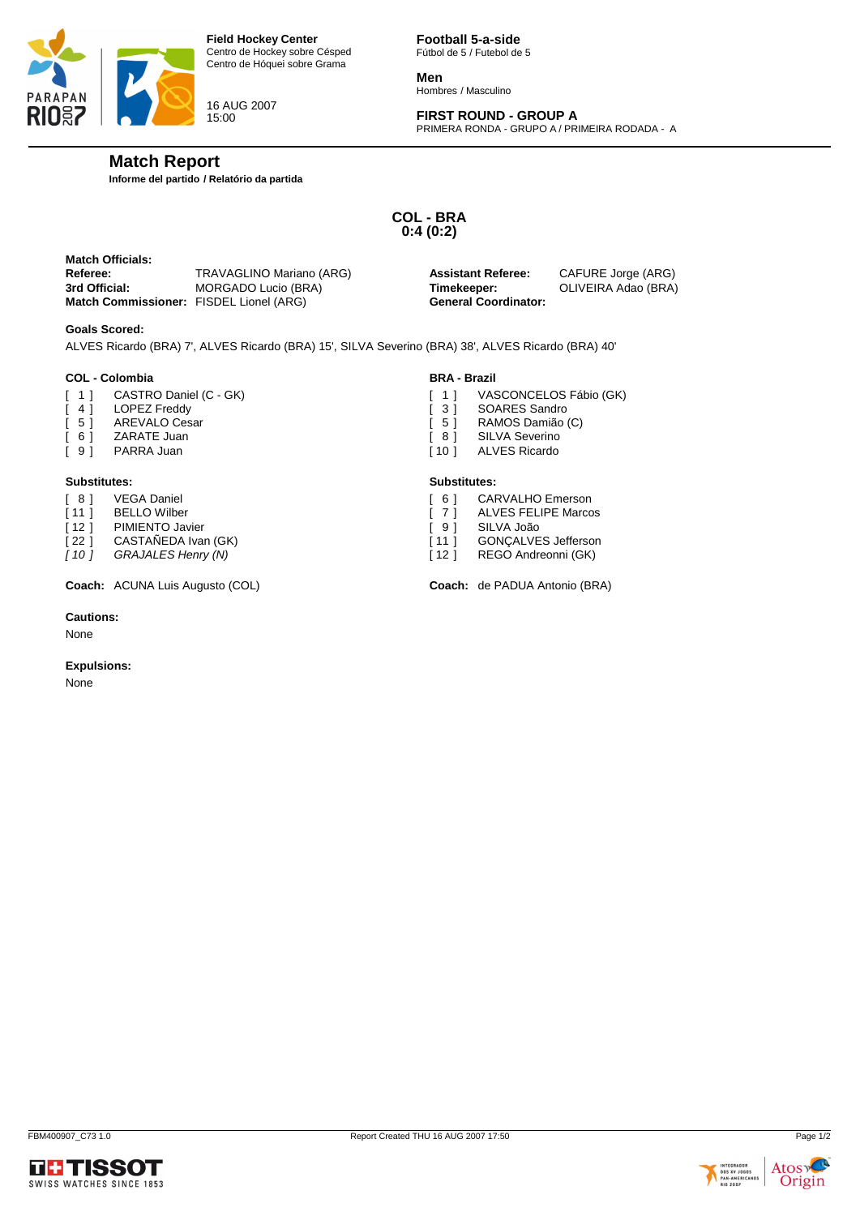**Field Hockey Center**
Centro de Hockey sobre Césped
Centro de Hóquei sobre Grama

16 AUG 2007
15:00

**Football 5-a-side**
Fútbol de 5 / Futebol de 5

**Men**
Hombres / Masculino

**FIRST ROUND - GROUP A**
PRIMERA RONDA - GRUPO A / PRIMEIRA RODADA - A

## Match Report

**Informe del partido / Relatório da partida**

**COL - BRA**
**0:4 (0:2)**

**Match Officials:**

| | | | |
|---|---|---|---|
| **Referee:** | TRAVAGLINO Mariano (ARG) | **Assistant Referee:** | CAFURE Jorge (ARG) |
| **3rd Official:** | MORGADO Lucio (BRA) | **Timekeeper:** | OLIVEIRA Adao (BRA) |
| **Match Commissioner:** | FISDEL Lionel (ARG) | **General Coordinator:** | |

**Goals Scored:**

ALVES Ricardo (BRA) 7', ALVES Ricardo (BRA) 15', SILVA Severino (BRA) 38', ALVES Ricardo (BRA) 40'

**COL - Colombia**

[ 1 ] CASTRO Daniel (C - GK)
[ 4 ] LOPEZ Freddy
[ 5 ] AREVALO Cesar
[ 6 ] ZARATE Juan
[ 9 ] PARRA Juan

**Substitutes:**

[ 8 ] VEGA Daniel
[ 11 ] BELLO Wilber
[ 12 ] PIMIENTO Javier
[ 22 ] CASTAÑEDA Ivan (GK)
*[ 10 ] GRAJALES Henry (N)*

**Coach:** ACUNA Luis Augusto (COL)

**BRA - Brazil**

[ 1 ] VASCONCELOS Fábio (GK)
[ 3 ] SOARES Sandro
[ 5 ] RAMOS Damião (C)
[ 8 ] SILVA Severino
[ 10 ] ALVES Ricardo

**Substitutes:**

[ 6 ] CARVALHO Emerson
[ 7 ] ALVES FELIPE Marcos
[ 9 ] SILVA João
[ 11 ] GONÇALVES Jefferson
[ 12 ] REGO Andreonni (GK)

**Coach:** de PADUA Antonio (BRA)

**Cautions:**

None

**Expulsions:**

None

FBM400907_C73 1.0 Report Created THU 16 AUG 2007 17:50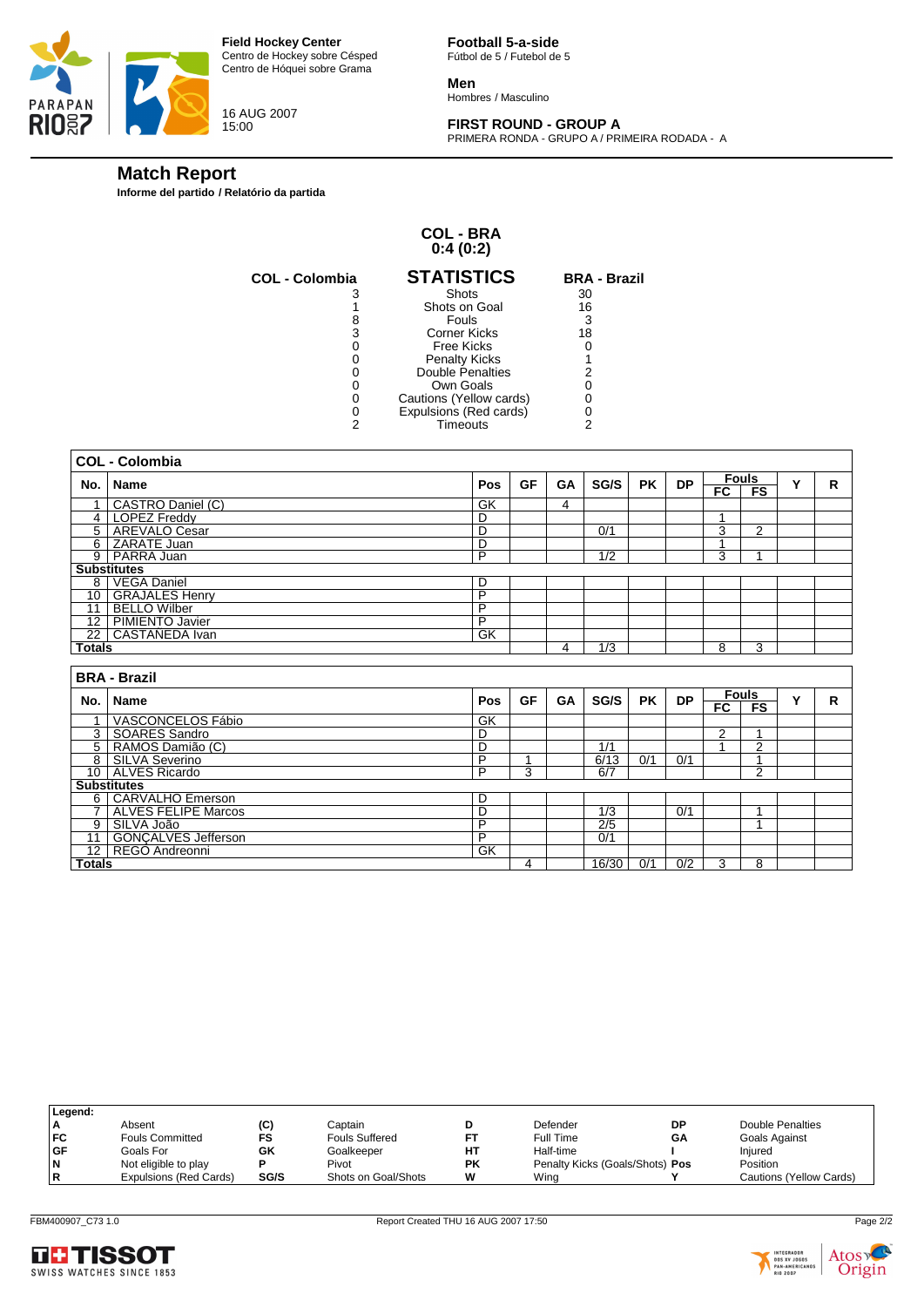**Field Hockey Center**
Centro de Hockey sobre Césped
Centro de Hóquei sobre Grama

16 AUG 2007
15:00

**Football 5-a-side**
Fútbol de 5 / Futebol de 5

**Men**
Hombres / Masculino

**FIRST ROUND - GROUP A**
PRIMERA RONDA - GRUPO A / PRIMEIRA RODADA - A

# Match Report

**Informe del partido / Relatório da partida**

**COL - BRA**
**0:4 (0:2)**

| COL - Colombia | STATISTICS | BRA - Brazil |
|---|---|---|
| 3 | Shots | 30 |
| 1 | Shots on Goal | 16 |
| 8 | Fouls | 3 |
| 3 | Corner Kicks | 18 |
| 0 | Free Kicks | 0 |
| 0 | Penalty Kicks | 1 |
| 0 | Double Penalties | 2 |
| 0 | Own Goals | 0 |
| 0 | Cautions (Yellow cards) | 0 |
| 0 | Expulsions (Red cards) | 0 |
| 2 | Timeouts | 2 |

**COL - Colombia**

| No. | Name | Pos | GF | GA | SG/S | PK | DP | Fouls FC | Fouls FS | Y | R |
|---|---|---|---|---|---|---|---|---|---|---|---|
| 1 | CASTRO Daniel (C) | GK | | 4 | | | | | | | |
| 4 | LOPEZ Freddy | D | | | | | | 1 | | | |
| 5 | AREVALO Cesar | D | | | 0/1 | | | 3 | 2 | | |
| 6 | ZARATE Juan | D | | | | | | 1 | | | |
| 9 | PARRA Juan | P | | | 1/2 | | | 3 | 1 | | |
| **Substitutes** | | | | | | | | | | | |
| 8 | VEGA Daniel | D | | | | | | | | | |
| 10 | GRAJALES Henry | P | | | | | | | | | |
| 11 | BELLO Wilber | P | | | | | | | | | |
| 12 | PIMIENTO Javier | P | | | | | | | | | |
| 22 | CASTAÑEDA Ivan | GK | | | | | | | | | |
| **Totals** | | | | 4 | 1/3 | | | 8 | 3 | | |

**BRA - Brazil**

| No. | Name | Pos | GF | GA | SG/S | PK | DP | Fouls FC | Fouls FS | Y | R |
|---|---|---|---|---|---|---|---|---|---|---|---|
| 1 | VASCONCELOS Fábio | GK | | | | | | | | | |
| 3 | SOARES Sandro | D | | | | | | 2 | 1 | | |
| 5 | RAMOS Damião (C) | D | | | 1/1 | | | 1 | 2 | | |
| 8 | SILVA Severino | P | 1 | | 6/13 | 0/1 | 0/1 | | 1 | | |
| 10 | ALVES Ricardo | P | 3 | | 6/7 | | | | 2 | | |
| **Substitutes** | | | | | | | | | | | |
| 6 | CARVALHO Emerson | D | | | | | | | | | |
| 7 | ALVES FELIPE Marcos | D | | | 1/3 | | 0/1 | | 1 | | |
| 9 | SILVA João | P | | | 2/5 | | | | 1 | | |
| 11 | GONÇALVES Jefferson | P | | | 0/1 | | | | | | |
| 12 | REGO Andreonni | GK | | | | | | | | | |
| **Totals** | | | 4 | | 16/30 | 0/1 | 0/2 | 3 | 8 | | |

**Legend:**

| | | | | | | | |
|---|---|---|---|---|---|---|---|
| A | Absent | (C) | Captain | D | Defender | DP | Double Penalties |
| FC | Fouls Committed | FS | Fouls Suffered | FT | Full Time | GA | Goals Against |
| GF | Goals For | GK | Goalkeeper | HT | Half-time | I | Injured |
| N | Not eligible to play | P | Pivot | PK | Penalty Kicks (Goals/Shots) | Pos | Position |
| R | Expulsions (Red Cards) | SG/S | Shots on Goal/Shots | W | Wing | Y | Cautions (Yellow Cards) |

FBM400907_C73 1.0 Report Created THU 16 AUG 2007 17:50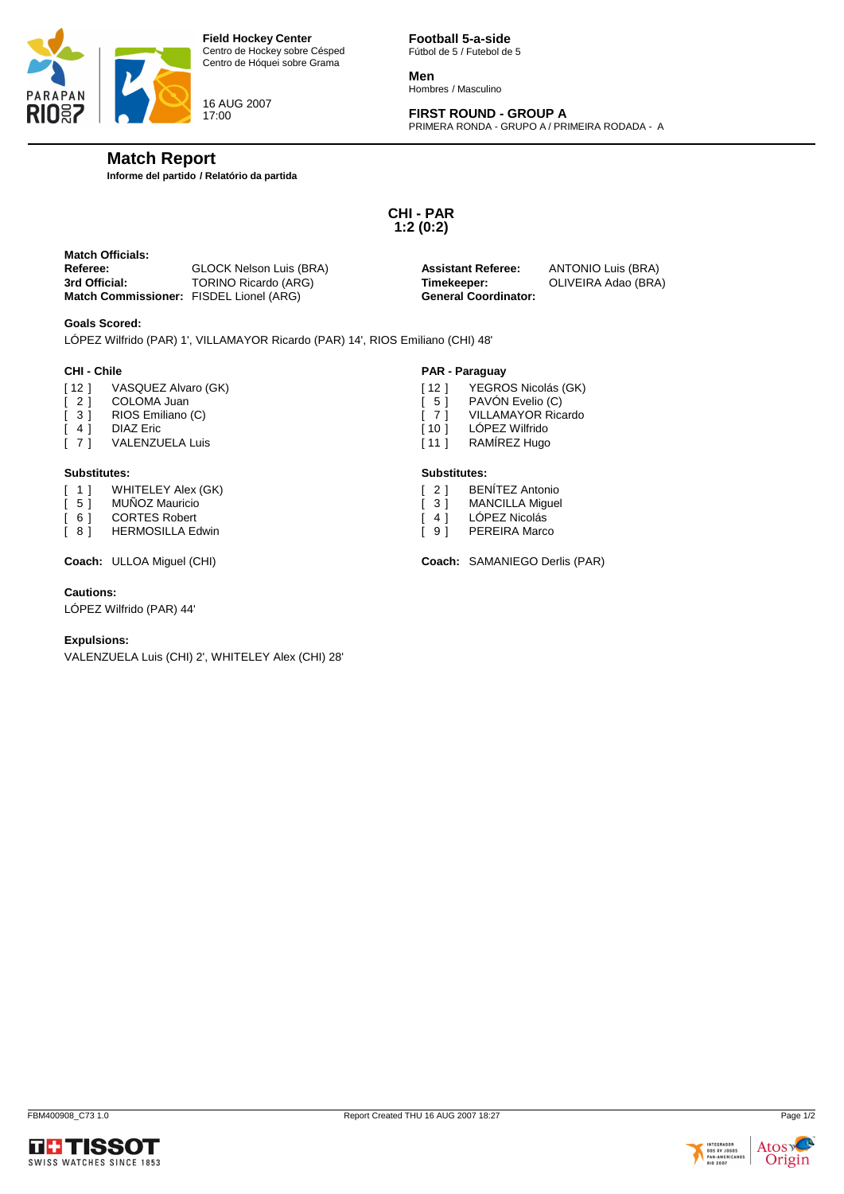**Field Hockey Center**
Centro de Hockey sobre Césped
Centro de Hóquei sobre Grama

16 AUG 2007
17:00

**Football 5-a-side**
Fútbol de 5 / Futebol de 5

**Men**
Hombres / Masculino

**FIRST ROUND - GROUP A**
PRIMERA RONDA - GRUPO A / PRIMEIRA RODADA - A

# Match Report

**Informe del partido / Relatório da partida**

**CHI - PAR**
**1:2 (0:2)**

**Match Officials:**

| | | | |
|---|---|---|---|
| **Referee:** | GLOCK Nelson Luis (BRA) | **Assistant Referee:** | ANTONIO Luis (BRA) |
| **3rd Official:** | TORINO Ricardo (ARG) | **Timekeeper:** | OLIVEIRA Adao (BRA) |
| **Match Commissioner:** | FISDEL Lionel (ARG) | **General Coordinator:** | |

**Goals Scored:**

LÓPEZ Wilfrido (PAR) 1', VILLAMAYOR Ricardo (PAR) 14', RIOS Emiliano (CHI) 48'

**CHI - Chile**

[ 12 ] VASQUEZ Alvaro (GK)
[ 2 ] COLOMA Juan
[ 3 ] RIOS Emiliano (C)
[ 4 ] DIAZ Eric
[ 7 ] VALENZUELA Luis

**Substitutes:**

[ 1 ] WHITELEY Alex (GK)
[ 5 ] MUÑOZ Mauricio
[ 6 ] CORTES Robert
[ 8 ] HERMOSILLA Edwin

**Coach:** ULLOA Miguel (CHI)

**PAR - Paraguay**

[ 12 ] YEGROS Nicolás (GK)
[ 5 ] PAVÓN Evelio (C)
[ 7 ] VILLAMAYOR Ricardo
[ 10 ] LÓPEZ Wilfrido
[ 11 ] RAMÍREZ Hugo

**Substitutes:**

[ 2 ] BENÍTEZ Antonio
[ 3 ] MANCILLA Miguel
[ 4 ] LÓPEZ Nicolás
[ 9 ] PEREIRA Marco

**Coach:** SAMANIEGO Derlis (PAR)

**Cautions:**

LÓPEZ Wilfrido (PAR) 44'

**Expulsions:**

VALENZUELA Luis (CHI) 2', WHITELEY Alex (CHI) 28'

FBM400908_C73 1.0 Report Created THU 16 AUG 2007 18:27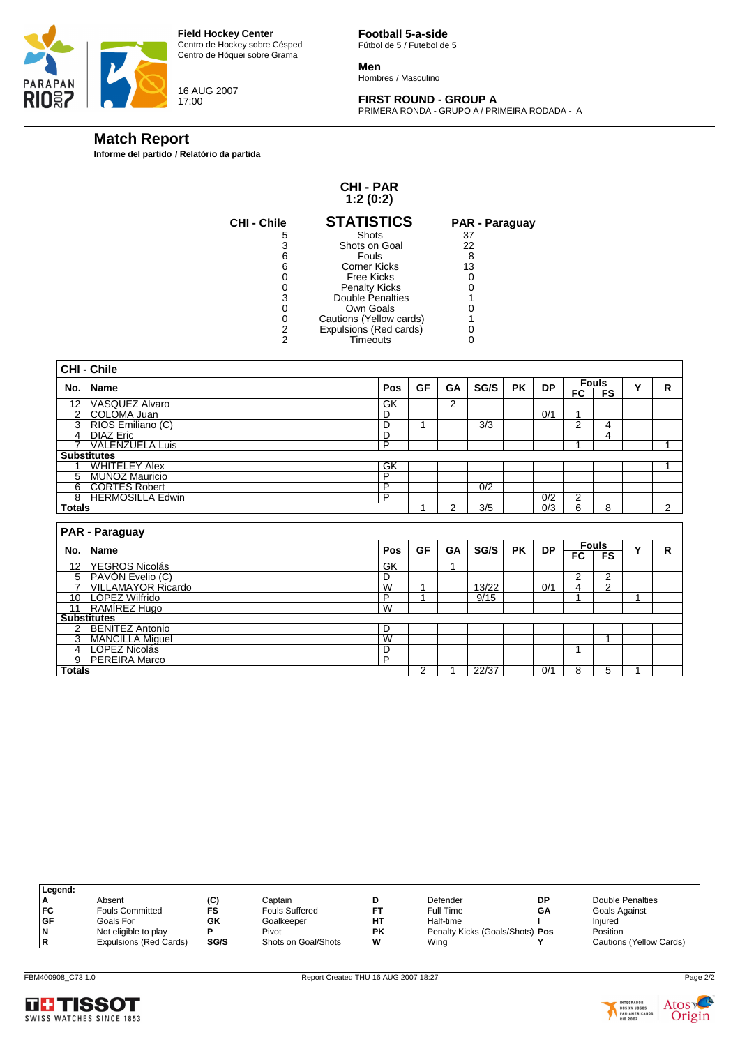**Field Hockey Center**
Centro de Hockey sobre Césped
Centro de Hóquei sobre Grama

16 AUG 2007
17:00

**Football 5-a-side**
Fútbol de 5 / Futebol de 5

**Men**
Hombres / Masculino

**FIRST ROUND - GROUP A**
PRIMERA RONDA - GRUPO A / PRIMEIRA RODADA - A

# Match Report

**Informe del partido / Relatório da partida**

## CHI - PAR
## 1:2 (0:2)

| CHI - Chile | STATISTICS | PAR - Paraguay |
|---|---|---|
| 5 | Shots | 37 |
| 3 | Shots on Goal | 22 |
| 6 | Fouls | 8 |
| 6 | Corner Kicks | 13 |
| 0 | Free Kicks | 0 |
| 0 | Penalty Kicks | 0 |
| 3 | Double Penalties | 1 |
| 0 | Own Goals | 0 |
| 0 | Cautions (Yellow cards) | 1 |
| 2 | Expulsions (Red cards) | 0 |
| 2 | Timeouts | 0 |

### CHI - Chile

| No. | Name | Pos | GF | GA | SG/S | PK | DP | Fouls FC | Fouls FS | Y | R |
|---|---|---|---|---|---|---|---|---|---|---|---|
| 12 | VASQUEZ Alvaro | GK | | 2 | | | | | | | |
| 2 | COLOMA Juan | D | | | | | 0/1 | 1 | | | |
| 3 | RIOS Emiliano (C) | D | 1 | | 3/3 | | | 2 | 4 | | |
| 4 | DIAZ Eric | D | | | | | | | 4 | | |
| 7 | VALENZUELA Luis | P | | | | | | 1 | | | 1 |
| **Substitutes** | | | | | | | | | | | |
| 1 | WHITELEY Alex | GK | | | | | | | | | 1 |
| 5 | MUÑOZ Mauricio | P | | | | | | | | | |
| 6 | CORTES Robert | P | | | 0/2 | | | | | | |
| 8 | HERMOSILLA Edwin | P | | | | | 0/2 | 2 | | | |
| **Totals** | | | 1 | 2 | 3/5 | | 0/3 | 6 | 8 | | 2 |

### PAR - Paraguay

| No. | Name | Pos | GF | GA | SG/S | PK | DP | Fouls FC | Fouls FS | Y | R |
|---|---|---|---|---|---|---|---|---|---|---|---|
| 12 | YEGROS Nicolás | GK | | 1 | | | | | | | |
| 5 | PAVÓN Evelio (C) | D | | | | | | 2 | 2 | | |
| 7 | VILLAMAYOR Ricardo | W | 1 | | 13/22 | | 0/1 | 4 | 2 | | |
| 10 | LÓPEZ Wilfrido | P | 1 | | 9/15 | | | 1 | | 1 | |
| 11 | RAMÍREZ Hugo | W | | | | | | | | | |
| **Substitutes** | | | | | | | | | | | |
| 2 | BENÍTEZ Antonio | D | | | | | | | | | |
| 3 | MANCILLA Miguel | W | | | | | | | 1 | | |
| 4 | LÓPEZ Nicolás | D | | | | | | 1 | | | |
| 9 | PEREIRA Marco | P | | | | | | | | | |
| **Totals** | | | 2 | 1 | 22/37 | | 0/1 | 8 | 5 | 1 | |

**Legend:**

| | | | | | | | |
|---|---|---|---|---|---|---|---|
| A | Absent | (C) | Captain | D | Defender | DP | Double Penalties |
| FC | Fouls Committed | FS | Fouls Suffered | FT | Full Time | GA | Goals Against |
| GF | Goals For | GK | Goalkeeper | HT | Half-time | I | Injured |
| N | Not eligible to play | P | Pivot | PK | Penalty Kicks (Goals/Shots) | Pos | Position |
| R | Expulsions (Red Cards) | SG/S | Shots on Goal/Shots | W | Wing | Y | Cautions (Yellow Cards) |

FBM400908_C73 1.0 Report Created THU 16 AUG 2007 18:27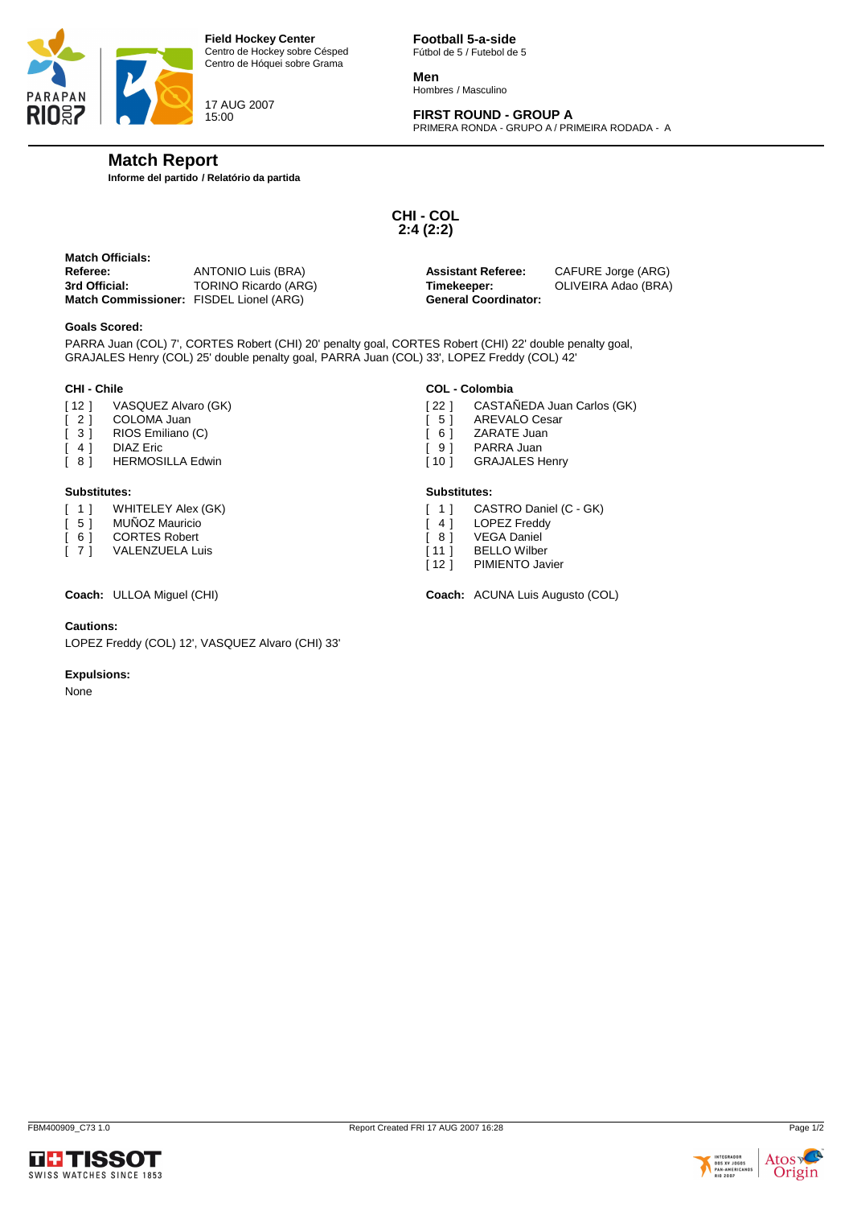**Field Hockey Center**
Centro de Hockey sobre Césped
Centro de Hóquei sobre Grama

17 AUG 2007
15:00

**Football 5-a-side**
Fútbol de 5 / Futebol de 5

**Men**
Hombres / Masculino

**FIRST ROUND - GROUP A**
PRIMERA RONDA - GRUPO A / PRIMEIRA RODADA - A

# Match Report

**Informe del partido / Relatório da partida**

## CHI - COL
## 2:4 (2:2)

**Match Officials:**

| | | | |
|---|---|---|---|
| **Referee:** | ANTONIO Luis (BRA) | **Assistant Referee:** | CAFURE Jorge (ARG) |
| **3rd Official:** | TORINO Ricardo (ARG) | **Timekeeper:** | OLIVEIRA Adao (BRA) |
| **Match Commissioner:** | FISDEL Lionel (ARG) | **General Coordinator:** | |

**Goals Scored:**

PARRA Juan (COL) 7', CORTES Robert (CHI) 20' penalty goal, CORTES Robert (CHI) 22' double penalty goal, GRAJALES Henry (COL) 25' double penalty goal, PARRA Juan (COL) 33', LOPEZ Freddy (COL) 42'

**CHI - Chile**

[ 12 ] VASQUEZ Alvaro (GK)
[ 2 ] COLOMA Juan
[ 3 ] RIOS Emiliano (C)
[ 4 ] DIAZ Eric
[ 8 ] HERMOSILLA Edwin

**Substitutes:**

[ 1 ] WHITELEY Alex (GK)
[ 5 ] MUÑOZ Mauricio
[ 6 ] CORTES Robert
[ 7 ] VALENZUELA Luis

**Coach:** ULLOA Miguel (CHI)

**COL - Colombia**

[ 22 ] CASTAÑEDA Juan Carlos (GK)
[ 5 ] AREVALO Cesar
[ 6 ] ZARATE Juan
[ 9 ] PARRA Juan
[ 10 ] GRAJALES Henry

**Substitutes:**

[ 1 ] CASTRO Daniel (C - GK)
[ 4 ] LOPEZ Freddy
[ 8 ] VEGA Daniel
[ 11 ] BELLO Wilber
[ 12 ] PIMIENTO Javier

**Coach:** ACUNA Luis Augusto (COL)

**Cautions:**

LOPEZ Freddy (COL) 12', VASQUEZ Alvaro (CHI) 33'

**Expulsions:**

None

FBM400909_C73 1.0 Report Created FRI 17 AUG 2007 16:28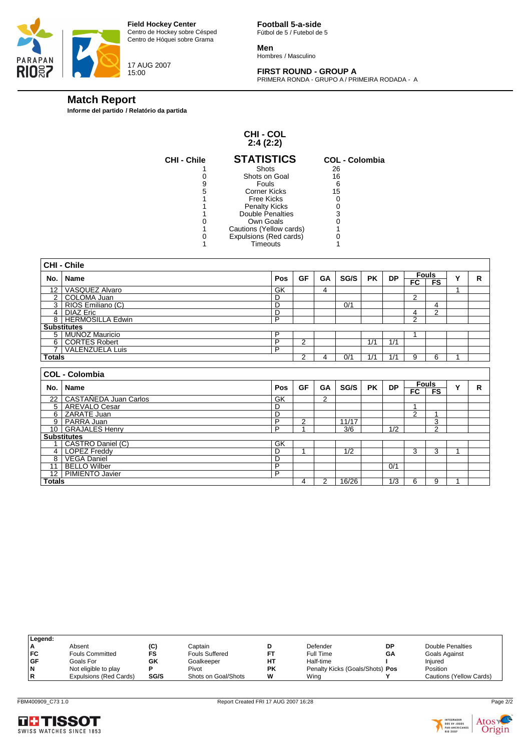**Field Hockey Center**
Centro de Hockey sobre Césped
Centro de Hóquei sobre Grama

17 AUG 2007
15:00

**Football 5-a-side**
Fútbol de 5 / Futebol de 5

**Men**
Hombres / Masculino

**FIRST ROUND - GROUP A**
PRIMERA RONDA - GRUPO A / PRIMEIRA RODADA - A

## Match Report

**Informe del partido / Relatório da partida**

### CHI - COL
### 2:4 (2:2)

| CHI - Chile | STATISTICS | COL - Colombia |
|---|---|---|
| 1 | Shots | 26 |
| 0 | Shots on Goal | 16 |
| 9 | Fouls | 6 |
| 5 | Corner Kicks | 15 |
| 1 | Free Kicks | 0 |
| 1 | Penalty Kicks | 0 |
| 1 | Double Penalties | 3 |
| 0 | Own Goals | 0 |
| 1 | Cautions (Yellow cards) | 1 |
| 0 | Expulsions (Red cards) | 0 |
| 1 | Timeouts | 1 |

**CHI - Chile**

| No. | Name | Pos | GF | GA | SG/S | PK | DP | Fouls FC | Fouls FS | Y | R |
|---|---|---|---|---|---|---|---|---|---|---|---|
| 12 | VASQUEZ Alvaro | GK | | 4 | | | | | | 1 | |
| 2 | COLOMA Juan | D | | | | | | 2 | | | |
| 3 | RIOS Emiliano (C) | D | | | 0/1 | | | | 4 | | |
| 4 | DIAZ Eric | D | | | | | | 4 | 2 | | |
| 8 | HERMOSILLA Edwin | P | | | | | | 2 | | | |
| **Substitutes** | | | | | | | | | | | |
| 5 | MUÑOZ Mauricio | P | | | | | | 1 | | | |
| 6 | CORTES Robert | P | 2 | | | 1/1 | 1/1 | | | | |
| 7 | VALENZUELA Luis | P | | | | | | | | | |
| **Totals** | | | 2 | 4 | 0/1 | 1/1 | 1/1 | 9 | 6 | 1 | |

**COL - Colombia**

| No. | Name | Pos | GF | GA | SG/S | PK | DP | Fouls FC | Fouls FS | Y | R |
|---|---|---|---|---|---|---|---|---|---|---|---|
| 22 | CASTAÑEDA Juan Carlos | GK | | 2 | | | | | | | |
| 5 | AREVALO Cesar | D | | | | | | 1 | | | |
| 6 | ZARATE Juan | D | | | | | | 2 | 1 | | |
| 9 | PARRA Juan | P | 2 | | 11/17 | | | | 3 | | |
| 10 | GRAJALES Henry | P | 1 | | 3/6 | | 1/2 | | 2 | | |
| **Substitutes** | | | | | | | | | | | |
| 1 | CASTRO Daniel (C) | GK | | | | | | | | | |
| 4 | LOPEZ Freddy | D | 1 | | 1/2 | | | 3 | 3 | 1 | |
| 8 | VEGA Daniel | D | | | | | | | | | |
| 11 | BELLO Wilber | P | | | | | 0/1 | | | | |
| 12 | PIMIENTO Javier | P | | | | | | | | | |
| **Totals** | | | 4 | 2 | 16/26 | | 1/3 | 6 | 9 | 1 | |

**Legend:**

| | | | | | | | |
|---|---|---|---|---|---|---|---|
| A | Absent | (C) | Captain | D | Defender | DP | Double Penalties |
| FC | Fouls Committed | FS | Fouls Suffered | FT | Full Time | GA | Goals Against |
| GF | Goals For | GK | Goalkeeper | HT | Half-time | I | Injured |
| N | Not eligible to play | P | Pivot | PK | Penalty Kicks (Goals/Shots) | Pos | Position |
| R | Expulsions (Red Cards) | SG/S | Shots on Goal/Shots | W | Wing | Y | Cautions (Yellow Cards) |

FBM400909_C73 1.0 Report Created FRI 17 AUG 2007 16:28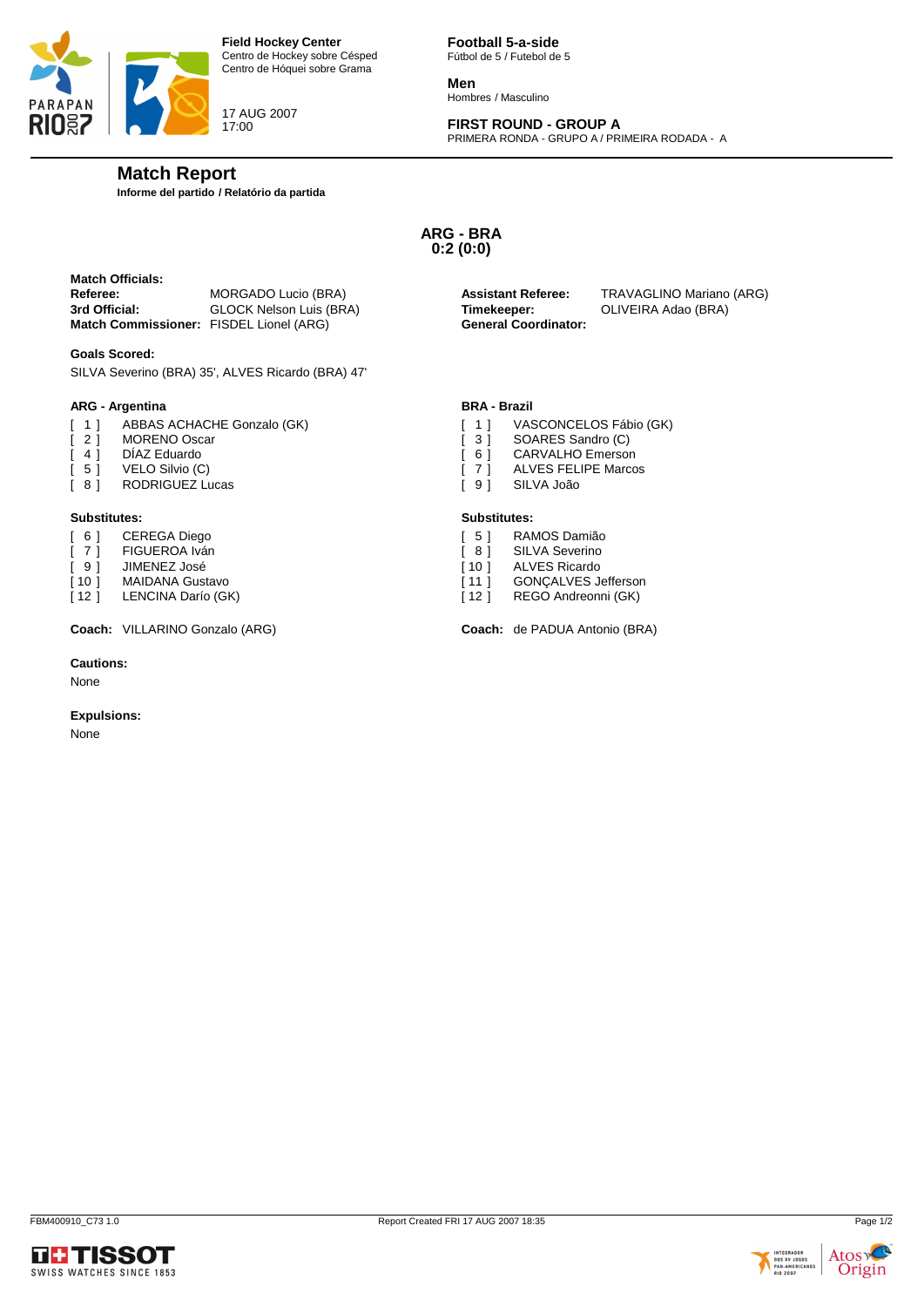**Field Hockey Center**
Centro de Hockey sobre Césped
Centro de Hóquei sobre Grama

17 AUG 2007
17:00

**Football 5-a-side**
Fútbol de 5 / Futebol de 5

**Men**
Hombres / Masculino

**FIRST ROUND - GROUP A**
PRIMERA RONDA - GRUPO A / PRIMEIRA RODADA - A

# Match Report

**Informe del partido / Relatório da partida**

## ARG - BRA
## 0:2 (0:0)

**Match Officials:**

| | | | |
|---|---|---|---|
| **Referee:** | MORGADO Lucio (BRA) | **Assistant Referee:** | TRAVAGLINO Mariano (ARG) |
| **3rd Official:** | GLOCK Nelson Luis (BRA) | **Timekeeper:** | OLIVEIRA Adao (BRA) |
| **Match Commissioner:** | FISDEL Lionel (ARG) | **General Coordinator:** | |

**Goals Scored:**

SILVA Severino (BRA) 35', ALVES Ricardo (BRA) 47'

**ARG - Argentina**

[ 1 ] ABBAS ACHACHE Gonzalo (GK)
[ 2 ] MORENO Oscar
[ 4 ] DÍAZ Eduardo
[ 5 ] VELO Silvio (C)
[ 8 ] RODRIGUEZ Lucas

**Substitutes:**

[ 6 ] CEREGA Diego
[ 7 ] FIGUEROA Iván
[ 9 ] JIMENEZ José
[ 10 ] MAIDANA Gustavo
[ 12 ] LENCINA Darío (GK)

**Coach:** VILLARINO Gonzalo (ARG)

**BRA - Brazil**

[ 1 ] VASCONCELOS Fábio (GK)
[ 3 ] SOARES Sandro (C)
[ 6 ] CARVALHO Emerson
[ 7 ] ALVES FELIPE Marcos
[ 9 ] SILVA João

**Substitutes:**

[ 5 ] RAMOS Damião
[ 8 ] SILVA Severino
[ 10 ] ALVES Ricardo
[ 11 ] GONÇALVES Jefferson
[ 12 ] REGO Andreonni (GK)

**Coach:** de PADUA Antonio (BRA)

**Cautions:**

None

**Expulsions:**

None

FBM400910_C73 1.0 Report Created FRI 17 AUG 2007 18:35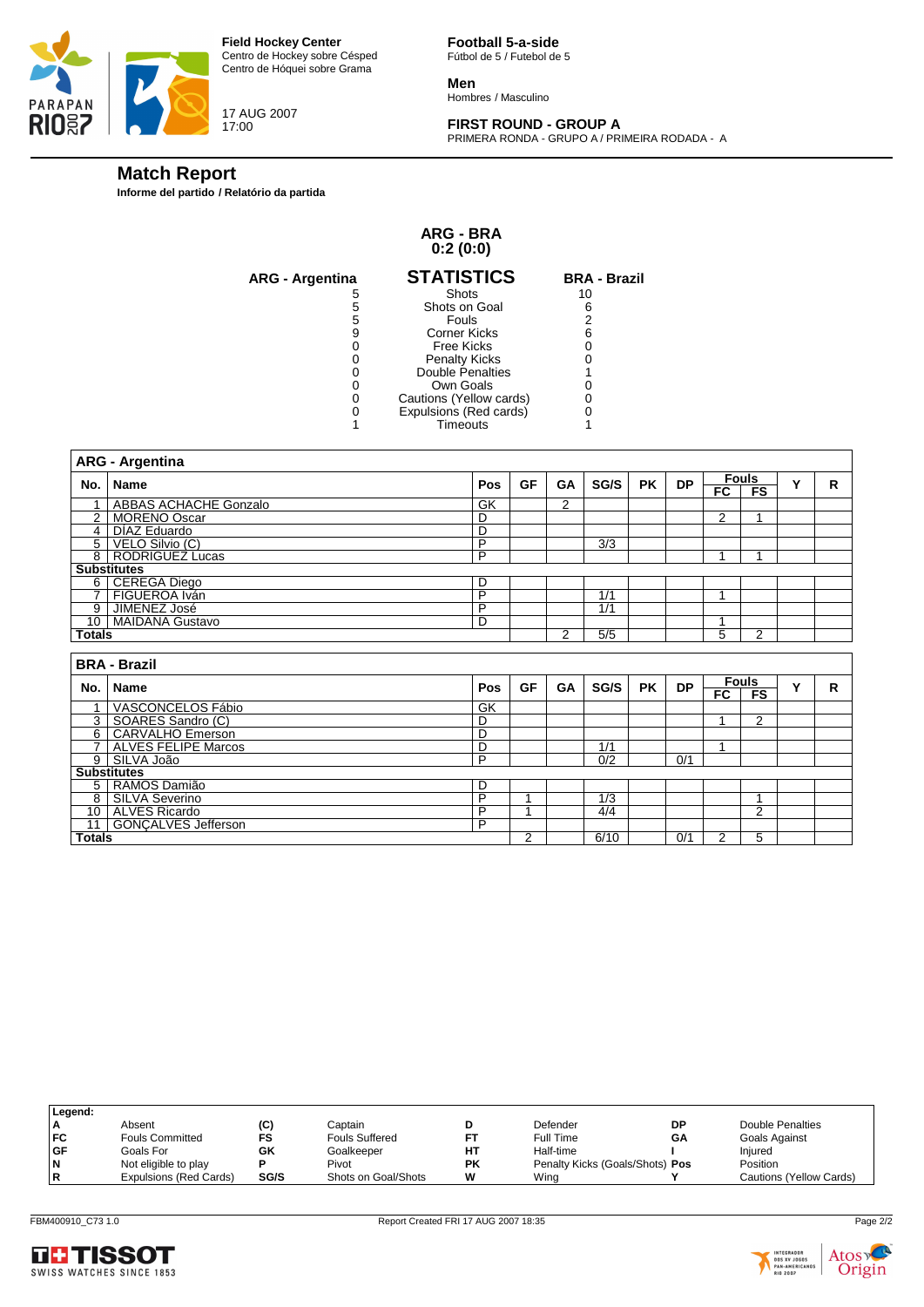**Field Hockey Center**
Centro de Hockey sobre Césped
Centro de Hóquei sobre Grama

17 AUG 2007
17:00

**Football 5-a-side**
Fútbol de 5 / Futebol de 5

**Men**
Hombres / Masculino

**FIRST ROUND - GROUP A**
PRIMERA RONDA - GRUPO A / PRIMEIRA RODADA - A

# Match Report

**Informe del partido / Relatório da partida**

## ARG - BRA
## 0:2 (0:0)

| ARG - Argentina | STATISTICS | BRA - Brazil |
|---|---|---|
| 5 | Shots | 10 |
| 5 | Shots on Goal | 6 |
| 5 | Fouls | 2 |
| 9 | Corner Kicks | 6 |
| 0 | Free Kicks | 0 |
| 0 | Penalty Kicks | 0 |
| 0 | Double Penalties | 1 |
| 0 | Own Goals | 0 |
| 0 | Cautions (Yellow cards) | 0 |
| 0 | Expulsions (Red cards) | 0 |
| 1 | Timeouts | 1 |

**ARG - Argentina**

| No. | Name | Pos | GF | GA | SG/S | PK | DP | Fouls FC | Fouls FS | Y | R |
|---|---|---|---|---|---|---|---|---|---|---|---|
| 1 | ABBAS ACHACHE Gonzalo | GK | | 2 | | | | | | | |
| 2 | MORENO Oscar | D | | | | | | 2 | 1 | | |
| 4 | DIAZ Eduardo | D | | | | | | | | | |
| 5 | VELO Silvio (C) | P | | | 3/3 | | | | | | |
| 8 | RODRIGUEZ Lucas | P | | | | | | 1 | 1 | | |
| **Substitutes** | | | | | | | | | | | |
| 6 | CEREGA Diego | D | | | | | | | | | |
| 7 | FIGUEROA Iván | P | | | 1/1 | | | 1 | | | |
| 9 | JIMENEZ José | P | | | 1/1 | | | | | | |
| 10 | MAIDANA Gustavo | D | | | | | | 1 | | | |
| **Totals** | | | | 2 | 5/5 | | | 5 | 2 | | |

**BRA - Brazil**

| No. | Name | Pos | GF | GA | SG/S | PK | DP | Fouls FC | Fouls FS | Y | R |
|---|---|---|---|---|---|---|---|---|---|---|---|
| 1 | VASCONCELOS Fábio | GK | | | | | | | | | |
| 3 | SOARES Sandro (C) | D | | | | | | 1 | 2 | | |
| 6 | CARVALHO Emerson | D | | | | | | | | | |
| 7 | ALVES FELIPE Marcos | D | | | 1/1 | | | 1 | | | |
| 9 | SILVA João | P | | | 0/2 | | 0/1 | | | | |
| **Substitutes** | | | | | | | | | | | |
| 5 | RAMOS Damião | D | | | | | | | | | |
| 8 | SILVA Severino | P | 1 | | 1/3 | | | | 1 | | |
| 10 | ALVES Ricardo | P | 1 | | 4/4 | | | | 2 | | |
| 11 | GONÇALVES Jefferson | P | | | | | | | | | |
| **Totals** | | | 2 | | 6/10 | | 0/1 | 2 | 5 | | |

**Legend:**

| | | | | | | | |
|---|---|---|---|---|---|---|---|
| A | Absent | (C) | Captain | D | Defender | DP | Double Penalties |
| FC | Fouls Committed | FS | Fouls Suffered | FT | Full Time | GA | Goals Against |
| GF | Goals For | GK | Goalkeeper | HT | Half-time | I | Injured |
| N | Not eligible to play | P | Pivot | PK | Penalty Kicks (Goals/Shots) | Pos | Position |
| R | Expulsions (Red Cards) | SG/S | Shots on Goal/Shots | W | Wing | Y | Cautions (Yellow Cards) |

FBM400910_C73 1.0 — Report Created FRI 17 AUG 2007 18:35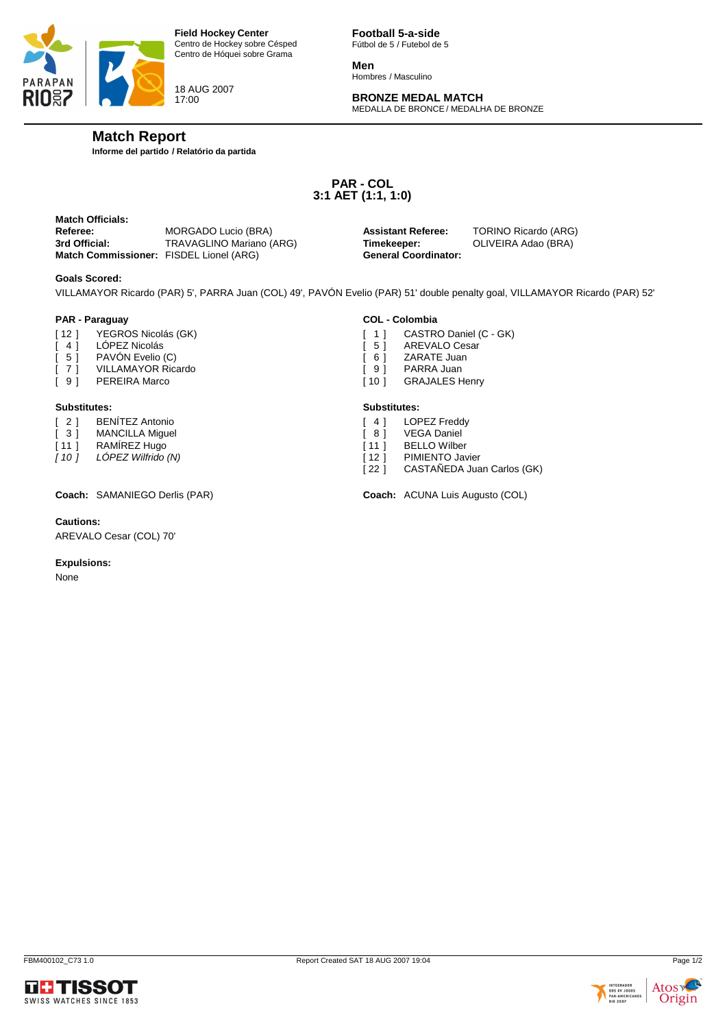**Field Hockey Center**
Centro de Hockey sobre Césped
Centro de Hóquei sobre Grama

18 AUG 2007
17:00

**Football 5-a-side**
Fútbol de 5 / Futebol de 5

**Men**
Hombres / Masculino

**BRONZE MEDAL MATCH**
MEDALLA DE BRONCE / MEDALHA DE BRONZE

## Match Report

**Informe del partido / Relatório da partida**

**PAR - COL**
**3:1 AET (1:1, 1:0)**

**Match Officials:**

| | | | |
|---|---|---|---|
| **Referee:** | MORGADO Lucio (BRA) | **Assistant Referee:** | TORINO Ricardo (ARG) |
| **3rd Official:** | TRAVAGLINO Mariano (ARG) | **Timekeeper:** | OLIVEIRA Adao (BRA) |
| **Match Commissioner:** | FISDEL Lionel (ARG) | **General Coordinator:** | |

**Goals Scored:**

VILLAMAYOR Ricardo (PAR) 5', PARRA Juan (COL) 49', PAVÓN Evelio (PAR) 51' double penalty goal, VILLAMAYOR Ricardo (PAR) 52'

**PAR - Paraguay**

- [ 12 ] YEGROS Nicolás (GK)
- [ 4 ] LÓPEZ Nicolás
- [ 5 ] PAVÓN Evelio (C)
- [ 7 ] VILLAMAYOR Ricardo
- [ 9 ] PEREIRA Marco

**Substitutes:**

- [ 2 ] BENÍTEZ Antonio
- [ 3 ] MANCILLA Miguel
- [ 11 ] RAMÍREZ Hugo
- *[ 10 ] LÓPEZ Wilfrido (N)*

**Coach:** SAMANIEGO Derlis (PAR)

**COL - Colombia**

- [ 1 ] CASTRO Daniel (C - GK)
- [ 5 ] AREVALO Cesar
- [ 6 ] ZARATE Juan
- [ 9 ] PARRA Juan
- [ 10 ] GRAJALES Henry

**Substitutes:**

- [ 4 ] LOPEZ Freddy
- [ 8 ] VEGA Daniel
- [ 11 ] BELLO Wilber
- [ 12 ] PIMIENTO Javier
- [ 22 ] CASTAÑEDA Juan Carlos (GK)

**Coach:** ACUNA Luis Augusto (COL)

**Cautions:**

AREVALO Cesar (COL) 70'

**Expulsions:**

None

FBM400102_C73 1.0 Report Created SAT 18 AUG 2007 19:04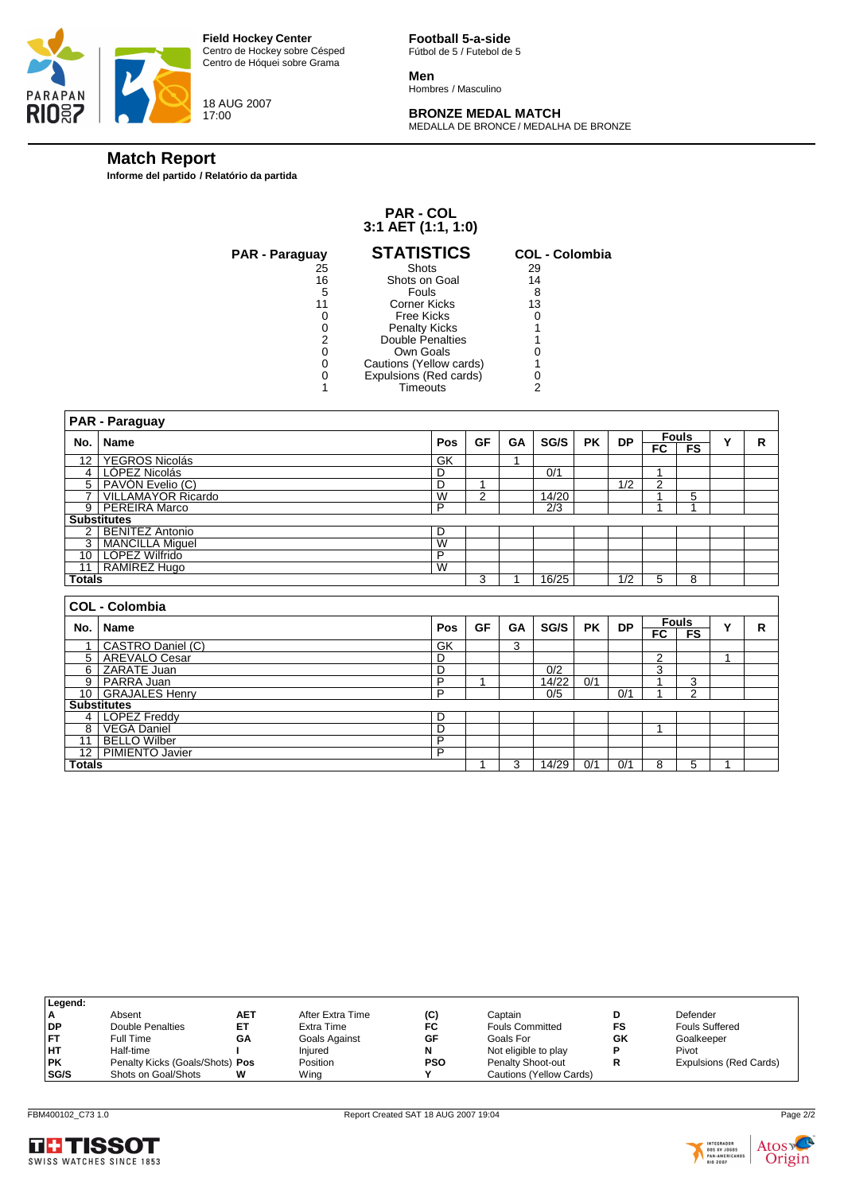**Field Hockey Center**
Centro de Hockey sobre Césped
Centro de Hóquei sobre Grama

18 AUG 2007
17:00

**Football 5-a-side**
Fútbol de 5 / Futebol de 5

**Men**
Hombres / Masculino

**BRONZE MEDAL MATCH**
MEDALLA DE BRONCE / MEDALHA DE BRONZE

# Match Report

**Informe del partido / Relatório da partida**

## PAR - COL
## 3:1 AET (1:1, 1:0)

| PAR - Paraguay | STATISTICS | COL - Colombia |
|---|---|---|
| 25 | Shots | 29 |
| 16 | Shots on Goal | 14 |
| 5 | Fouls | 8 |
| 11 | Corner Kicks | 13 |
| 0 | Free Kicks | 0 |
| 0 | Penalty Kicks | 1 |
| 2 | Double Penalties | 1 |
| 0 | Own Goals | 0 |
| 0 | Cautions (Yellow cards) | 1 |
| 0 | Expulsions (Red cards) | 0 |
| 1 | Timeouts | 2 |

### PAR - Paraguay

| No. | Name | Pos | GF | GA | SG/S | PK | DP | Fouls FC | Fouls FS | Y | R |
|---|---|---|---|---|---|---|---|---|---|---|---|
| 12 | YEGROS Nicolás | GK | | 1 | | | | | | | |
| 4 | LÓPEZ Nicolás | D | | | 0/1 | | | 1 | | | |
| 5 | PAVÓN Evelio (C) | D | 1 | | | | 1/2 | 2 | | | |
| 7 | VILLAMAYOR Ricardo | W | 2 | | 14/20 | | | 1 | 5 | | |
| 9 | PEREIRA Marco | P | | | 2/3 | | | 1 | 1 | | |
| **Substitutes** | | | | | | | | | | | |
| 2 | BENÍTEZ Antonio | D | | | | | | | | | |
| 3 | MANCILLA Miguel | W | | | | | | | | | |
| 10 | LÓPEZ Wilfrido | P | | | | | | | | | |
| 11 | RAMÍREZ Hugo | W | | | | | | | | | |
| **Totals** | | | 3 | 1 | 16/25 | | 1/2 | 5 | 8 | | |

### COL - Colombia

| No. | Name | Pos | GF | GA | SG/S | PK | DP | Fouls FC | Fouls FS | Y | R |
|---|---|---|---|---|---|---|---|---|---|---|---|
| 1 | CASTRO Daniel (C) | GK | | 3 | | | | | | | |
| 5 | AREVALO Cesar | D | | | | | | 2 | | 1 | |
| 6 | ZARATE Juan | D | | | 0/2 | | | 3 | | | |
| 9 | PARRA Juan | P | 1 | | 14/22 | 0/1 | | 1 | 3 | | |
| 10 | GRAJALES Henry | P | | | 0/5 | | 0/1 | 1 | 2 | | |
| **Substitutes** | | | | | | | | | | | |
| 4 | LOPEZ Freddy | D | | | | | | | | | |
| 8 | VEGA Daniel | D | | | | | | 1 | | | |
| 11 | BELLO Wilber | P | | | | | | | | | |
| 12 | PIMIENTO Javier | P | | | | | | | | | |
| **Totals** | | | 1 | 3 | 14/29 | 0/1 | 0/1 | 8 | 5 | 1 | |

**Legend:**

| | | | | | | | |
|---|---|---|---|---|---|---|---|
| **A** | Absent | **AET** | After Extra Time | **(C)** | Captain | **D** | Defender |
| **DP** | Double Penalties | **ET** | Extra Time | **FC** | Fouls Committed | **FS** | Fouls Suffered |
| **FT** | Full Time | **GA** | Goals Against | **GF** | Goals For | **GK** | Goalkeeper |
| **HT** | Half-time | **I** | Injured | **N** | Not eligible to play | **P** | Pivot |
| **PK** | Penalty Kicks (Goals/Shots) | **Pos** | Position | **PSO** | Penalty Shoot-out | **R** | Expulsions (Red Cards) |
| **SG/S** | Shots on Goal/Shots | **W** | Wing | **Y** | Cautions (Yellow Cards) | | |

FBM400102_C73 1.0 Report Created SAT 18 AUG 2007 19:04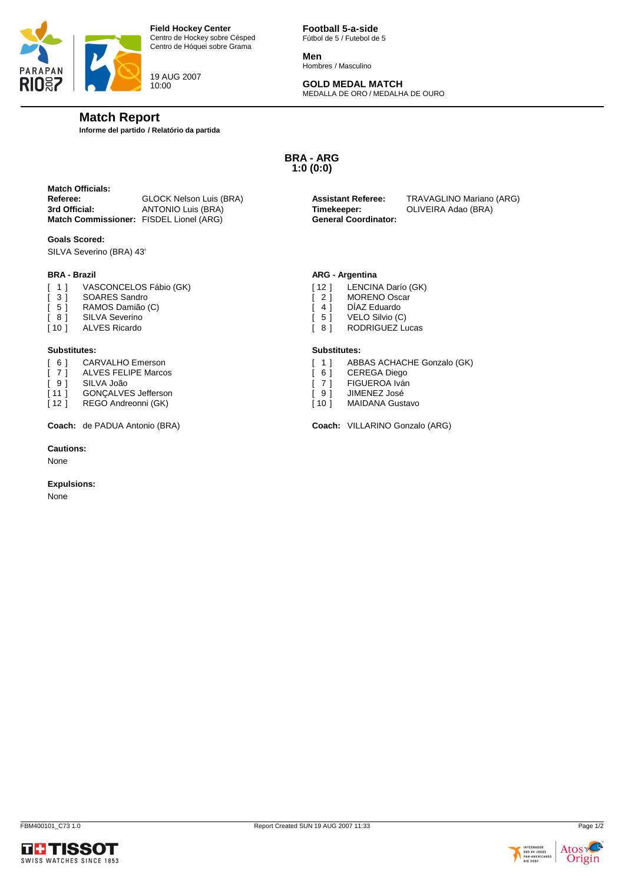**Field Hockey Center**
Centro de Hockey sobre Césped
Centro de Hóquei sobre Grama

19 AUG 2007
10:00

**Football 5-a-side**
Fútbol de 5 / Futebol de 5

**Men**
Hombres / Masculino

**GOLD MEDAL MATCH**
MEDALLA DE ORO / MEDALHA DE OURO

# Match Report

**Informe del partido / Relatório da partida**

## BRA - ARG
## 1:0 (0:0)

**Match Officials:**

| | | | |
|---|---|---|---|
| **Referee:** | GLOCK Nelson Luis (BRA) | **Assistant Referee:** | TRAVAGLINO Mariano (ARG) |
| **3rd Official:** | ANTONIO Luis (BRA) | **Timekeeper:** | OLIVEIRA Adao (BRA) |
| **Match Commissioner:** | FISDEL Lionel (ARG) | **General Coordinator:** | |

**Goals Scored:**

SILVA Severino (BRA) 43'

**BRA - Brazil**

[ 1 ] VASCONCELOS Fábio (GK)
[ 3 ] SOARES Sandro
[ 5 ] RAMOS Damião (C)
[ 8 ] SILVA Severino
[ 10 ] ALVES Ricardo

**Substitutes:**

[ 6 ] CARVALHO Emerson
[ 7 ] ALVES FELIPE Marcos
[ 9 ] SILVA João
[ 11 ] GONÇALVES Jefferson
[ 12 ] REGO Andreonni (GK)

**Coach:** de PADUA Antonio (BRA)

**ARG - Argentina**

[ 12 ] LENCINA Darío (GK)
[ 2 ] MORENO Oscar
[ 4 ] DÍAZ Eduardo
[ 5 ] VELO Silvio (C)
[ 8 ] RODRIGUEZ Lucas

**Substitutes:**

[ 1 ] ABBAS ACHACHE Gonzalo (GK)
[ 6 ] CEREGA Diego
[ 7 ] FIGUEROA Iván
[ 9 ] JIMENEZ José
[ 10 ] MAIDANA Gustavo

**Coach:** VILLARINO Gonzalo (ARG)

**Cautions:**

None

**Expulsions:**

None

FBM400101_C73 1.0 Report Created SUN 19 AUG 2007 11:33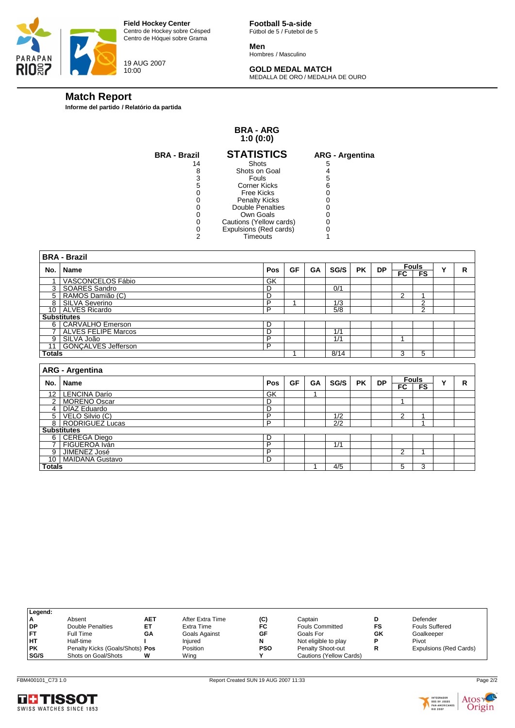**Field Hockey Center**
Centro de Hockey sobre Césped
Centro de Hóquei sobre Grama

19 AUG 2007
10:00

**Football 5-a-side**
Fútbol de 5 / Futebol de 5

**Men**
Hombres / Masculino

**GOLD MEDAL MATCH**
MEDALLA DE ORO / MEDALHA DE OURO

## Match Report

**Informe del partido / Relatório da partida**

### BRA - ARG
### 1:0 (0:0)

| BRA - Brazil | STATISTICS | ARG - Argentina |
|---|---|---|
| 14 | Shots | 5 |
| 8 | Shots on Goal | 4 |
| 3 | Fouls | 5 |
| 5 | Corner Kicks | 6 |
| 0 | Free Kicks | 0 |
| 0 | Penalty Kicks | 0 |
| 0 | Double Penalties | 0 |
| 0 | Own Goals | 0 |
| 0 | Cautions (Yellow cards) | 0 |
| 0 | Expulsions (Red cards) | 0 |
| 2 | Timeouts | 1 |

### BRA - Brazil

| No. | Name | Pos | GF | GA | SG/S | PK | DP | Fouls FC | Fouls FS | Y | R |
|---|---|---|---|---|---|---|---|---|---|---|---|
| 1 | VASCONCELOS Fábio | GK | | | | | | | | | |
| 3 | SOARES Sandro | D | | | 0/1 | | | | | | |
| 5 | RAMOS Damião (C) | D | | | | | | 2 | 1 | | |
| 8 | SILVA Severino | P | 1 | | 1/3 | | | | 2 | | |
| 10 | ALVES Ricardo | P | | | 5/8 | | | | 2 | | |
| **Substitutes** | | | | | | | | | | | |
| 6 | CARVALHO Emerson | D | | | | | | | | | |
| 7 | ALVES FELIPE Marcos | D | | | 1/1 | | | | | | |
| 9 | SILVA João | P | | | 1/1 | | | 1 | | | |
| 11 | GONÇALVES Jefferson | P | | | | | | | | | |
| **Totals** | | | 1 | | 8/14 | | | 3 | 5 | | |

### ARG - Argentina

| No. | Name | Pos | GF | GA | SG/S | PK | DP | Fouls FC | Fouls FS | Y | R |
|---|---|---|---|---|---|---|---|---|---|---|---|
| 12 | LENCINA Darío | GK | | 1 | | | | | | | |
| 2 | MORENO Oscar | D | | | | | | 1 | | | |
| 4 | DÍAZ Eduardo | D | | | | | | | | | |
| 5 | VELO Silvio (C) | P | | | 1/2 | | | 2 | 1 | | |
| 8 | RODRIGUEZ Lucas | P | | | 2/2 | | | | 1 | | |
| **Substitutes** | | | | | | | | | | | |
| 6 | CEREGA Diego | D | | | | | | | | | |
| 7 | FIGUEROA Iván | P | | | 1/1 | | | | | | |
| 9 | JIMENEZ José | P | | | | | | 2 | 1 | | |
| 10 | MAIDANA Gustavo | D | | | | | | | | | |
| **Totals** | | | | 1 | 4/5 | | | 5 | 3 | | |

**Legend:**

| | | | | | | | | | |
|---|---|---|---|---|---|---|---|---|---|
| A | Absent | AET | After Extra Time | (C) | Captain | D | Defender | | |
| DP | Double Penalties | ET | Extra Time | FC | Fouls Committed | FS | Fouls Suffered | | |
| FT | Full Time | GA | Goals Against | GF | Goals For | GK | Goalkeeper | | |
| HT | Half-time | I | Injured | N | Not eligible to play | P | Pivot | | |
| PK | Penalty Kicks (Goals/Shots) | Pos | Position | PSO | Penalty Shoot-out | R | Expulsions (Red Cards) | | |
| SG/S | Shots on Goal/Shots | W | Wing | Y | Cautions (Yellow Cards) | | | | |

FBM400101_C73 1.0 Report Created SUN 19 AUG 2007 11:33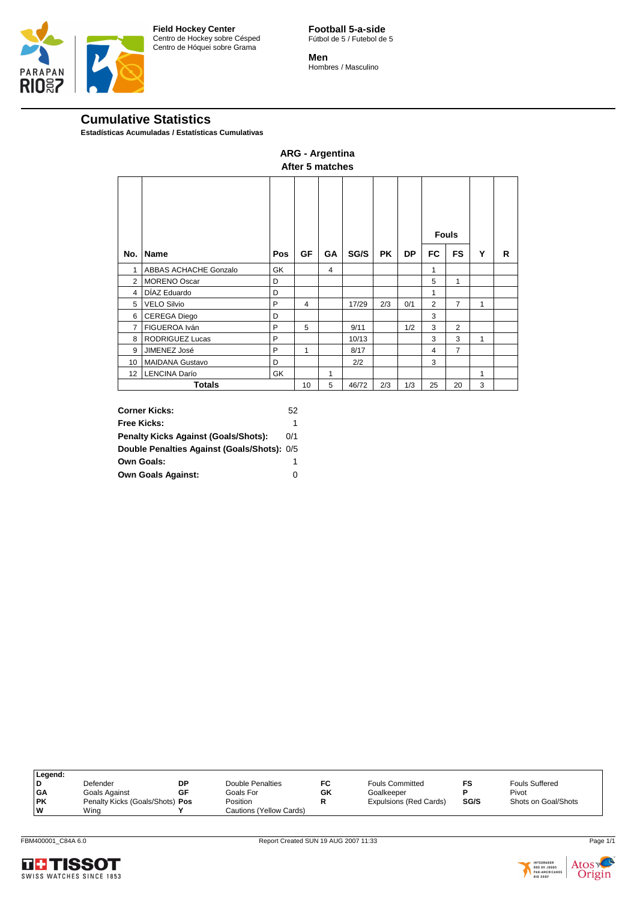**Field Hockey Center**
Centro de Hockey sobre Césped
Centro de Hóquei sobre Grama

**Football 5-a-side**
Fútbol de 5 / Futebol de 5

**Men**
Hombres / Masculino

## Cumulative Statistics

**Estadísticas Acumuladas / Estatísticas Cumulativas**

### ARG - Argentina
### After 5 matches

| No. | Name | Pos | GF | GA | SG/S | PK | DP | Fouls FC | Fouls FS | Y | R |
|---|---|---|---|---|---|---|---|---|---|---|---|
| 1 | ABBAS ACHACHE Gonzalo | GK | | 4 | | | | 1 | | | |
| 2 | MORENO Oscar | D | | | | | | 5 | 1 | | |
| 4 | DÍAZ Eduardo | D | | | | | | 1 | | | |
| 5 | VELO Silvio | P | 4 | | 17/29 | 2/3 | 0/1 | 2 | 7 | 1 | |
| 6 | CEREGA Diego | D | | | | | | 3 | | | |
| 7 | FIGUEROA Iván | P | 5 | | 9/11 | | 1/2 | 3 | 2 | | |
| 8 | RODRIGUEZ Lucas | P | | | 10/13 | | | 3 | 3 | 1 | |
| 9 | JIMENEZ José | P | 1 | | 8/17 | | | 4 | 7 | | |
| 10 | MAIDANA Gustavo | D | | | 2/2 | | | 3 | | | |
| 12 | LENCINA Darío | GK | | 1 | | | | | | 1 | |
| | **Totals** | | 10 | 5 | 46/72 | 2/3 | 1/3 | 25 | 20 | 3 | |

| | |
|---|---|
| **Corner Kicks:** | 52 |
| **Free Kicks:** | 1 |
| **Penalty Kicks Against (Goals/Shots):** | 0/1 |
| **Double Penalties Against (Goals/Shots):** | 0/5 |
| **Own Goals:** | 1 |
| **Own Goals Against:** | 0 |

**Legend:**

| | | | | | | | | | |
|---|---|---|---|---|---|---|---|---|---|
| **D** | Defender | **DP** | Double Penalties | **FC** | Fouls Committed | **FS** | Fouls Suffered | | |
| **GA** | Goals Against | **GF** | Goals For | **GK** | Goalkeeper | **P** | Pivot | | |
| **PK** | Penalty Kicks (Goals/Shots) | **Pos** | Position | **R** | Expulsions (Red Cards) | **SG/S** | Shots on Goal/Shots | | |
| **W** | Wing | **Y** | Cautions (Yellow Cards) | | | | | | |

FBM400001_C84A 6.0 Report Created SUN 19 AUG 2007 11:33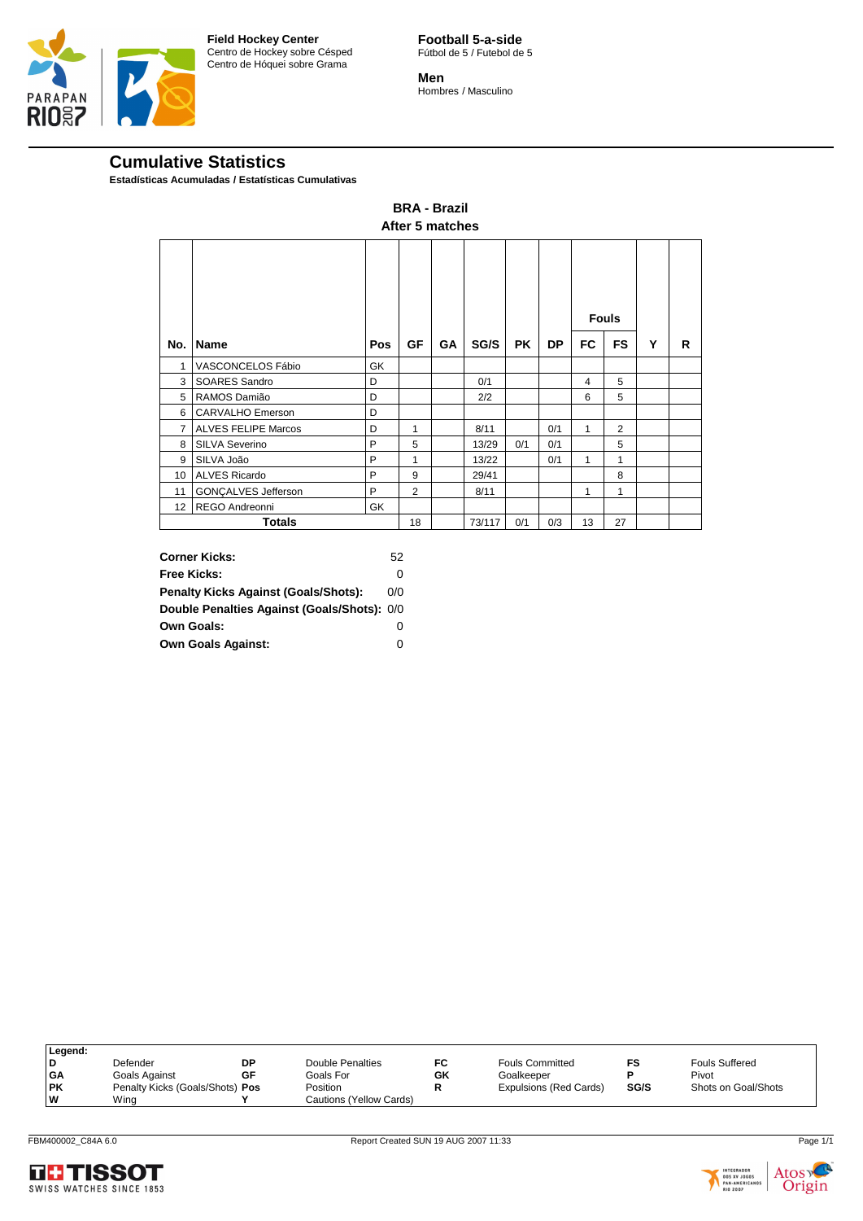**Field Hockey Center**
Centro de Hockey sobre Césped
Centro de Hóquei sobre Grama

**Football 5-a-side**
Fútbol de 5 / Futebol de 5

**Men**
Hombres / Masculino

# Cumulative Statistics

**Estadísticas Acumuladas / Estatísticas Cumulativas**

## BRA - Brazil
### After 5 matches

| No. | Name | Pos | GF | GA | SG/S | PK | DP | Fouls FC | Fouls FS | Y | R |
|---|---|---|---|---|---|---|---|---|---|---|---|
| 1 | VASCONCELOS Fábio | GK | | | | | | | | | |
| 3 | SOARES Sandro | D | | | 0/1 | | | 4 | 5 | | |
| 5 | RAMOS Damião | D | | | 2/2 | | | 6 | 5 | | |
| 6 | CARVALHO Emerson | D | | | | | | | | | |
| 7 | ALVES FELIPE Marcos | D | 1 | | 8/11 | | 0/1 | 1 | 2 | | |
| 8 | SILVA Severino | P | 5 | | 13/29 | 0/1 | 0/1 | | 5 | | |
| 9 | SILVA João | P | 1 | | 13/22 | | 0/1 | 1 | 1 | | |
| 10 | ALVES Ricardo | P | 9 | | 29/41 | | | | 8 | | |
| 11 | GONÇALVES Jefferson | P | 2 | | 8/11 | | | 1 | 1 | | |
| 12 | REGO Andreonni | GK | | | | | | | | | |
| | **Totals** | | 18 | | 73/117 | 0/1 | 0/3 | 13 | 27 | | |

| | |
|---|---|
| **Corner Kicks:** | 52 |
| **Free Kicks:** | 0 |
| **Penalty Kicks Against (Goals/Shots):** | 0/0 |
| **Double Penalties Against (Goals/Shots):** | 0/0 |
| **Own Goals:** | 0 |
| **Own Goals Against:** | 0 |

**Legend:**

| | | | | | | | | | |
|---|---|---|---|---|---|---|---|---|---|
| **D** | Defender | **DP** | Double Penalties | **FC** | Fouls Committed | **FS** | Fouls Suffered | | |
| **GA** | Goals Against | **GF** | Goals For | **GK** | Goalkeeper | **P** | Pivot | | |
| **PK** | Penalty Kicks (Goals/Shots) | **Pos** | Position | **R** | Expulsions (Red Cards) | **SG/S** | Shots on Goal/Shots | | |
| **W** | Wing | **Y** | Cautions (Yellow Cards) | | | | | | |

FBM400002_C84A 6.0 Report Created SUN 19 AUG 2007 11:33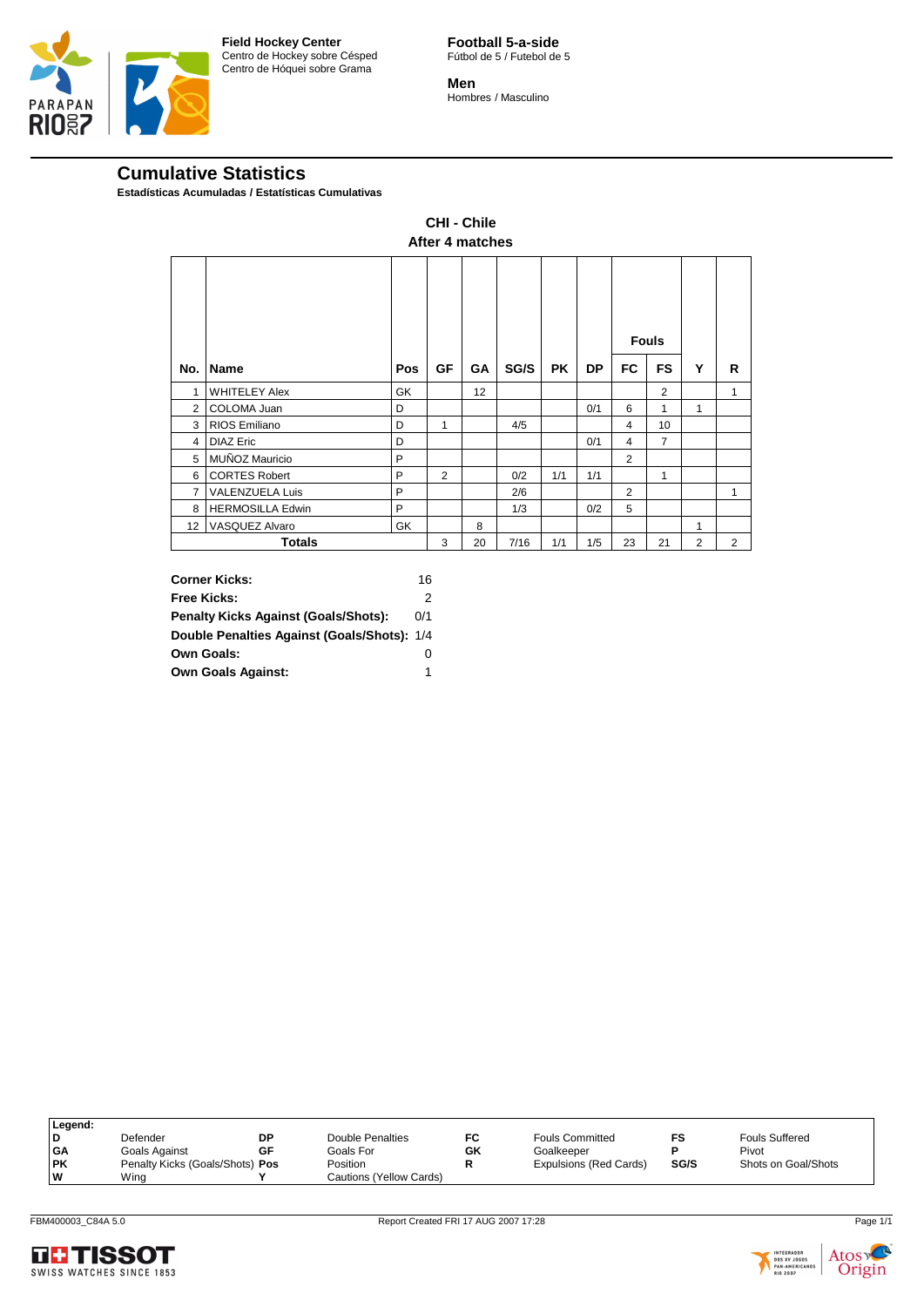**Field Hockey Center**
Centro de Hockey sobre Césped
Centro de Hóquei sobre Grama

**Football 5-a-side**
Fútbol de 5 / Futebol de 5

**Men**
Hombres / Masculino

## Cumulative Statistics

**Estadísticas Acumuladas / Estatísticas Cumulativas**

### CHI - Chile
### After 4 matches

| No. | Name | Pos | GF | GA | SG/S | PK | DP | Fouls | | Y | R |
|---|---|---|---|---|---|---|---|---|---|---|---|
| | | | | | | | | FC | FS | | |
| 1 | WHITELEY Alex | GK | | 12 | | | | | 2 | | 1 |
| 2 | COLOMA Juan | D | | | | | 0/1 | 6 | 1 | 1 | |
| 3 | RIOS Emiliano | D | 1 | | 4/5 | | | 4 | 10 | | |
| 4 | DIAZ Eric | D | | | | | 0/1 | 4 | 7 | | |
| 5 | MUÑOZ Mauricio | P | | | | | | 2 | | | |
| 6 | CORTES Robert | P | 2 | | 0/2 | 1/1 | 1/1 | | 1 | | |
| 7 | VALENZUELA Luis | P | | | 2/6 | | | 2 | | | 1 |
| 8 | HERMOSILLA Edwin | P | | | 1/3 | | 0/2 | 5 | | | |
| 12 | VASQUEZ Alvaro | GK | | 8 | | | | | | 1 | |
| | **Totals** | | 3 | 20 | 7/16 | 1/1 | 1/5 | 23 | 21 | 2 | 2 |

| | |
|---|---|
| **Corner Kicks:** | 16 |
| **Free Kicks:** | 2 |
| **Penalty Kicks Against (Goals/Shots):** | 0/1 |
| **Double Penalties Against (Goals/Shots):** | 1/4 |
| **Own Goals:** | 0 |
| **Own Goals Against:** | 1 |

**Legend:**

| | | | | | | | |
|---|---|---|---|---|---|---|---|
| **D** | Defender | **DP** | Double Penalties | **FC** | Fouls Committed | **FS** | Fouls Suffered |
| **GA** | Goals Against | **GF** | Goals For | **GK** | Goalkeeper | **P** | Pivot |
| **PK** | Penalty Kicks (Goals/Shots) | **Pos** | Position | **R** | Expulsions (Red Cards) | **SG/S** | Shots on Goal/Shots |
| **W** | Wing | **Y** | Cautions (Yellow Cards) | | | | |

FBM400003_C84A 5.0 Report Created FRI 17 AUG 2007 17:28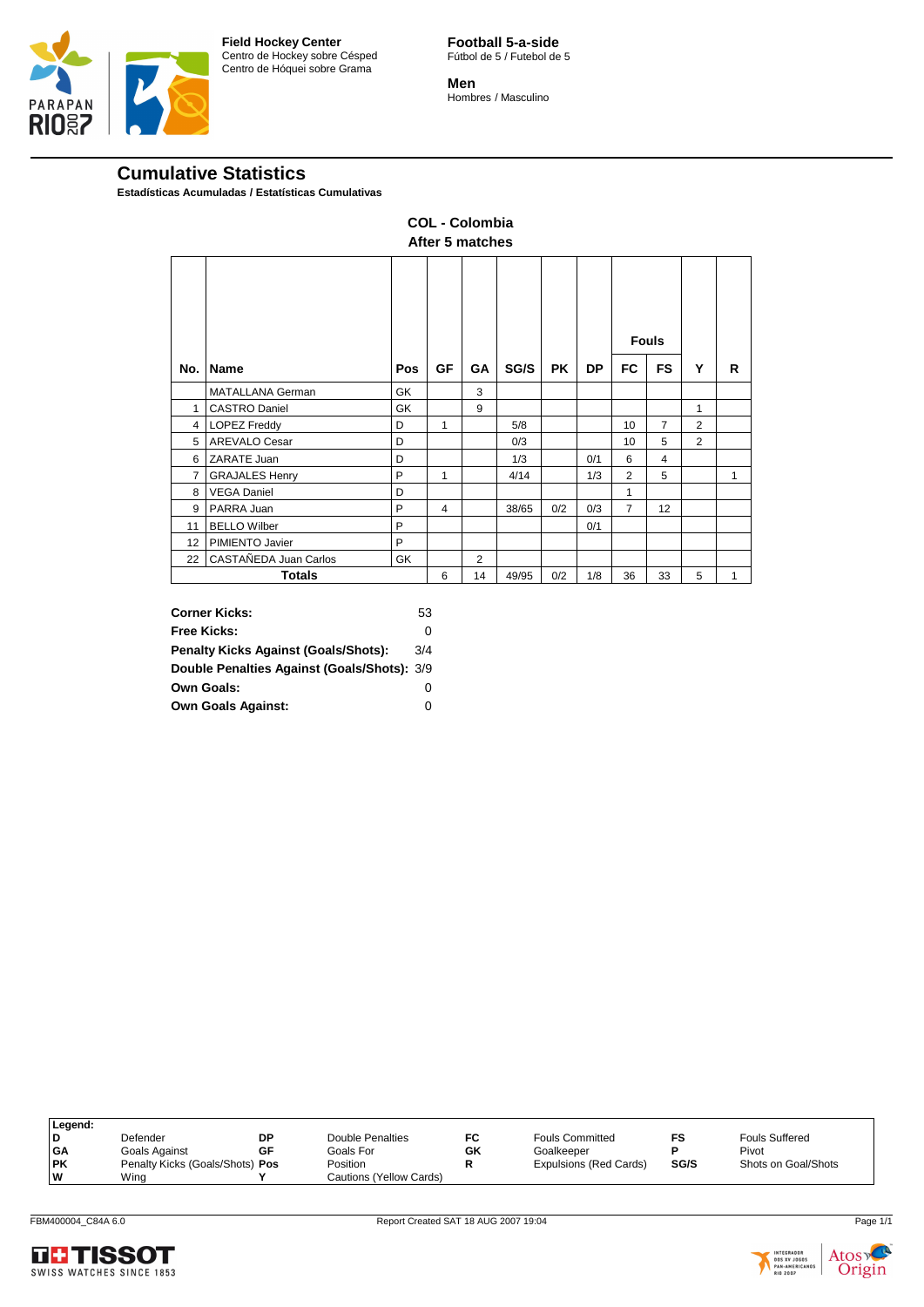**Field Hockey Center**
Centro de Hockey sobre Césped
Centro de Hóquei sobre Grama

**Football 5-a-side**
Fútbol de 5 / Futebol de 5

**Men**
Hombres / Masculino

## Cumulative Statistics

**Estadísticas Acumuladas / Estatísticas Cumulativas**

### COL - Colombia
### After 5 matches

| No. | Name | Pos | GF | GA | SG/S | PK | DP | Fouls FC | Fouls FS | Y | R |
|---|---|---|---|---|---|---|---|---|---|---|---|
| | MATALLANA German | GK | | 3 | | | | | | | |
| 1 | CASTRO Daniel | GK | | 9 | | | | | | 1 | |
| 4 | LOPEZ Freddy | D | 1 | | 5/8 | | | 10 | 7 | 2 | |
| 5 | AREVALO Cesar | D | | | 0/3 | | | 10 | 5 | 2 | |
| 6 | ZARATE Juan | D | | | 1/3 | | 0/1 | 6 | 4 | | |
| 7 | GRAJALES Henry | P | 1 | | 4/14 | | 1/3 | 2 | 5 | | 1 |
| 8 | VEGA Daniel | D | | | | | | 1 | | | |
| 9 | PARRA Juan | P | 4 | | 38/65 | 0/2 | 0/3 | 7 | 12 | | |
| 11 | BELLO Wilber | P | | | | | 0/1 | | | | |
| 12 | PIMIENTO Javier | P | | | | | | | | | |
| 22 | CASTAÑEDA Juan Carlos | GK | | 2 | | | | | | | |
| | **Totals** | | 6 | 14 | 49/95 | 0/2 | 1/8 | 36 | 33 | 5 | 1 |

| | |
|---|---|
| **Corner Kicks:** | 53 |
| **Free Kicks:** | 0 |
| **Penalty Kicks Against (Goals/Shots):** | 3/4 |
| **Double Penalties Against (Goals/Shots):** | 3/9 |
| **Own Goals:** | 0 |
| **Own Goals Against:** | 0 |

**Legend:**

| | | | | | | | | | |
|---|---|---|---|---|---|---|---|---|---|
| **D** | Defender | **DP** | Double Penalties | **FC** | Fouls Committed | **FS** | Fouls Suffered | | |
| **GA** | Goals Against | **GF** | Goals For | **GK** | Goalkeeper | **P** | Pivot | | |
| **PK** | Penalty Kicks (Goals/Shots) | **Pos** | Position | **R** | Expulsions (Red Cards) | **SG/S** | Shots on Goal/Shots | | |
| **W** | Wing | **Y** | Cautions (Yellow Cards) | | | | | | |

FBM400004_C84A 6.0 — Report Created SAT 18 AUG 2007 19:04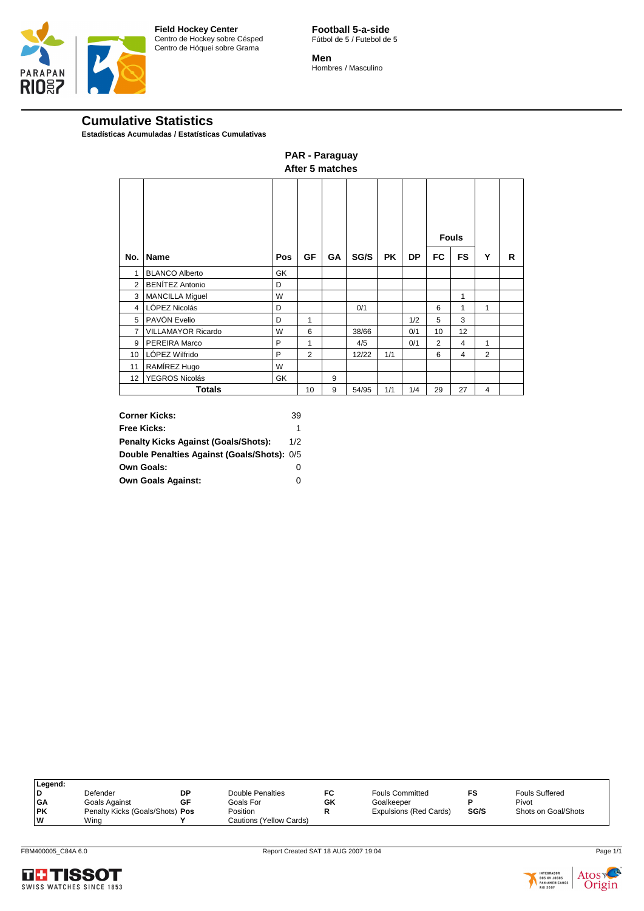Field Hockey Center
Centro de Hockey sobre Césped
Centro de Hóquei sobre Grama

**Football 5-a-side**
Fútbol de 5 / Futebol de 5

**Men**
Hombres / Masculino

## Cumulative Statistics

**Estadísticas Acumuladas / Estatísticas Cumulativas**

### PAR - Paraguay
### After 5 matches

| | | | | | | | | Fouls | | | |
|---|---|---|---|---|---|---|---|---|---|---|---|
| **No.** | **Name** | **Pos** | **GF** | **GA** | **SG/S** | **PK** | **DP** | **FC** | **FS** | **Y** | **R** |
| 1 | BLANCO Alberto | GK | | | | | | | | | |
| 2 | BENÍTEZ Antonio | D | | | | | | | | | |
| 3 | MANCILLA Miguel | W | | | | | | | 1 | | |
| 4 | LÓPEZ Nicolás | D | | | 0/1 | | | 6 | 1 | 1 | |
| 5 | PAVÓN Evelio | D | 1 | | | | 1/2 | 5 | 3 | | |
| 7 | VILLAMAYOR Ricardo | W | 6 | | 38/66 | | 0/1 | 10 | 12 | | |
| 9 | PEREIRA Marco | P | 1 | | 4/5 | | 0/1 | 2 | 4 | 1 | |
| 10 | LÓPEZ Wilfrido | P | 2 | | 12/22 | 1/1 | | 6 | 4 | 2 | |
| 11 | RAMÍREZ Hugo | W | | | | | | | | | |
| 12 | YEGROS Nicolás | GK | | 9 | | | | | | | |
| | **Totals** | | 10 | 9 | 54/95 | 1/1 | 1/4 | 29 | 27 | 4 | |

| | |
|---|---|
| **Corner Kicks:** | 39 |
| **Free Kicks:** | 1 |
| **Penalty Kicks Against (Goals/Shots):** | 1/2 |
| **Double Penalties Against (Goals/Shots):** | 0/5 |
| **Own Goals:** | 0 |
| **Own Goals Against:** | 0 |

**Legend:**

| | | | | | | | | | |
|---|---|---|---|---|---|---|---|---|---|
| **D** | Defender | **DP** | Double Penalties | **FC** | Fouls Committed | **FS** | Fouls Suffered | | |
| **GA** | Goals Against | **GF** | Goals For | **GK** | Goalkeeper | **P** | Pivot | | |
| **PK** | Penalty Kicks (Goals/Shots) | **Pos** | Position | **R** | Expulsions (Red Cards) | **SG/S** | Shots on Goal/Shots | | |
| **W** | Wing | **Y** | Cautions (Yellow Cards) | | | | | | |

FBM400005_C84A 6.0 Report Created SAT 18 AUG 2007 19:04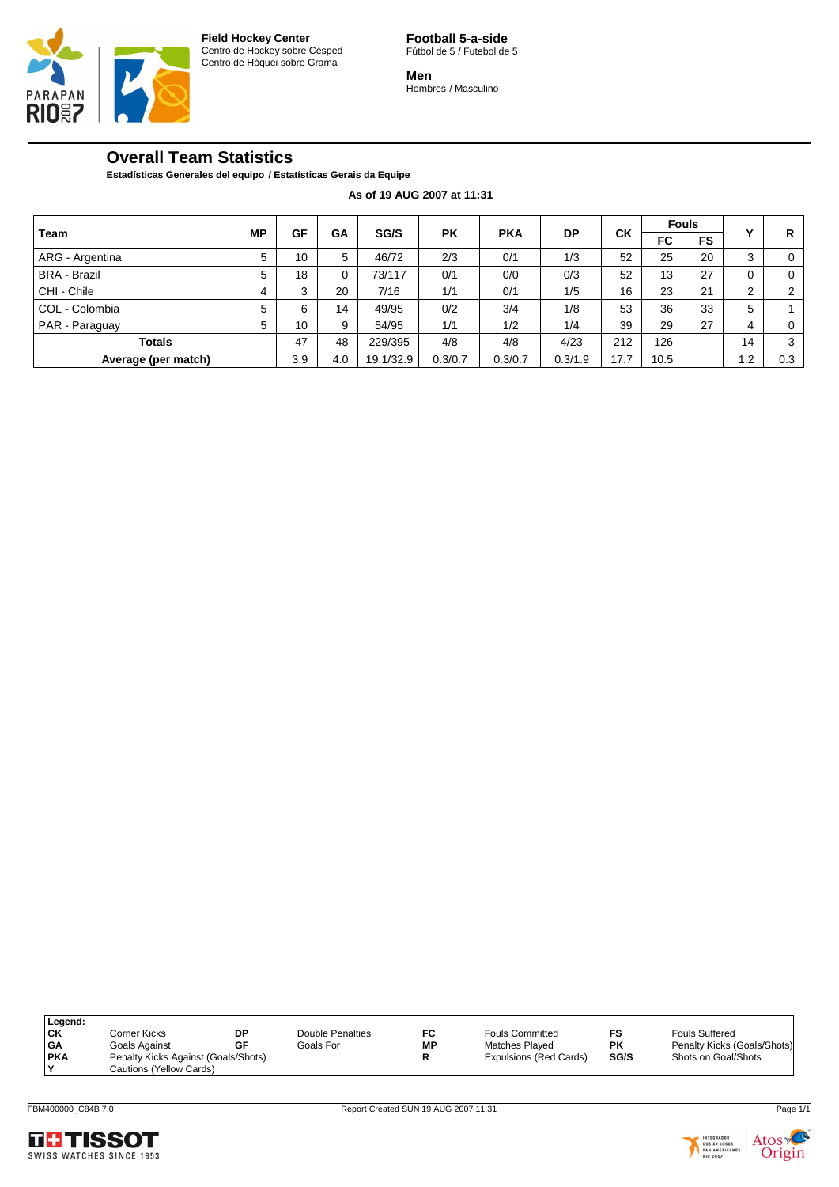**Field Hockey Center**
Centro de Hockey sobre Césped
Centro de Hóquei sobre Grama

**Football 5-a-side**
Fútbol de 5 / Futebol de 5

**Men**
Hombres / Masculino

## Overall Team Statistics

**Estadísticas Generales del equipo / Estatísticas Gerais da Equipe**

**As of 19 AUG 2007 at 11:31**

| Team | MP | GF | GA | SG/S | PK | PKA | DP | CK | Fouls | | Y | R |
|---|---|---|---|---|---|---|---|---|---|---|---|---|
| | | | | | | | | | FC | FS | | |
| ARG - Argentina | 5 | 10 | 5 | 46/72 | 2/3 | 0/1 | 1/3 | 52 | 25 | 20 | 3 | 0 |
| BRA - Brazil | 5 | 18 | 0 | 73/117 | 0/1 | 0/0 | 0/3 | 52 | 13 | 27 | 0 | 0 |
| CHI - Chile | 4 | 3 | 20 | 7/16 | 1/1 | 0/1 | 1/5 | 16 | 23 | 21 | 2 | 2 |
| COL - Colombia | 5 | 6 | 14 | 49/95 | 0/2 | 3/4 | 1/8 | 53 | 36 | 33 | 5 | 1 |
| PAR - Paraguay | 5 | 10 | 9 | 54/95 | 1/1 | 1/2 | 1/4 | 39 | 29 | 27 | 4 | 0 |
| **Totals** | | 47 | 48 | 229/395 | 4/8 | 4/8 | 4/23 | 212 | 126 | | 14 | 3 |
| **Average (per match)** | | 3.9 | 4.0 | 19.1/32.9 | 0.3/0.7 | 0.3/0.7 | 0.3/1.9 | 17.7 | 10.5 | | 1.2 | 0.3 |

**Legend:**

| | | | | | | | | | |
|---|---|---|---|---|---|---|---|---|---|
| **CK** | Corner Kicks | **DP** | Double Penalties | **FC** | Fouls Committed | **FS** | Fouls Suffered | | |
| **GA** | Goals Against | **GF** | Goals For | **MP** | Matches Played | **PK** | Penalty Kicks (Goals/Shots) | | |
| **PKA** | Penalty Kicks Against (Goals/Shots) | | | **R** | Expulsions (Red Cards) | **SG/S** | Shots on Goal/Shots | | |
| **Y** | Cautions (Yellow Cards) | | | | | | | | |

FBM400000_C84B 7.0 — Report Created SUN 19 AUG 2007 11:31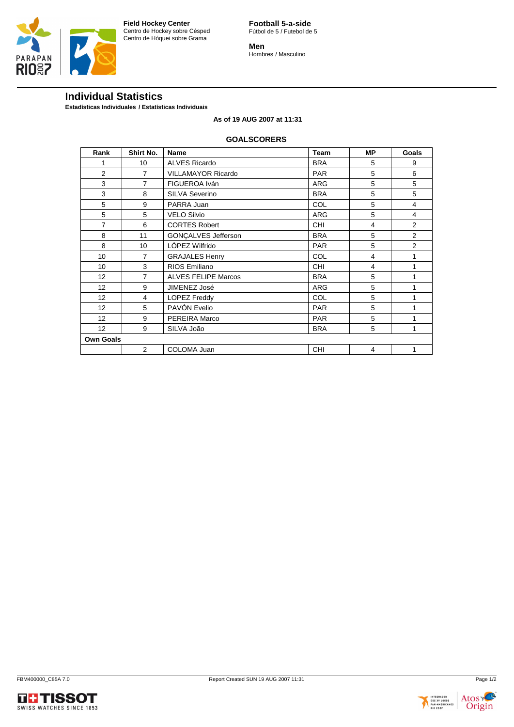**Field Hockey Center**
Centro de Hockey sobre Césped
Centro de Hóquei sobre Grama

**Football 5-a-side**
Fútbol de 5 / Futebol de 5

**Men**
Hombres / Masculino

# Individual Statistics

**Estadísticas Individuales / Estatísticas Individuais**

**As of 19 AUG 2007 at 11:31**

## GOALSCORERS

| Rank | Shirt No. | Name | Team | MP | Goals |
|---|---|---|---|---|---|
| 1 | 10 | ALVES Ricardo | BRA | 5 | 9 |
| 2 | 7 | VILLAMAYOR Ricardo | PAR | 5 | 6 |
| 3 | 7 | FIGUEROA Iván | ARG | 5 | 5 |
| 3 | 8 | SILVA Severino | BRA | 5 | 5 |
| 5 | 9 | PARRA Juan | COL | 5 | 4 |
| 5 | 5 | VELO Silvio | ARG | 5 | 4 |
| 7 | 6 | CORTES Robert | CHI | 4 | 2 |
| 8 | 11 | GONÇALVES Jefferson | BRA | 5 | 2 |
| 8 | 10 | LÓPEZ Wilfrido | PAR | 5 | 2 |
| 10 | 7 | GRAJALES Henry | COL | 4 | 1 |
| 10 | 3 | RIOS Emiliano | CHI | 4 | 1 |
| 12 | 7 | ALVES FELIPE Marcos | BRA | 5 | 1 |
| 12 | 9 | JIMENEZ José | ARG | 5 | 1 |
| 12 | 4 | LOPEZ Freddy | COL | 5 | 1 |
| 12 | 5 | PAVÓN Evelio | PAR | 5 | 1 |
| 12 | 9 | PEREIRA Marco | PAR | 5 | 1 |
| 12 | 9 | SILVA João | BRA | 5 | 1 |
| **Own Goals** | | | | | |
| | 2 | COLOMA Juan | CHI | 4 | 1 |

FBM400000_C85A 7.0 Report Created SUN 19 AUG 2007 11:31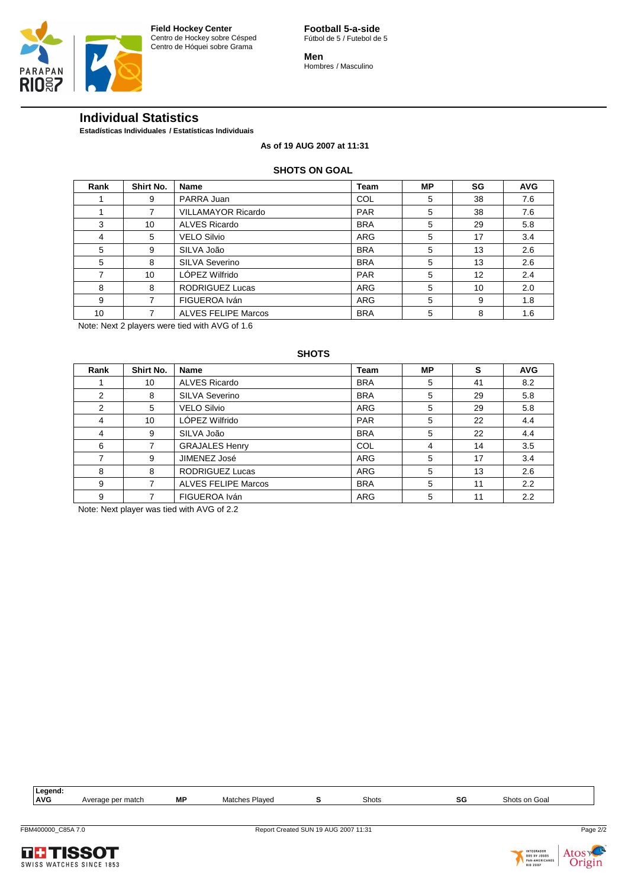**Field Hockey Center**
Centro de Hockey sobre Césped
Centro de Hóquei sobre Grama

**Football 5-a-side**
Fútbol de 5 / Futebol de 5

**Men**
Hombres / Masculino

## Individual Statistics

**Estadísticas Individuales / Estatísticas Individuais**

**As of 19 AUG 2007 at 11:31**

### SHOTS ON GOAL

| Rank | Shirt No. | Name | Team | MP | SG | AVG |
|---|---|---|---|---|---|---|
| 1 | 9 | PARRA Juan | COL | 5 | 38 | 7.6 |
| 1 | 7 | VILLAMAYOR Ricardo | PAR | 5 | 38 | 7.6 |
| 3 | 10 | ALVES Ricardo | BRA | 5 | 29 | 5.8 |
| 4 | 5 | VELO Silvio | ARG | 5 | 17 | 3.4 |
| 5 | 9 | SILVA João | BRA | 5 | 13 | 2.6 |
| 5 | 8 | SILVA Severino | BRA | 5 | 13 | 2.6 |
| 7 | 10 | LÓPEZ Wilfrido | PAR | 5 | 12 | 2.4 |
| 8 | 8 | RODRIGUEZ Lucas | ARG | 5 | 10 | 2.0 |
| 9 | 7 | FIGUEROA Iván | ARG | 5 | 9 | 1.8 |
| 10 | 7 | ALVES FELIPE Marcos | BRA | 5 | 8 | 1.6 |

Note: Next 2 players were tied with AVG of 1.6

### SHOTS

| Rank | Shirt No. | Name | Team | MP | S | AVG |
|---|---|---|---|---|---|---|
| 1 | 10 | ALVES Ricardo | BRA | 5 | 41 | 8.2 |
| 2 | 8 | SILVA Severino | BRA | 5 | 29 | 5.8 |
| 2 | 5 | VELO Silvio | ARG | 5 | 29 | 5.8 |
| 4 | 10 | LÓPEZ Wilfrido | PAR | 5 | 22 | 4.4 |
| 4 | 9 | SILVA João | BRA | 5 | 22 | 4.4 |
| 6 | 7 | GRAJALES Henry | COL | 4 | 14 | 3.5 |
| 7 | 9 | JIMENEZ José | ARG | 5 | 17 | 3.4 |
| 8 | 8 | RODRIGUEZ Lucas | ARG | 5 | 13 | 2.6 |
| 9 | 7 | ALVES FELIPE Marcos | BRA | 5 | 11 | 2.2 |
| 9 | 7 | FIGUEROA Iván | ARG | 5 | 11 | 2.2 |

Note: Next player was tied with AVG of 2.2

**Legend:**
**AVG** Average per match   **MP** Matches Played   **S** Shots   **SG** Shots on Goal

FBM400000_C85A 7.0    Report Created SUN 19 AUG 2007 11:31